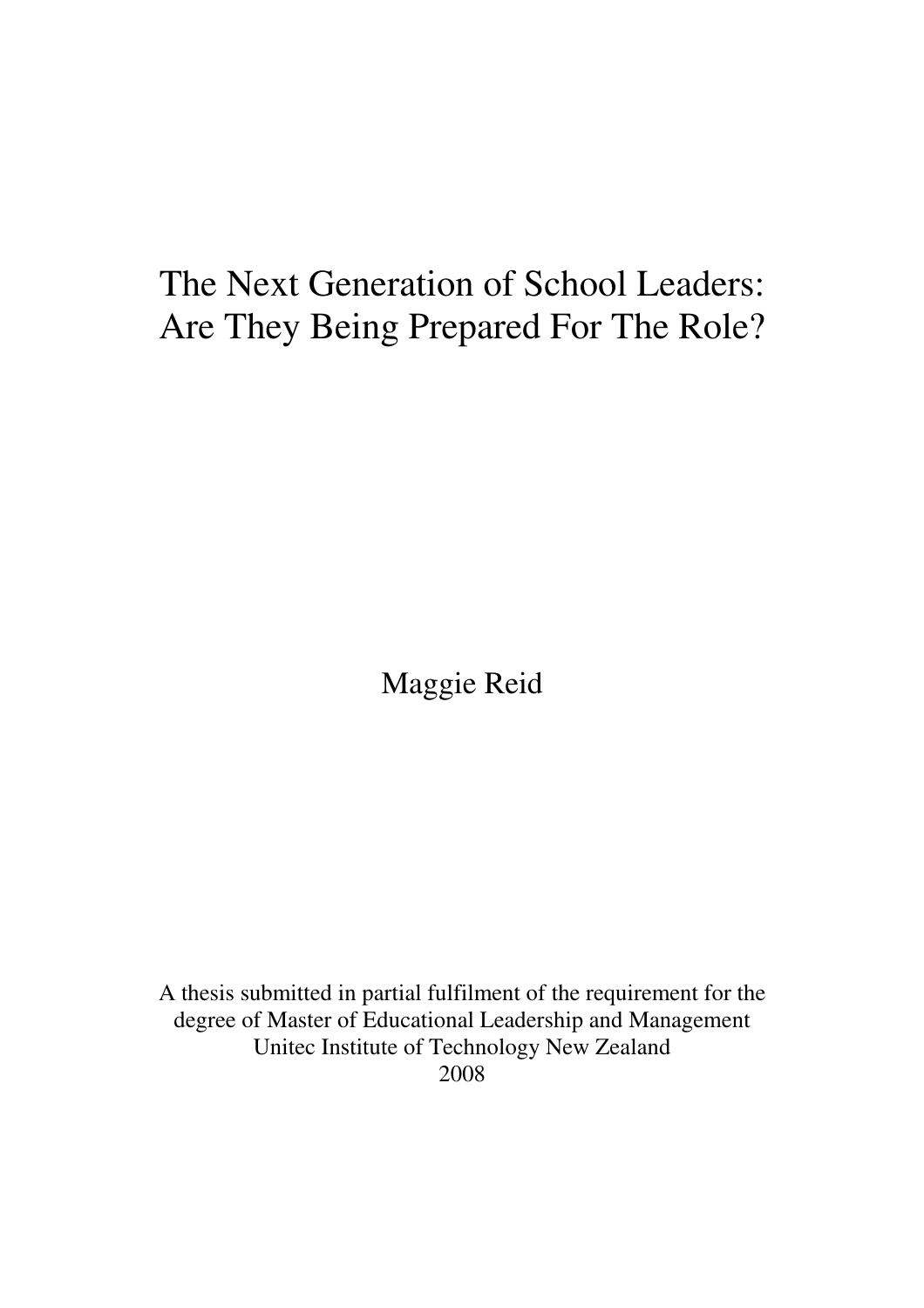# The Next Generation of School Leaders: Are They Being Prepared For The Role?

Maggie Reid

A thesis submitted in partial fulfilment of the requirement for the degree of Master of Educational Leadership and Management
Unitec Institute of Technology New Zealand
2008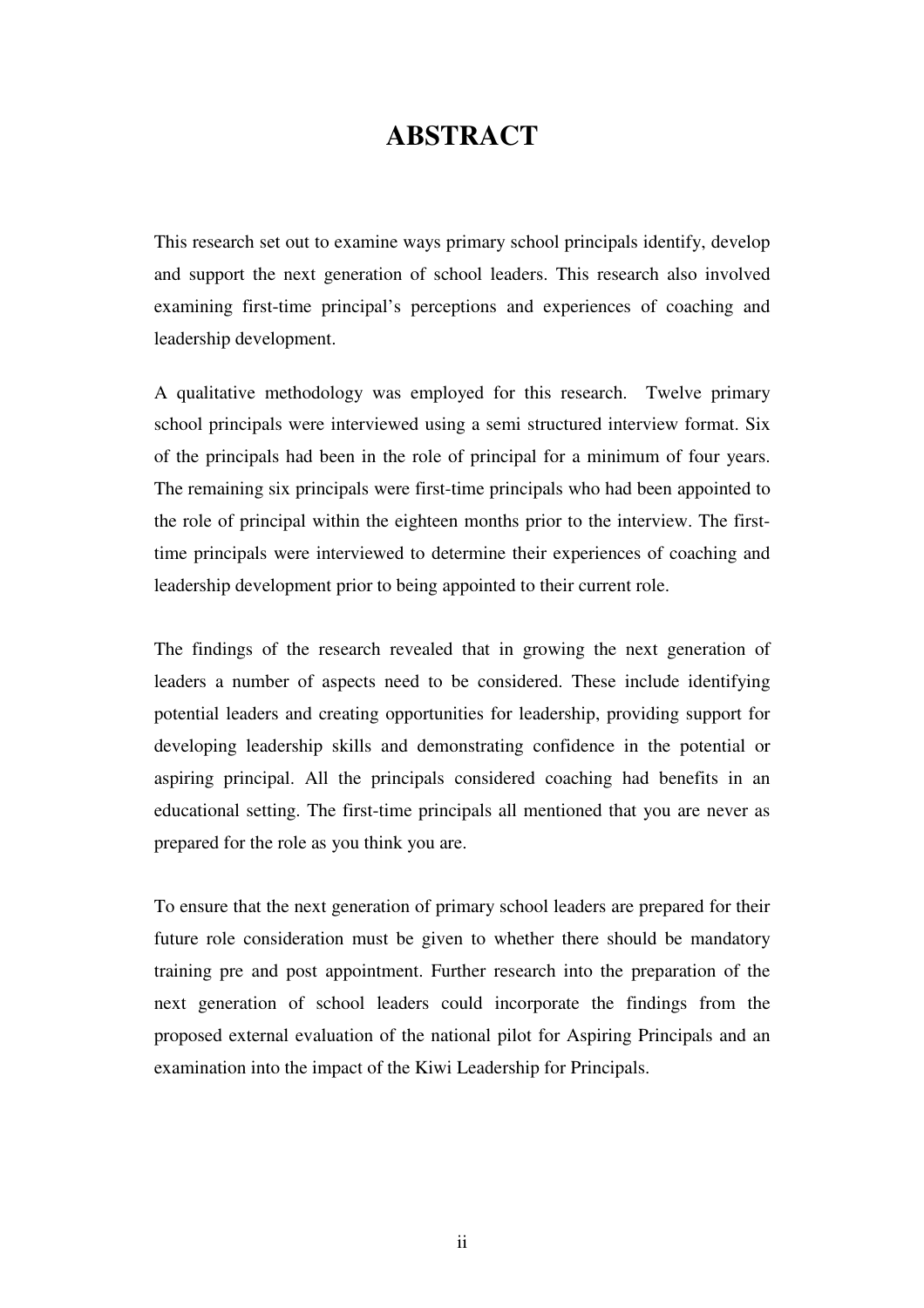# ABSTRACT

This research set out to examine ways primary school principals identify, develop and support the next generation of school leaders. This research also involved examining first-time principal's perceptions and experiences of coaching and leadership development.

A qualitative methodology was employed for this research. Twelve primary school principals were interviewed using a semi structured interview format. Six of the principals had been in the role of principal for a minimum of four years. The remaining six principals were first-time principals who had been appointed to the role of principal within the eighteen months prior to the interview. The first-time principals were interviewed to determine their experiences of coaching and leadership development prior to being appointed to their current role.

The findings of the research revealed that in growing the next generation of leaders a number of aspects need to be considered. These include identifying potential leaders and creating opportunities for leadership, providing support for developing leadership skills and demonstrating confidence in the potential or aspiring principal. All the principals considered coaching had benefits in an educational setting. The first-time principals all mentioned that you are never as prepared for the role as you think you are.

To ensure that the next generation of primary school leaders are prepared for their future role consideration must be given to whether there should be mandatory training pre and post appointment. Further research into the preparation of the next generation of school leaders could incorporate the findings from the proposed external evaluation of the national pilot for Aspiring Principals and an examination into the impact of the Kiwi Leadership for Principals.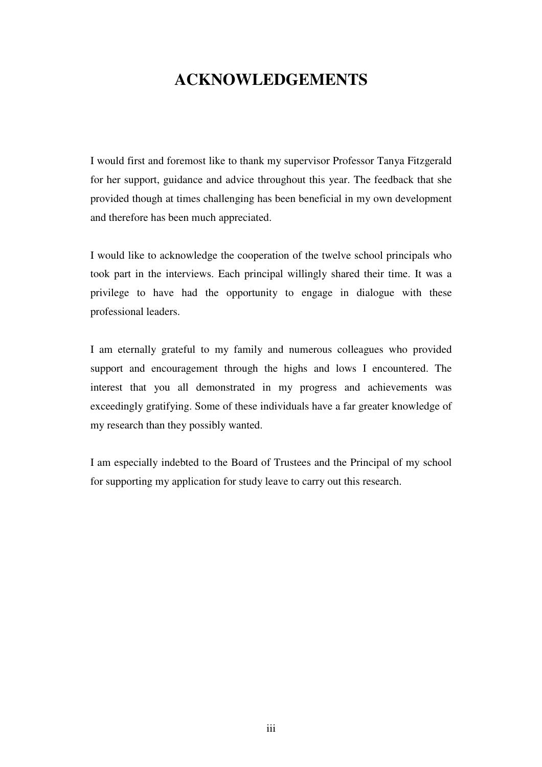# ACKNOWLEDGEMENTS

I would first and foremost like to thank my supervisor Professor Tanya Fitzgerald for her support, guidance and advice throughout this year. The feedback that she provided though at times challenging has been beneficial in my own development and therefore has been much appreciated.

I would like to acknowledge the cooperation of the twelve school principals who took part in the interviews. Each principal willingly shared their time. It was a privilege to have had the opportunity to engage in dialogue with these professional leaders.

I am eternally grateful to my family and numerous colleagues who provided support and encouragement through the highs and lows I encountered. The interest that you all demonstrated in my progress and achievements was exceedingly gratifying. Some of these individuals have a far greater knowledge of my research than they possibly wanted.

I am especially indebted to the Board of Trustees and the Principal of my school for supporting my application for study leave to carry out this research.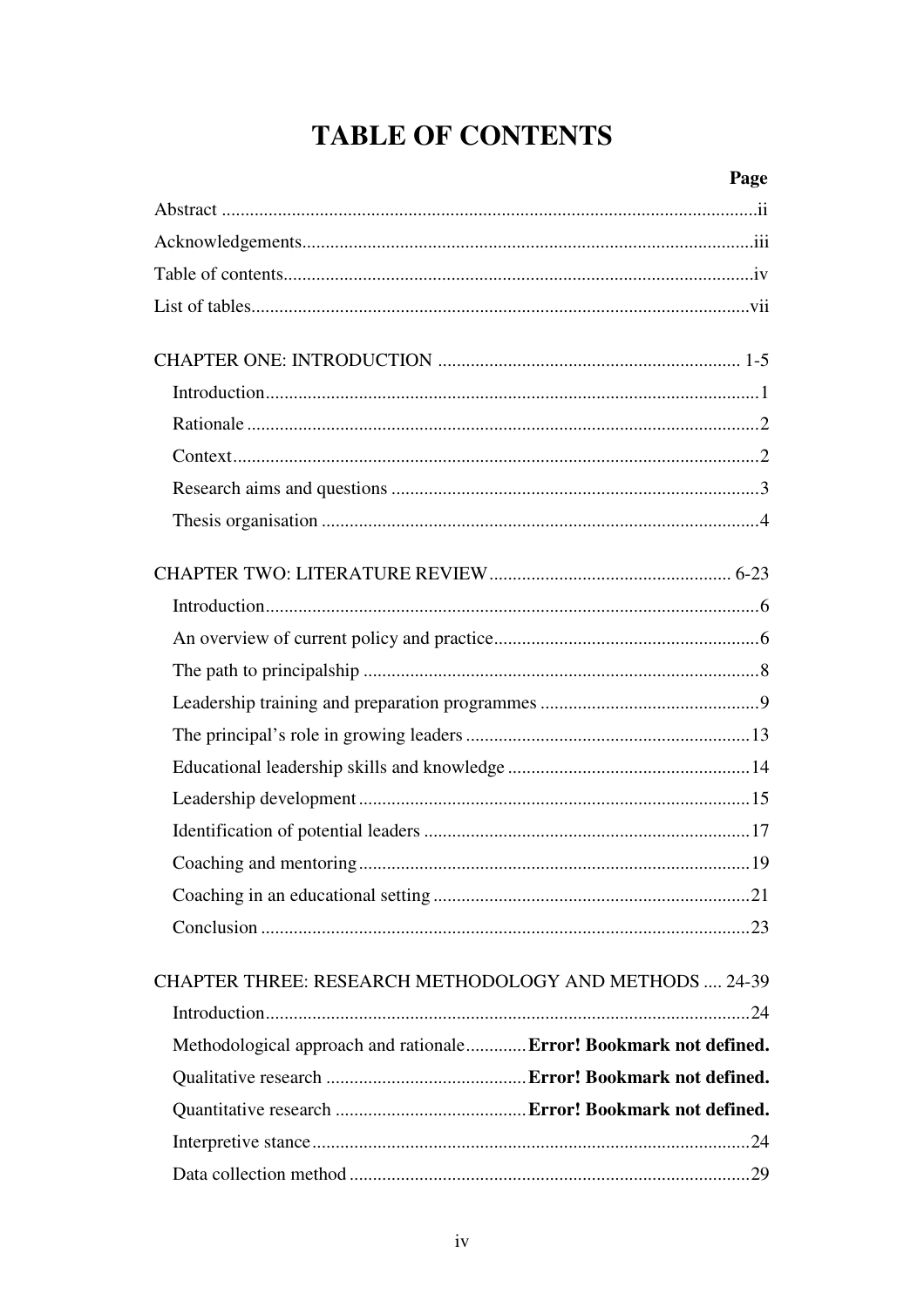# TABLE OF CONTENTS

| | Page |
|---|---|
| Abstract | ii |
| Acknowledgements | iii |
| Table of contents | iv |
| List of tables | vii |
| **CHAPTER ONE: INTRODUCTION** | 1-5 |
| Introduction | 1 |
| Rationale | 2 |
| Context | 2 |
| Research aims and questions | 3 |
| Thesis organisation | 4 |
| **CHAPTER TWO: LITERATURE REVIEW** | 6-23 |
| Introduction | 6 |
| An overview of current policy and practice | 6 |
| The path to principalship | 8 |
| Leadership training and preparation programmes | 9 |
| The principal's role in growing leaders | 13 |
| Educational leadership skills and knowledge | 14 |
| Leadership development | 15 |
| Identification of potential leaders | 17 |
| Coaching and mentoring | 19 |
| Coaching in an educational setting | 21 |
| Conclusion | 23 |
| **CHAPTER THREE: RESEARCH METHODOLOGY AND METHODS** | 24-39 |
| Introduction | 24 |
| Methodological approach and rationale | **Error! Bookmark not defined.** |
| Qualitative research | **Error! Bookmark not defined.** |
| Quantitative research | **Error! Bookmark not defined.** |
| Interpretive stance | 24 |
| Data collection method | 29 |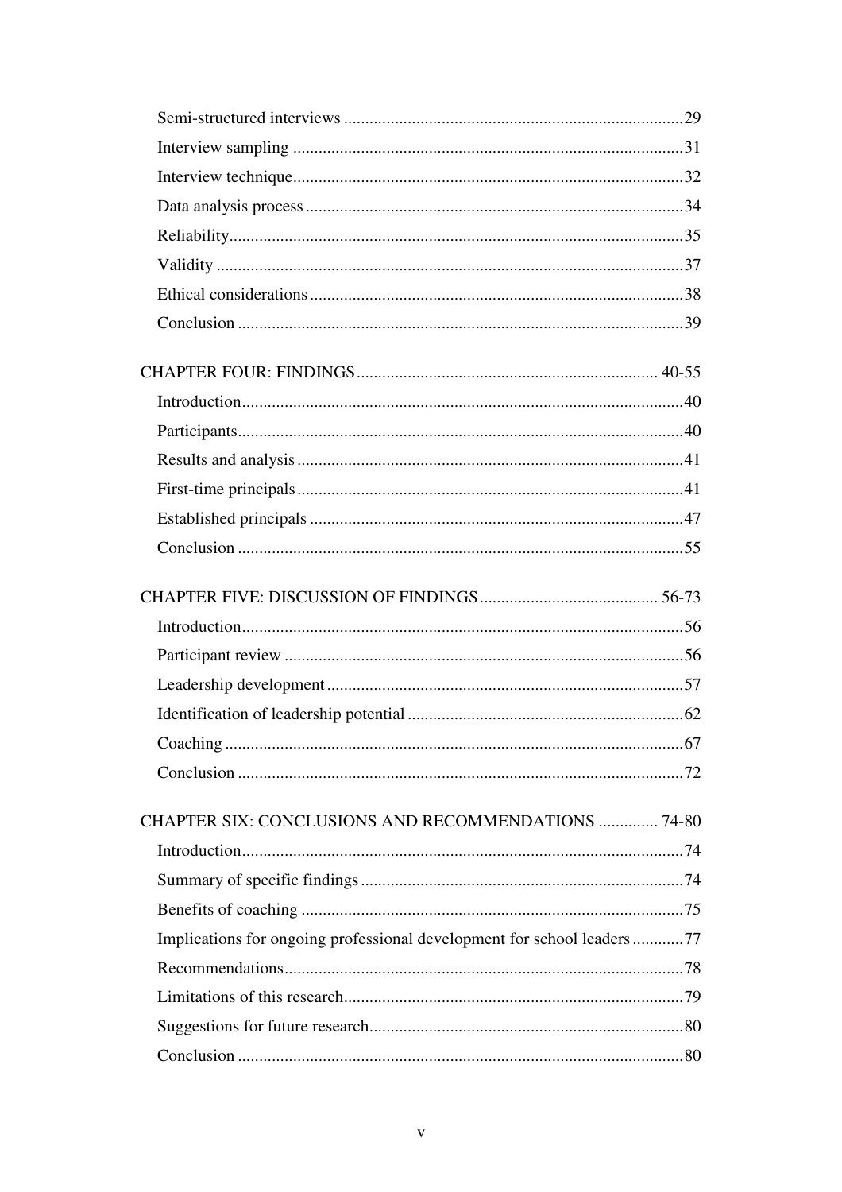Semi-structured interviews ........................................................................... 29

Interview sampling ........................................................................................ 31

Interview technique ........................................................................................ 32

Data analysis process ..................................................................................... 34

Reliability ....................................................................................................... 35

Validity ........................................................................................................... 37

Ethical considerations .................................................................................... 38

Conclusion ..................................................................................................... 39

CHAPTER FOUR: FINDINGS ................................................................. 40-55

Introduction .................................................................................................... 40

Participants ..................................................................................................... 40

Results and analysis ....................................................................................... 41

First-time principals ....................................................................................... 41

Established principals .................................................................................... 47

Conclusion ..................................................................................................... 55

CHAPTER FIVE: DISCUSSION OF FINDINGS ..................................... 56-73

Introduction .................................................................................................... 56

Participant review .......................................................................................... 56

Leadership development ................................................................................ 57

Identification of leadership potential ............................................................. 62

Coaching ........................................................................................................ 67

Conclusion ..................................................................................................... 72

CHAPTER SIX: CONCLUSIONS AND RECOMMENDATIONS ............. 74-80

Introduction .................................................................................................... 74

Summary of specific findings ......................................................................... 74

Benefits of coaching ....................................................................................... 75

Implications for ongoing professional development for school leaders ........ 77

Recommendations .......................................................................................... 78

Limitations of this research ............................................................................. 79

Suggestions for future research ...................................................................... 80

Conclusion ..................................................................................................... 80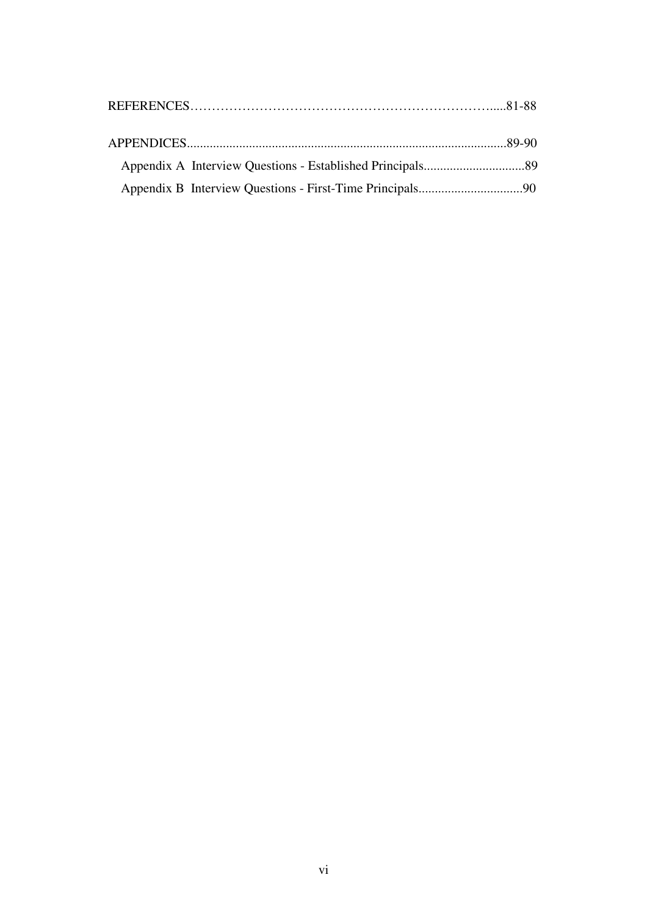REFERENCES…………………………………………………………………......81-88

APPENDICES.................................................................................................89-90

Appendix A  Interview Questions - Established Principals...............................89

Appendix B  Interview Questions - First-Time Principals................................90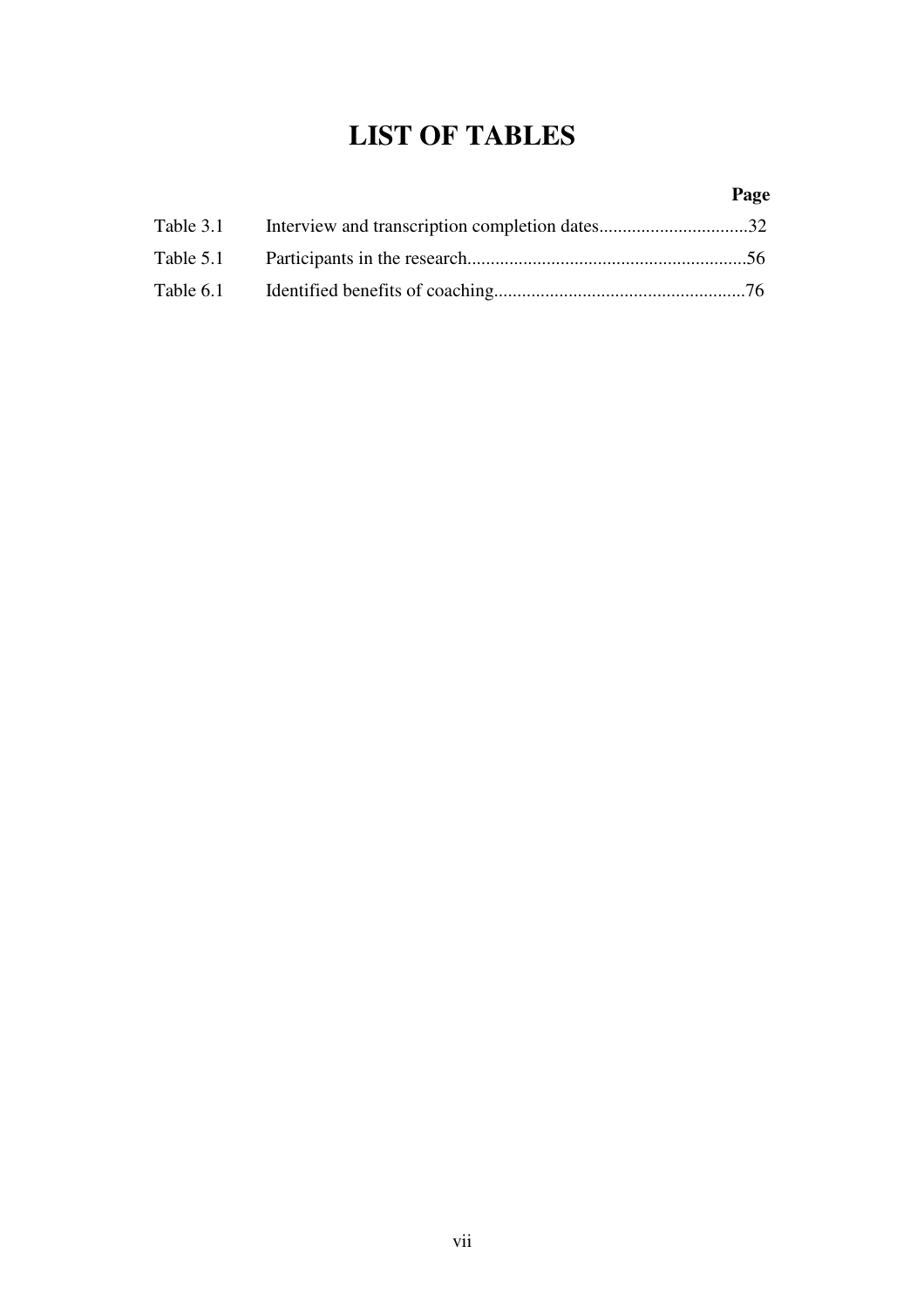# LIST OF TABLES

| | | Page |
|---|---|---|
| Table 3.1 | Interview and transcription completion dates | 32 |
| Table 5.1 | Participants in the research | 56 |
| Table 6.1 | Identified benefits of coaching | 76 |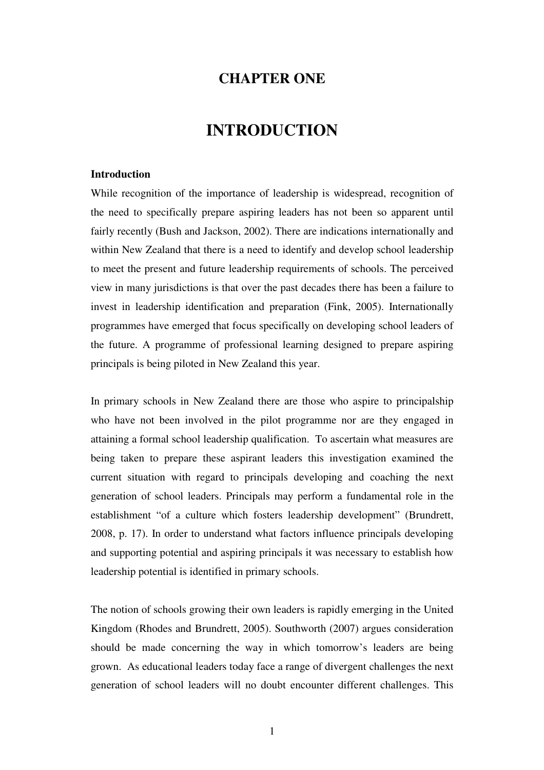# CHAPTER ONE

# INTRODUCTION

### Introduction

While recognition of the importance of leadership is widespread, recognition of the need to specifically prepare aspiring leaders has not been so apparent until fairly recently (Bush and Jackson, 2002). There are indications internationally and within New Zealand that there is a need to identify and develop school leadership to meet the present and future leadership requirements of schools. The perceived view in many jurisdictions is that over the past decades there has been a failure to invest in leadership identification and preparation (Fink, 2005). Internationally programmes have emerged that focus specifically on developing school leaders of the future. A programme of professional learning designed to prepare aspiring principals is being piloted in New Zealand this year.

In primary schools in New Zealand there are those who aspire to principalship who have not been involved in the pilot programme nor are they engaged in attaining a formal school leadership qualification. To ascertain what measures are being taken to prepare these aspirant leaders this investigation examined the current situation with regard to principals developing and coaching the next generation of school leaders. Principals may perform a fundamental role in the establishment "of a culture which fosters leadership development" (Brundrett, 2008, p. 17). In order to understand what factors influence principals developing and supporting potential and aspiring principals it was necessary to establish how leadership potential is identified in primary schools.

The notion of schools growing their own leaders is rapidly emerging in the United Kingdom (Rhodes and Brundrett, 2005). Southworth (2007) argues consideration should be made concerning the way in which tomorrow's leaders are being grown. As educational leaders today face a range of divergent challenges the next generation of school leaders will no doubt encounter different challenges. This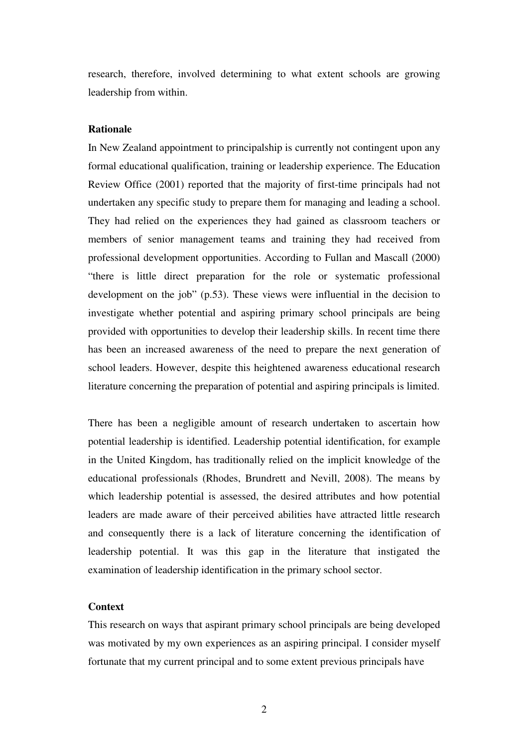research, therefore, involved determining to what extent schools are growing leadership from within.

**Rationale**

In New Zealand appointment to principalship is currently not contingent upon any formal educational qualification, training or leadership experience. The Education Review Office (2001) reported that the majority of first-time principals had not undertaken any specific study to prepare them for managing and leading a school. They had relied on the experiences they had gained as classroom teachers or members of senior management teams and training they had received from professional development opportunities. According to Fullan and Mascall (2000) "there is little direct preparation for the role or systematic professional development on the job" (p.53). These views were influential in the decision to investigate whether potential and aspiring primary school principals are being provided with opportunities to develop their leadership skills. In recent time there has been an increased awareness of the need to prepare the next generation of school leaders. However, despite this heightened awareness educational research literature concerning the preparation of potential and aspiring principals is limited.

There has been a negligible amount of research undertaken to ascertain how potential leadership is identified. Leadership potential identification, for example in the United Kingdom, has traditionally relied on the implicit knowledge of the educational professionals (Rhodes, Brundrett and Nevill, 2008). The means by which leadership potential is assessed, the desired attributes and how potential leaders are made aware of their perceived abilities have attracted little research and consequently there is a lack of literature concerning the identification of leadership potential. It was this gap in the literature that instigated the examination of leadership identification in the primary school sector.

**Context**

This research on ways that aspirant primary school principals are being developed was motivated by my own experiences as an aspiring principal. I consider myself fortunate that my current principal and to some extent previous principals have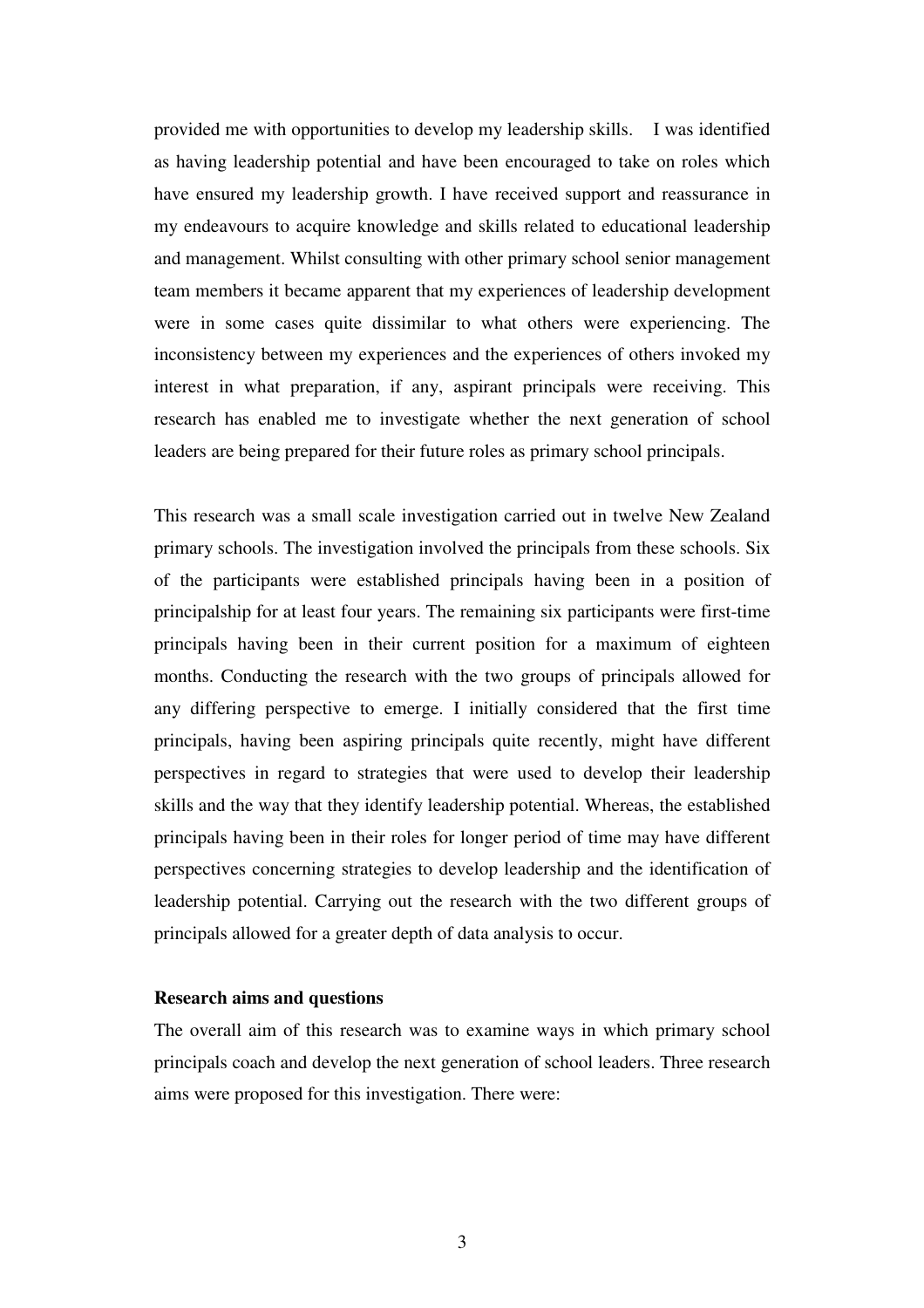provided me with opportunities to develop my leadership skills. I was identified as having leadership potential and have been encouraged to take on roles which have ensured my leadership growth. I have received support and reassurance in my endeavours to acquire knowledge and skills related to educational leadership and management. Whilst consulting with other primary school senior management team members it became apparent that my experiences of leadership development were in some cases quite dissimilar to what others were experiencing. The inconsistency between my experiences and the experiences of others invoked my interest in what preparation, if any, aspirant principals were receiving. This research has enabled me to investigate whether the next generation of school leaders are being prepared for their future roles as primary school principals.

This research was a small scale investigation carried out in twelve New Zealand primary schools. The investigation involved the principals from these schools. Six of the participants were established principals having been in a position of principalship for at least four years. The remaining six participants were first-time principals having been in their current position for a maximum of eighteen months. Conducting the research with the two groups of principals allowed for any differing perspective to emerge. I initially considered that the first time principals, having been aspiring principals quite recently, might have different perspectives in regard to strategies that were used to develop their leadership skills and the way that they identify leadership potential. Whereas, the established principals having been in their roles for longer period of time may have different perspectives concerning strategies to develop leadership and the identification of leadership potential. Carrying out the research with the two different groups of principals allowed for a greater depth of data analysis to occur.

**Research aims and questions**

The overall aim of this research was to examine ways in which primary school principals coach and develop the next generation of school leaders. Three research aims were proposed for this investigation. There were: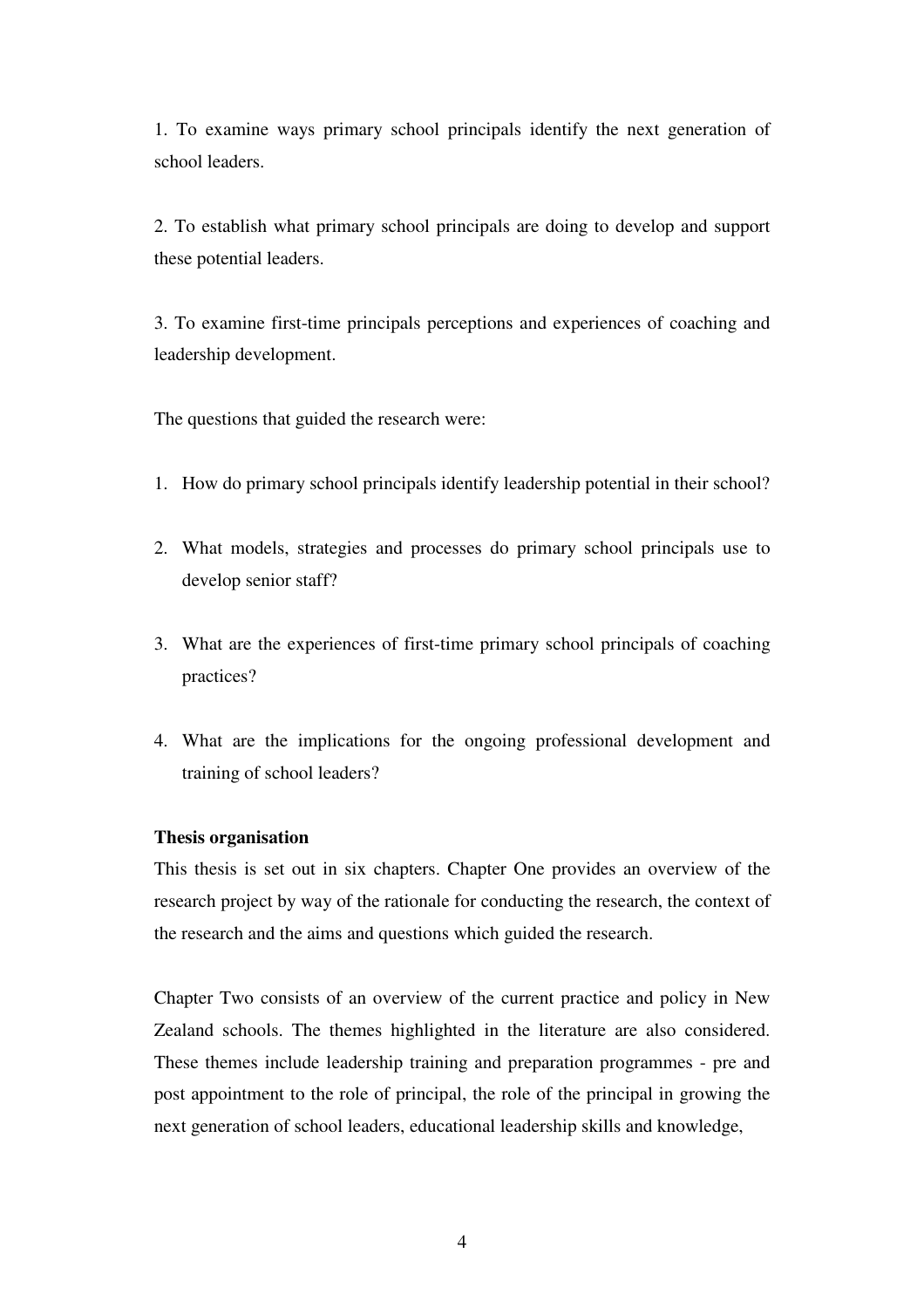1. To examine ways primary school principals identify the next generation of school leaders.

2. To establish what primary school principals are doing to develop and support these potential leaders.

3. To examine first-time principals perceptions and experiences of coaching and leadership development.

The questions that guided the research were:

1. How do primary school principals identify leadership potential in their school?

2. What models, strategies and processes do primary school principals use to develop senior staff?

3. What are the experiences of first-time primary school principals of coaching practices?

4. What are the implications for the ongoing professional development and training of school leaders?

**Thesis organisation**

This thesis is set out in six chapters. Chapter One provides an overview of the research project by way of the rationale for conducting the research, the context of the research and the aims and questions which guided the research.

Chapter Two consists of an overview of the current practice and policy in New Zealand schools. The themes highlighted in the literature are also considered. These themes include leadership training and preparation programmes - pre and post appointment to the role of principal, the role of the principal in growing the next generation of school leaders, educational leadership skills and knowledge,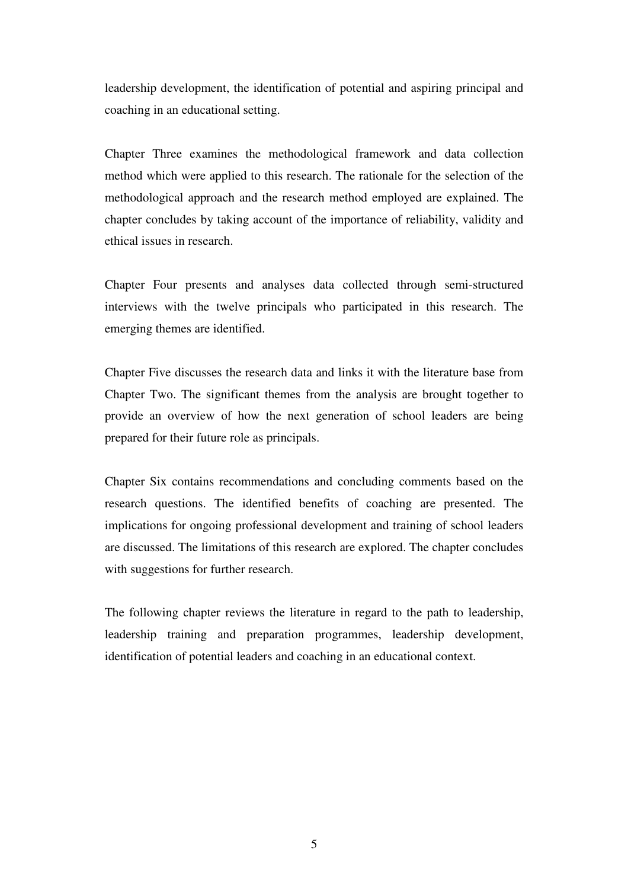leadership development, the identification of potential and aspiring principal and coaching in an educational setting.

Chapter Three examines the methodological framework and data collection method which were applied to this research. The rationale for the selection of the methodological approach and the research method employed are explained. The chapter concludes by taking account of the importance of reliability, validity and ethical issues in research.

Chapter Four presents and analyses data collected through semi-structured interviews with the twelve principals who participated in this research. The emerging themes are identified.

Chapter Five discusses the research data and links it with the literature base from Chapter Two. The significant themes from the analysis are brought together to provide an overview of how the next generation of school leaders are being prepared for their future role as principals.

Chapter Six contains recommendations and concluding comments based on the research questions. The identified benefits of coaching are presented. The implications for ongoing professional development and training of school leaders are discussed. The limitations of this research are explored. The chapter concludes with suggestions for further research.

The following chapter reviews the literature in regard to the path to leadership, leadership training and preparation programmes, leadership development, identification of potential leaders and coaching in an educational context.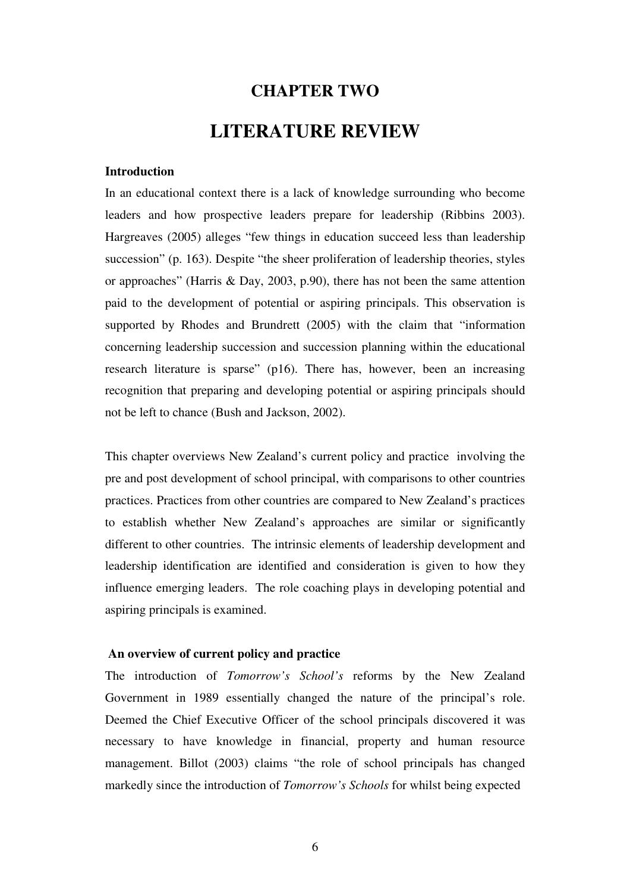# CHAPTER TWO

# LITERATURE REVIEW

**Introduction**

In an educational context there is a lack of knowledge surrounding who become leaders and how prospective leaders prepare for leadership (Ribbins 2003). Hargreaves (2005) alleges "few things in education succeed less than leadership succession" (p. 163). Despite "the sheer proliferation of leadership theories, styles or approaches" (Harris & Day, 2003, p.90), there has not been the same attention paid to the development of potential or aspiring principals. This observation is supported by Rhodes and Brundrett (2005) with the claim that "information concerning leadership succession and succession planning within the educational research literature is sparse" (p16). There has, however, been an increasing recognition that preparing and developing potential or aspiring principals should not be left to chance (Bush and Jackson, 2002).

This chapter overviews New Zealand's current policy and practice involving the pre and post development of school principal, with comparisons to other countries practices. Practices from other countries are compared to New Zealand's practices to establish whether New Zealand's approaches are similar or significantly different to other countries. The intrinsic elements of leadership development and leadership identification are identified and consideration is given to how they influence emerging leaders. The role coaching plays in developing potential and aspiring principals is examined.

**An overview of current policy and practice**

The introduction of *Tomorrow's School's* reforms by the New Zealand Government in 1989 essentially changed the nature of the principal's role. Deemed the Chief Executive Officer of the school principals discovered it was necessary to have knowledge in financial, property and human resource management. Billot (2003) claims "the role of school principals has changed markedly since the introduction of *Tomorrow's Schools* for whilst being expected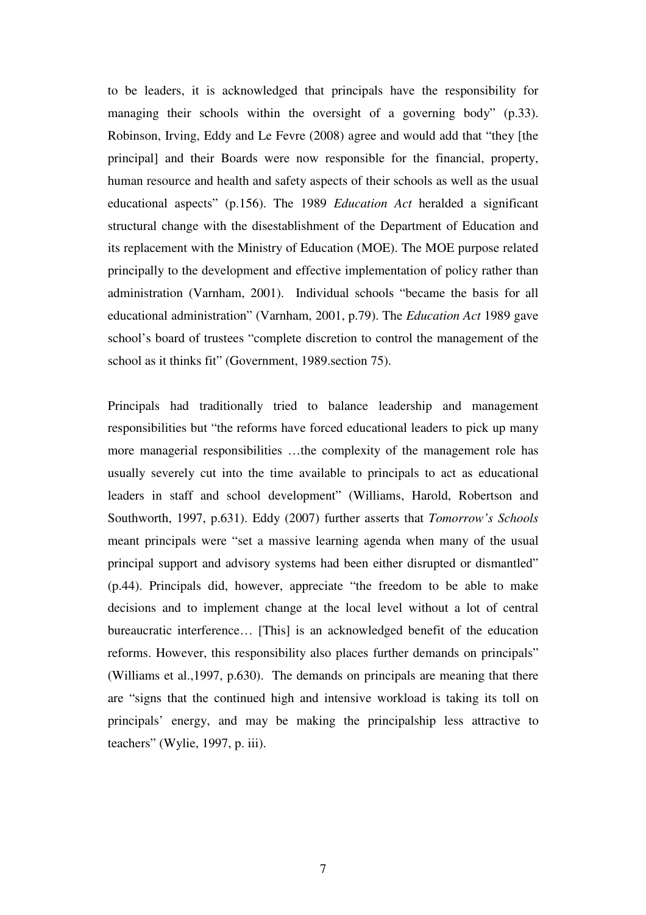to be leaders, it is acknowledged that principals have the responsibility for managing their schools within the oversight of a governing body" (p.33). Robinson, Irving, Eddy and Le Fevre (2008) agree and would add that "they [the principal] and their Boards were now responsible for the financial, property, human resource and health and safety aspects of their schools as well as the usual educational aspects" (p.156). The 1989 *Education Act* heralded a significant structural change with the disestablishment of the Department of Education and its replacement with the Ministry of Education (MOE). The MOE purpose related principally to the development and effective implementation of policy rather than administration (Varnham, 2001). Individual schools "became the basis for all educational administration" (Varnham, 2001, p.79). The *Education Act* 1989 gave school's board of trustees "complete discretion to control the management of the school as it thinks fit" (Government, 1989.section 75).

Principals had traditionally tried to balance leadership and management responsibilities but "the reforms have forced educational leaders to pick up many more managerial responsibilities …the complexity of the management role has usually severely cut into the time available to principals to act as educational leaders in staff and school development" (Williams, Harold, Robertson and Southworth, 1997, p.631). Eddy (2007) further asserts that *Tomorrow's Schools* meant principals were "set a massive learning agenda when many of the usual principal support and advisory systems had been either disrupted or dismantled" (p.44). Principals did, however, appreciate "the freedom to be able to make decisions and to implement change at the local level without a lot of central bureaucratic interference… [This] is an acknowledged benefit of the education reforms. However, this responsibility also places further demands on principals" (Williams et al.,1997, p.630). The demands on principals are meaning that there are "signs that the continued high and intensive workload is taking its toll on principals' energy, and may be making the principalship less attractive to teachers" (Wylie, 1997, p. iii).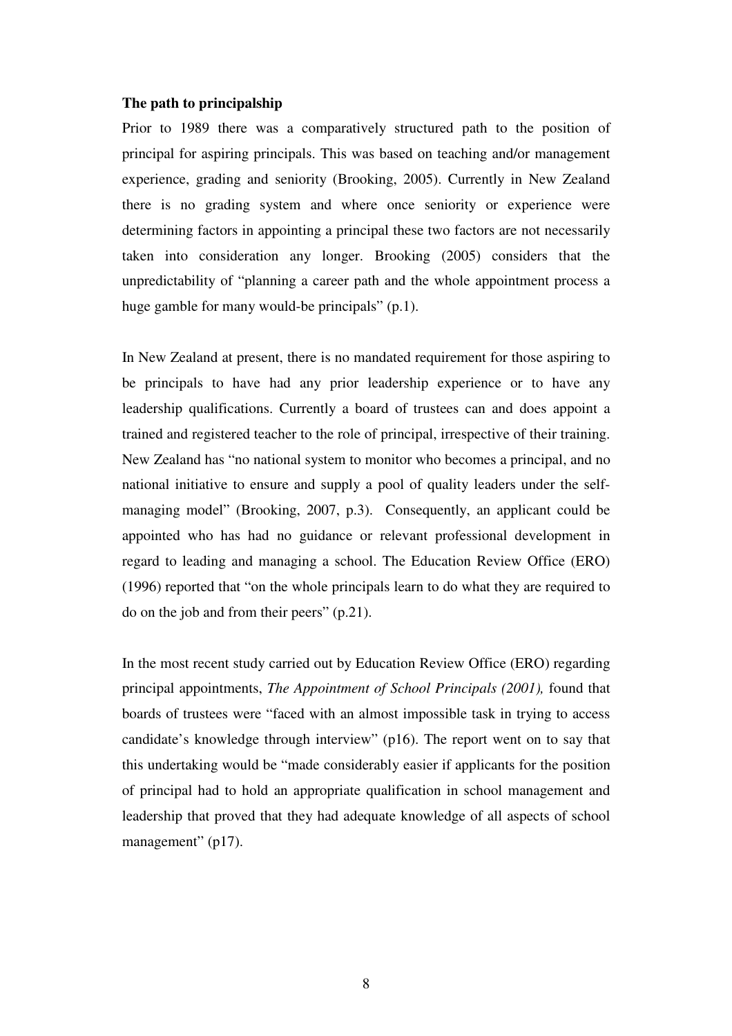**The path to principalship**

Prior to 1989 there was a comparatively structured path to the position of principal for aspiring principals. This was based on teaching and/or management experience, grading and seniority (Brooking, 2005). Currently in New Zealand there is no grading system and where once seniority or experience were determining factors in appointing a principal these two factors are not necessarily taken into consideration any longer. Brooking (2005) considers that the unpredictability of "planning a career path and the whole appointment process a huge gamble for many would-be principals" (p.1).

In New Zealand at present, there is no mandated requirement for those aspiring to be principals to have had any prior leadership experience or to have any leadership qualifications. Currently a board of trustees can and does appoint a trained and registered teacher to the role of principal, irrespective of their training. New Zealand has "no national system to monitor who becomes a principal, and no national initiative to ensure and supply a pool of quality leaders under the self-managing model" (Brooking, 2007, p.3). Consequently, an applicant could be appointed who has had no guidance or relevant professional development in regard to leading and managing a school. The Education Review Office (ERO) (1996) reported that "on the whole principals learn to do what they are required to do on the job and from their peers" (p.21).

In the most recent study carried out by Education Review Office (ERO) regarding principal appointments, *The Appointment of School Principals (2001),* found that boards of trustees were "faced with an almost impossible task in trying to access candidate's knowledge through interview" (p16). The report went on to say that this undertaking would be "made considerably easier if applicants for the position of principal had to hold an appropriate qualification in school management and leadership that proved that they had adequate knowledge of all aspects of school management" (p17).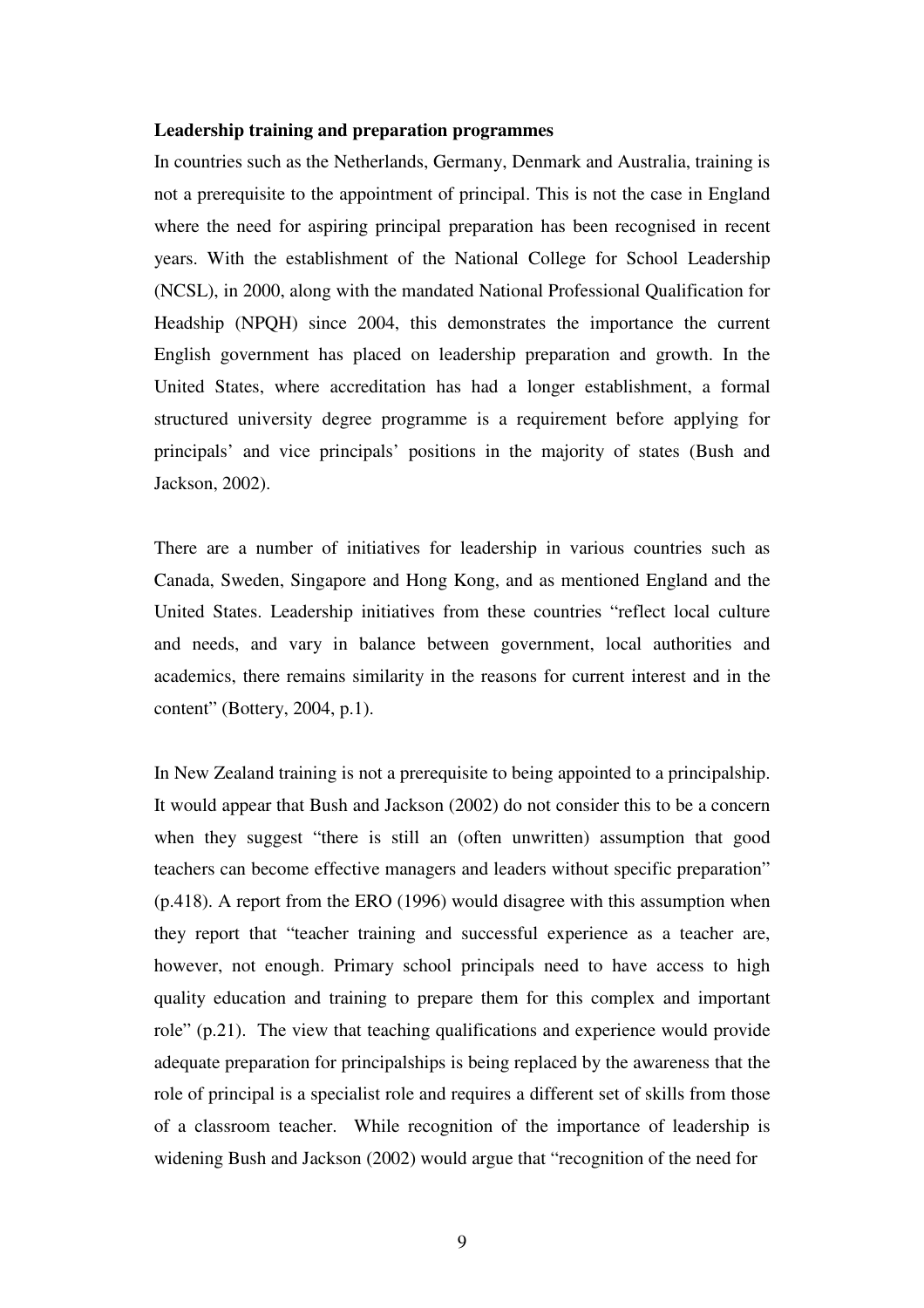**Leadership training and preparation programmes**

In countries such as the Netherlands, Germany, Denmark and Australia, training is not a prerequisite to the appointment of principal. This is not the case in England where the need for aspiring principal preparation has been recognised in recent years. With the establishment of the National College for School Leadership (NCSL), in 2000, along with the mandated National Professional Qualification for Headship (NPQH) since 2004, this demonstrates the importance the current English government has placed on leadership preparation and growth. In the United States, where accreditation has had a longer establishment, a formal structured university degree programme is a requirement before applying for principals' and vice principals' positions in the majority of states (Bush and Jackson, 2002).

There are a number of initiatives for leadership in various countries such as Canada, Sweden, Singapore and Hong Kong, and as mentioned England and the United States. Leadership initiatives from these countries "reflect local culture and needs, and vary in balance between government, local authorities and academics, there remains similarity in the reasons for current interest and in the content" (Bottery, 2004, p.1).

In New Zealand training is not a prerequisite to being appointed to a principalship. It would appear that Bush and Jackson (2002) do not consider this to be a concern when they suggest "there is still an (often unwritten) assumption that good teachers can become effective managers and leaders without specific preparation" (p.418). A report from the ERO (1996) would disagree with this assumption when they report that "teacher training and successful experience as a teacher are, however, not enough. Primary school principals need to have access to high quality education and training to prepare them for this complex and important role" (p.21). The view that teaching qualifications and experience would provide adequate preparation for principalships is being replaced by the awareness that the role of principal is a specialist role and requires a different set of skills from those of a classroom teacher. While recognition of the importance of leadership is widening Bush and Jackson (2002) would argue that "recognition of the need for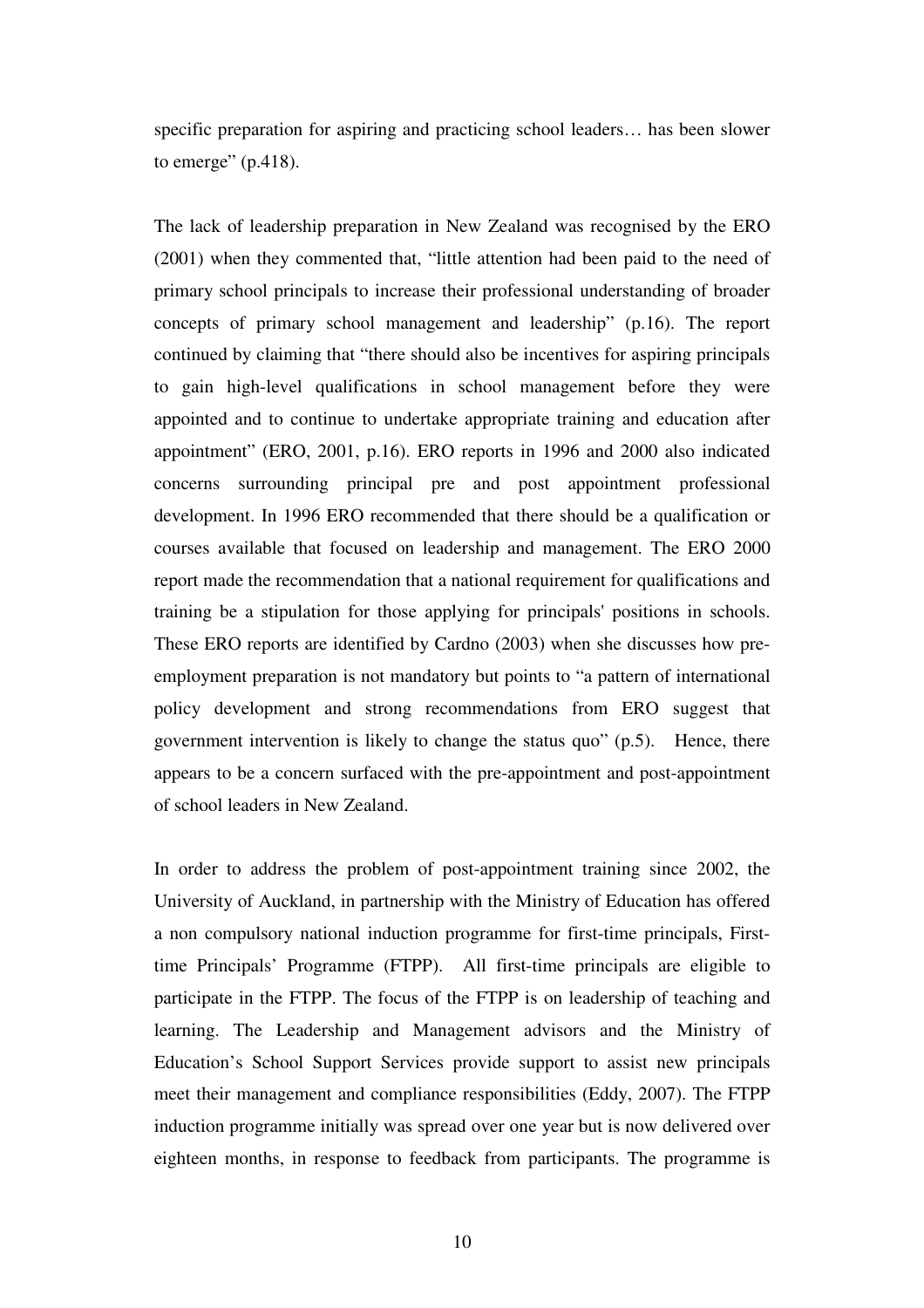specific preparation for aspiring and practicing school leaders… has been slower to emerge" (p.418).

The lack of leadership preparation in New Zealand was recognised by the ERO (2001) when they commented that, "little attention had been paid to the need of primary school principals to increase their professional understanding of broader concepts of primary school management and leadership" (p.16). The report continued by claiming that "there should also be incentives for aspiring principals to gain high-level qualifications in school management before they were appointed and to continue to undertake appropriate training and education after appointment" (ERO, 2001, p.16). ERO reports in 1996 and 2000 also indicated concerns surrounding principal pre and post appointment professional development. In 1996 ERO recommended that there should be a qualification or courses available that focused on leadership and management. The ERO 2000 report made the recommendation that a national requirement for qualifications and training be a stipulation for those applying for principals' positions in schools. These ERO reports are identified by Cardno (2003) when she discusses how pre-employment preparation is not mandatory but points to "a pattern of international policy development and strong recommendations from ERO suggest that government intervention is likely to change the status quo" (p.5). Hence, there appears to be a concern surfaced with the pre-appointment and post-appointment of school leaders in New Zealand.

In order to address the problem of post-appointment training since 2002, the University of Auckland, in partnership with the Ministry of Education has offered a non compulsory national induction programme for first-time principals, First-time Principals' Programme (FTPP). All first-time principals are eligible to participate in the FTPP. The focus of the FTPP is on leadership of teaching and learning. The Leadership and Management advisors and the Ministry of Education's School Support Services provide support to assist new principals meet their management and compliance responsibilities (Eddy, 2007). The FTPP induction programme initially was spread over one year but is now delivered over eighteen months, in response to feedback from participants. The programme is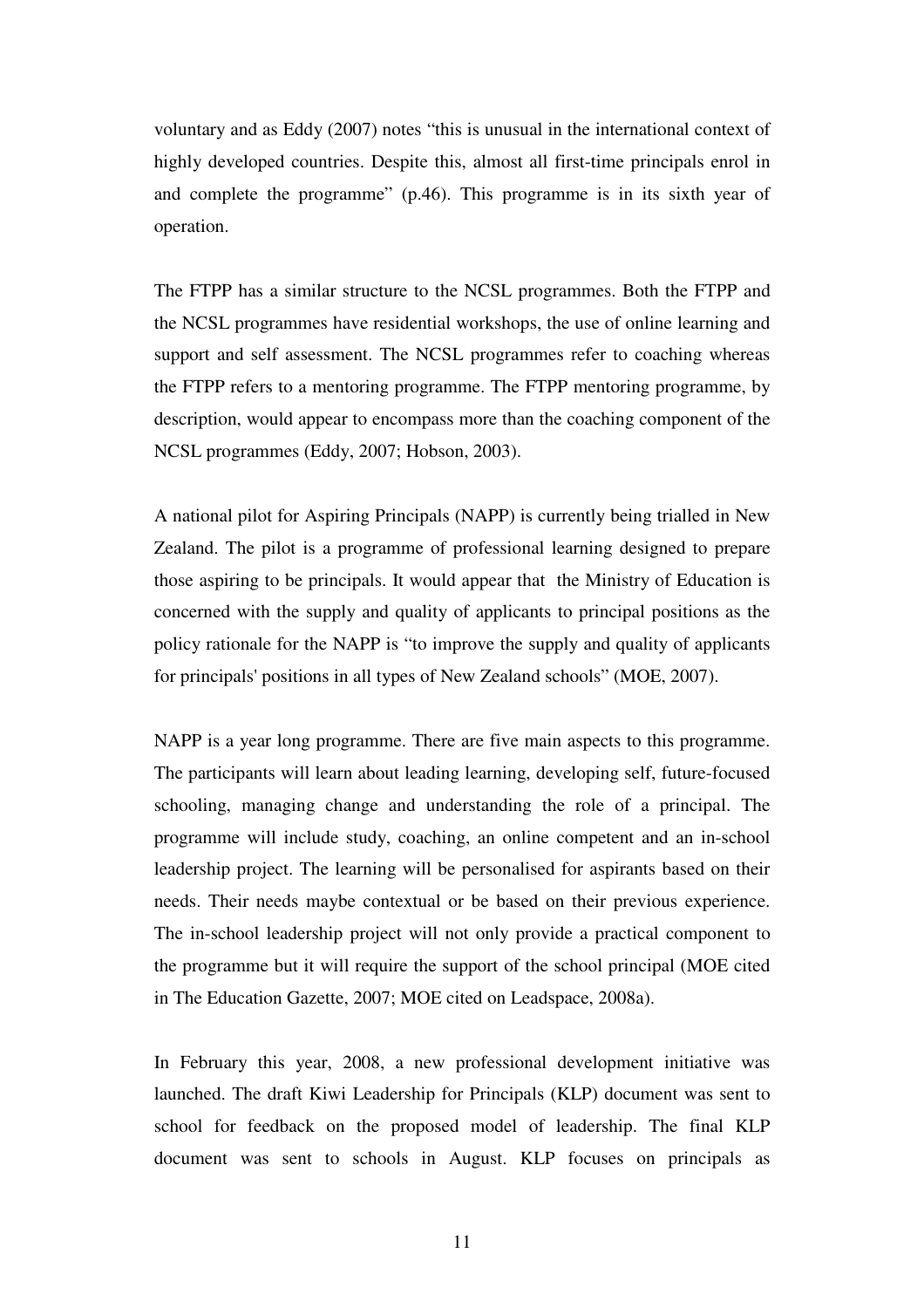voluntary and as Eddy (2007) notes "this is unusual in the international context of highly developed countries. Despite this, almost all first-time principals enrol in and complete the programme" (p.46). This programme is in its sixth year of operation.

The FTPP has a similar structure to the NCSL programmes. Both the FTPP and the NCSL programmes have residential workshops, the use of online learning and support and self assessment. The NCSL programmes refer to coaching whereas the FTPP refers to a mentoring programme. The FTPP mentoring programme, by description, would appear to encompass more than the coaching component of the NCSL programmes (Eddy, 2007; Hobson, 2003).

A national pilot for Aspiring Principals (NAPP) is currently being trialled in New Zealand. The pilot is a programme of professional learning designed to prepare those aspiring to be principals. It would appear that the Ministry of Education is concerned with the supply and quality of applicants to principal positions as the policy rationale for the NAPP is "to improve the supply and quality of applicants for principals' positions in all types of New Zealand schools" (MOE, 2007).

NAPP is a year long programme. There are five main aspects to this programme. The participants will learn about leading learning, developing self, future-focused schooling, managing change and understanding the role of a principal. The programme will include study, coaching, an online competent and an in-school leadership project. The learning will be personalised for aspirants based on their needs. Their needs maybe contextual or be based on their previous experience. The in-school leadership project will not only provide a practical component to the programme but it will require the support of the school principal (MOE cited in The Education Gazette, 2007; MOE cited on Leadspace, 2008a).

In February this year, 2008, a new professional development initiative was launched. The draft Kiwi Leadership for Principals (KLP) document was sent to school for feedback on the proposed model of leadership. The final KLP document was sent to schools in August. KLP focuses on principals as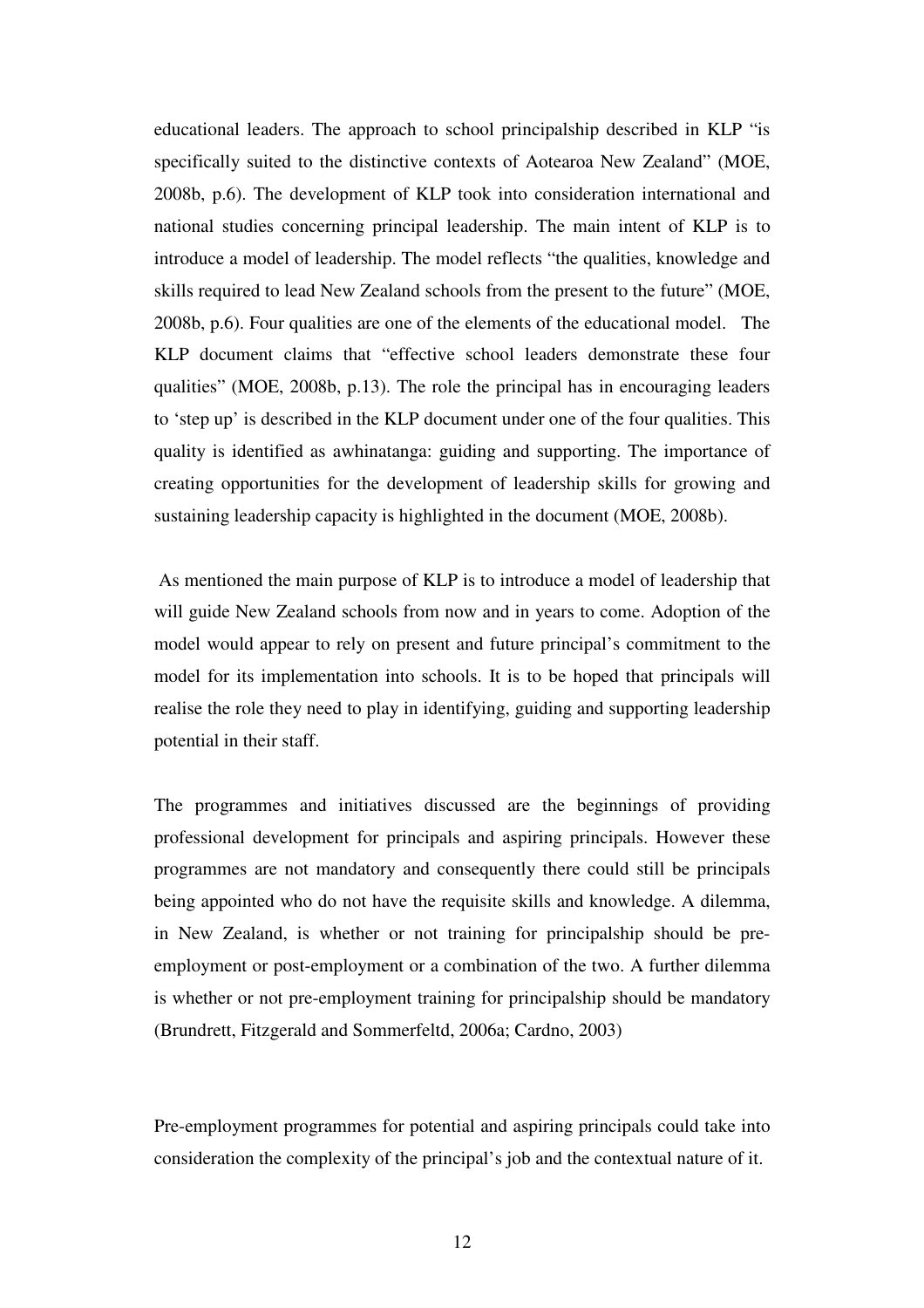educational leaders. The approach to school principalship described in KLP "is specifically suited to the distinctive contexts of Aotearoa New Zealand" (MOE, 2008b, p.6). The development of KLP took into consideration international and national studies concerning principal leadership. The main intent of KLP is to introduce a model of leadership. The model reflects "the qualities, knowledge and skills required to lead New Zealand schools from the present to the future" (MOE, 2008b, p.6). Four qualities are one of the elements of the educational model. The KLP document claims that "effective school leaders demonstrate these four qualities" (MOE, 2008b, p.13). The role the principal has in encouraging leaders to 'step up' is described in the KLP document under one of the four qualities. This quality is identified as awhinatanga: guiding and supporting. The importance of creating opportunities for the development of leadership skills for growing and sustaining leadership capacity is highlighted in the document (MOE, 2008b).

As mentioned the main purpose of KLP is to introduce a model of leadership that will guide New Zealand schools from now and in years to come. Adoption of the model would appear to rely on present and future principal's commitment to the model for its implementation into schools. It is to be hoped that principals will realise the role they need to play in identifying, guiding and supporting leadership potential in their staff.

The programmes and initiatives discussed are the beginnings of providing professional development for principals and aspiring principals. However these programmes are not mandatory and consequently there could still be principals being appointed who do not have the requisite skills and knowledge. A dilemma, in New Zealand, is whether or not training for principalship should be pre-employment or post-employment or a combination of the two. A further dilemma is whether or not pre-employment training for principalship should be mandatory (Brundrett, Fitzgerald and Sommerfeltd, 2006a; Cardno, 2003)

Pre-employment programmes for potential and aspiring principals could take into consideration the complexity of the principal's job and the contextual nature of it.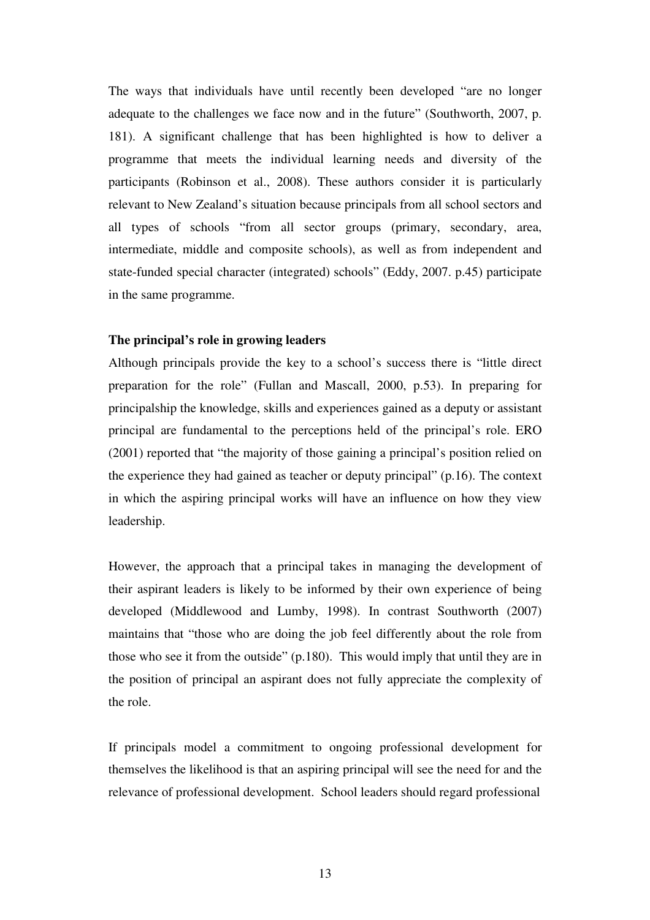The ways that individuals have until recently been developed "are no longer adequate to the challenges we face now and in the future" (Southworth, 2007, p. 181). A significant challenge that has been highlighted is how to deliver a programme that meets the individual learning needs and diversity of the participants (Robinson et al., 2008). These authors consider it is particularly relevant to New Zealand's situation because principals from all school sectors and all types of schools "from all sector groups (primary, secondary, area, intermediate, middle and composite schools), as well as from independent and state-funded special character (integrated) schools" (Eddy, 2007. p.45) participate in the same programme.

**The principal's role in growing leaders**

Although principals provide the key to a school's success there is "little direct preparation for the role" (Fullan and Mascall, 2000, p.53). In preparing for principalship the knowledge, skills and experiences gained as a deputy or assistant principal are fundamental to the perceptions held of the principal's role. ERO (2001) reported that "the majority of those gaining a principal's position relied on the experience they had gained as teacher or deputy principal" (p.16). The context in which the aspiring principal works will have an influence on how they view leadership.

However, the approach that a principal takes in managing the development of their aspirant leaders is likely to be informed by their own experience of being developed (Middlewood and Lumby, 1998). In contrast Southworth (2007) maintains that "those who are doing the job feel differently about the role from those who see it from the outside" (p.180). This would imply that until they are in the position of principal an aspirant does not fully appreciate the complexity of the role.

If principals model a commitment to ongoing professional development for themselves the likelihood is that an aspiring principal will see the need for and the relevance of professional development. School leaders should regard professional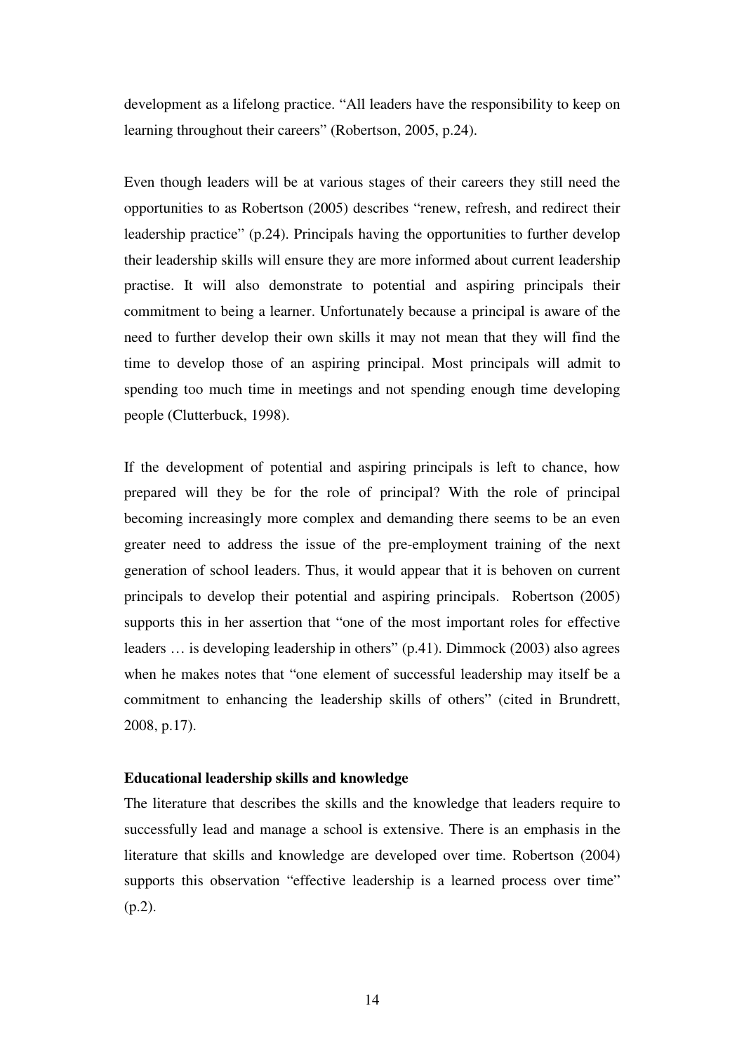development as a lifelong practice. "All leaders have the responsibility to keep on learning throughout their careers" (Robertson, 2005, p.24).

Even though leaders will be at various stages of their careers they still need the opportunities to as Robertson (2005) describes "renew, refresh, and redirect their leadership practice" (p.24). Principals having the opportunities to further develop their leadership skills will ensure they are more informed about current leadership practise. It will also demonstrate to potential and aspiring principals their commitment to being a learner. Unfortunately because a principal is aware of the need to further develop their own skills it may not mean that they will find the time to develop those of an aspiring principal. Most principals will admit to spending too much time in meetings and not spending enough time developing people (Clutterbuck, 1998).

If the development of potential and aspiring principals is left to chance, how prepared will they be for the role of principal? With the role of principal becoming increasingly more complex and demanding there seems to be an even greater need to address the issue of the pre-employment training of the next generation of school leaders. Thus, it would appear that it is behoven on current principals to develop their potential and aspiring principals. Robertson (2005) supports this in her assertion that "one of the most important roles for effective leaders … is developing leadership in others" (p.41). Dimmock (2003) also agrees when he makes notes that "one element of successful leadership may itself be a commitment to enhancing the leadership skills of others" (cited in Brundrett, 2008, p.17).

**Educational leadership skills and knowledge**

The literature that describes the skills and the knowledge that leaders require to successfully lead and manage a school is extensive. There is an emphasis in the literature that skills and knowledge are developed over time. Robertson (2004) supports this observation "effective leadership is a learned process over time" (p.2).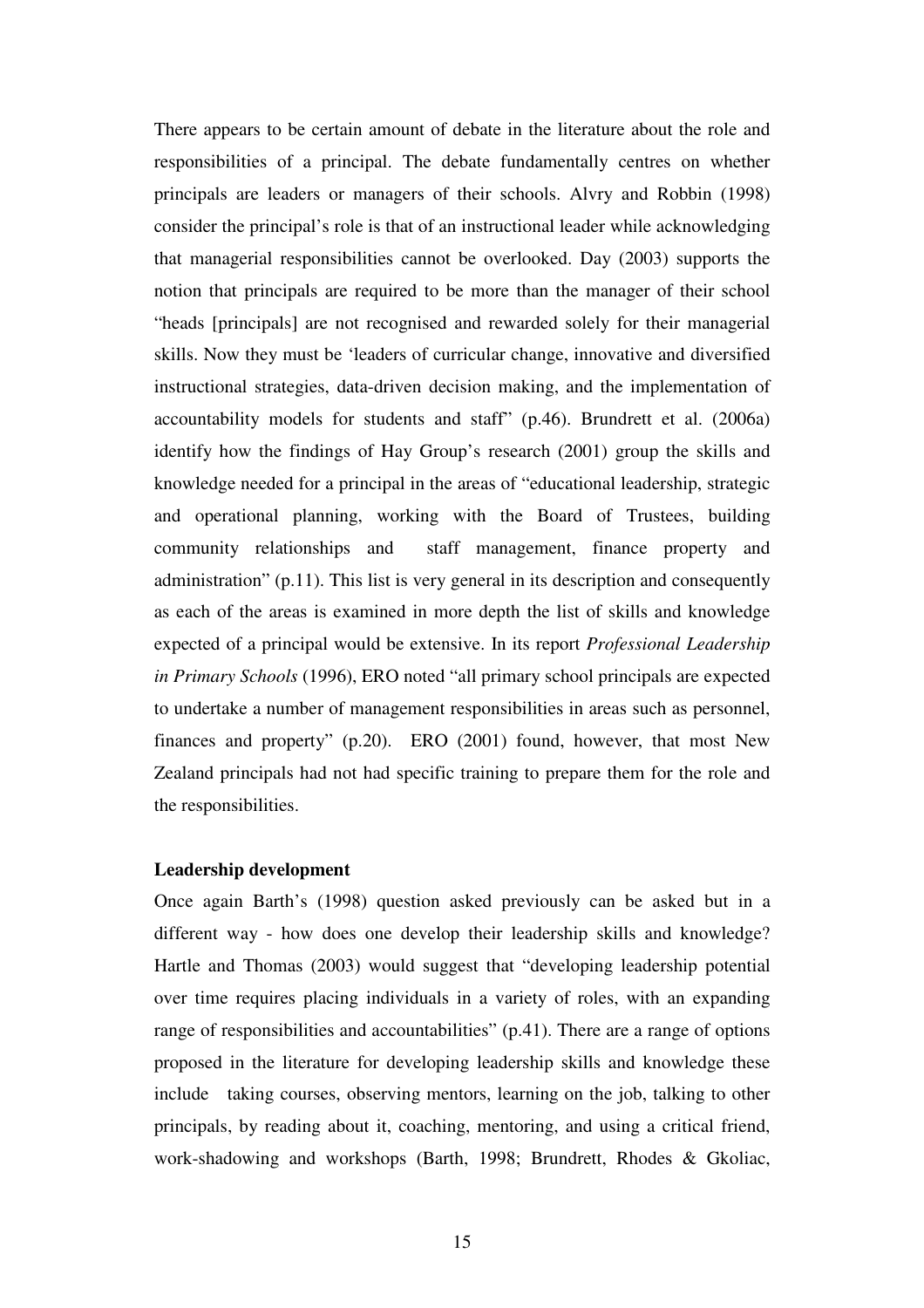There appears to be certain amount of debate in the literature about the role and responsibilities of a principal. The debate fundamentally centres on whether principals are leaders or managers of their schools. Alvry and Robbin (1998) consider the principal's role is that of an instructional leader while acknowledging that managerial responsibilities cannot be overlooked. Day (2003) supports the notion that principals are required to be more than the manager of their school "heads [principals] are not recognised and rewarded solely for their managerial skills. Now they must be 'leaders of curricular change, innovative and diversified instructional strategies, data-driven decision making, and the implementation of accountability models for students and staff" (p.46). Brundrett et al. (2006a) identify how the findings of Hay Group's research (2001) group the skills and knowledge needed for a principal in the areas of "educational leadership, strategic and operational planning, working with the Board of Trustees, building community relationships and staff management, finance property and administration" (p.11). This list is very general in its description and consequently as each of the areas is examined in more depth the list of skills and knowledge expected of a principal would be extensive. In its report *Professional Leadership in Primary Schools* (1996), ERO noted "all primary school principals are expected to undertake a number of management responsibilities in areas such as personnel, finances and property" (p.20). ERO (2001) found, however, that most New Zealand principals had not had specific training to prepare them for the role and the responsibilities.

**Leadership development**

Once again Barth's (1998) question asked previously can be asked but in a different way - how does one develop their leadership skills and knowledge? Hartle and Thomas (2003) would suggest that "developing leadership potential over time requires placing individuals in a variety of roles, with an expanding range of responsibilities and accountabilities" (p.41). There are a range of options proposed in the literature for developing leadership skills and knowledge these include taking courses, observing mentors, learning on the job, talking to other principals, by reading about it, coaching, mentoring, and using a critical friend, work-shadowing and workshops (Barth, 1998; Brundrett, Rhodes & Gkoliac,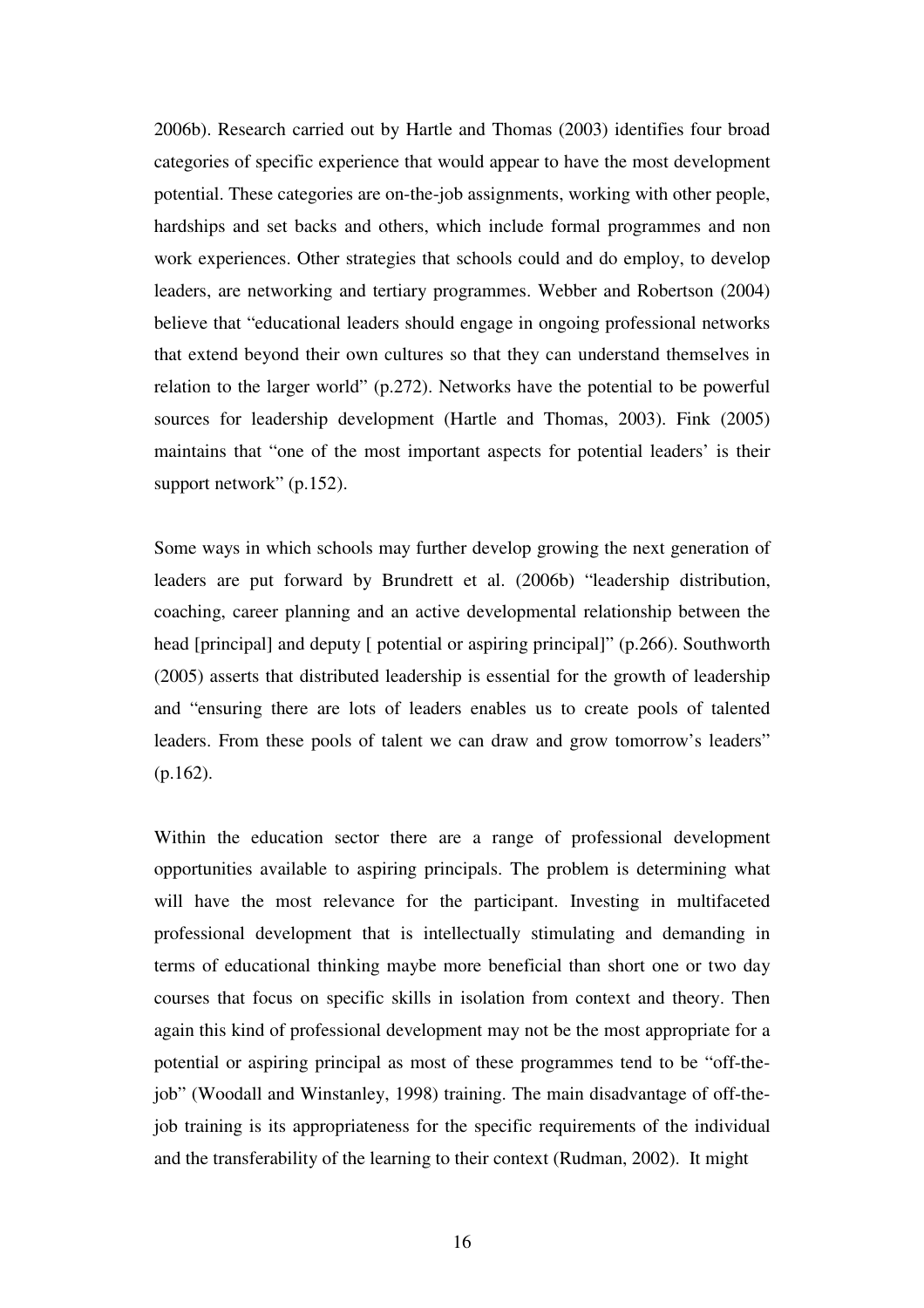2006b). Research carried out by Hartle and Thomas (2003) identifies four broad categories of specific experience that would appear to have the most development potential. These categories are on-the-job assignments, working with other people, hardships and set backs and others, which include formal programmes and non work experiences. Other strategies that schools could and do employ, to develop leaders, are networking and tertiary programmes. Webber and Robertson (2004) believe that "educational leaders should engage in ongoing professional networks that extend beyond their own cultures so that they can understand themselves in relation to the larger world" (p.272). Networks have the potential to be powerful sources for leadership development (Hartle and Thomas, 2003). Fink (2005) maintains that "one of the most important aspects for potential leaders' is their support network" (p.152).

Some ways in which schools may further develop growing the next generation of leaders are put forward by Brundrett et al. (2006b) "leadership distribution, coaching, career planning and an active developmental relationship between the head [principal] and deputy [ potential or aspiring principal]" (p.266). Southworth (2005) asserts that distributed leadership is essential for the growth of leadership and "ensuring there are lots of leaders enables us to create pools of talented leaders. From these pools of talent we can draw and grow tomorrow's leaders" (p.162).

Within the education sector there are a range of professional development opportunities available to aspiring principals. The problem is determining what will have the most relevance for the participant. Investing in multifaceted professional development that is intellectually stimulating and demanding in terms of educational thinking maybe more beneficial than short one or two day courses that focus on specific skills in isolation from context and theory. Then again this kind of professional development may not be the most appropriate for a potential or aspiring principal as most of these programmes tend to be "off-the-job" (Woodall and Winstanley, 1998) training. The main disadvantage of off-the-job training is its appropriateness for the specific requirements of the individual and the transferability of the learning to their context (Rudman, 2002). It might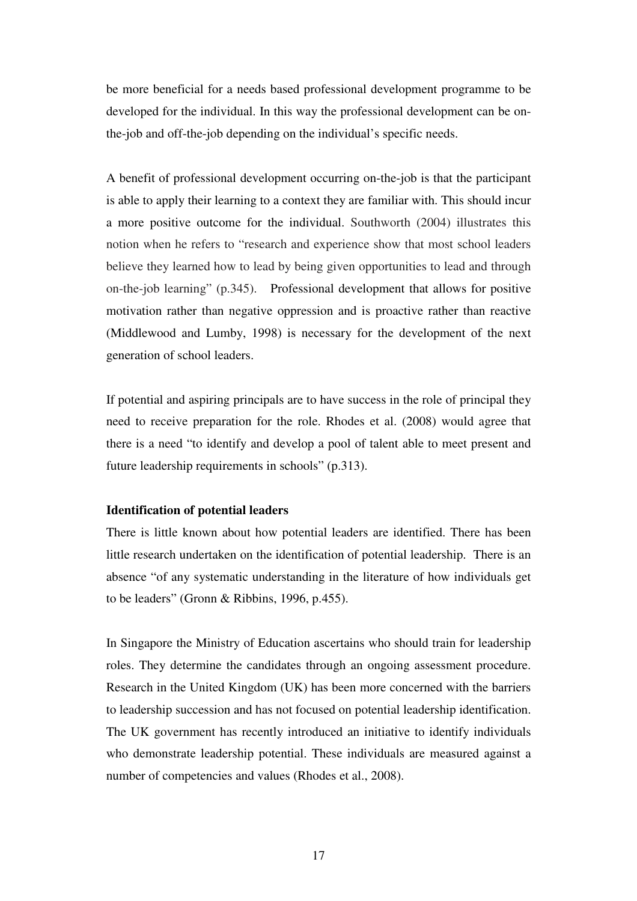be more beneficial for a needs based professional development programme to be developed for the individual. In this way the professional development can be on-the-job and off-the-job depending on the individual's specific needs.

A benefit of professional development occurring on-the-job is that the participant is able to apply their learning to a context they are familiar with. This should incur a more positive outcome for the individual. Southworth (2004) illustrates this notion when he refers to "research and experience show that most school leaders believe they learned how to lead by being given opportunities to lead and through on-the-job learning" (p.345). Professional development that allows for positive motivation rather than negative oppression and is proactive rather than reactive (Middlewood and Lumby, 1998) is necessary for the development of the next generation of school leaders.

If potential and aspiring principals are to have success in the role of principal they need to receive preparation for the role. Rhodes et al. (2008) would agree that there is a need "to identify and develop a pool of talent able to meet present and future leadership requirements in schools" (p.313).

**Identification of potential leaders**

There is little known about how potential leaders are identified. There has been little research undertaken on the identification of potential leadership. There is an absence "of any systematic understanding in the literature of how individuals get to be leaders" (Gronn & Ribbins, 1996, p.455).

In Singapore the Ministry of Education ascertains who should train for leadership roles. They determine the candidates through an ongoing assessment procedure. Research in the United Kingdom (UK) has been more concerned with the barriers to leadership succession and has not focused on potential leadership identification. The UK government has recently introduced an initiative to identify individuals who demonstrate leadership potential. These individuals are measured against a number of competencies and values (Rhodes et al., 2008).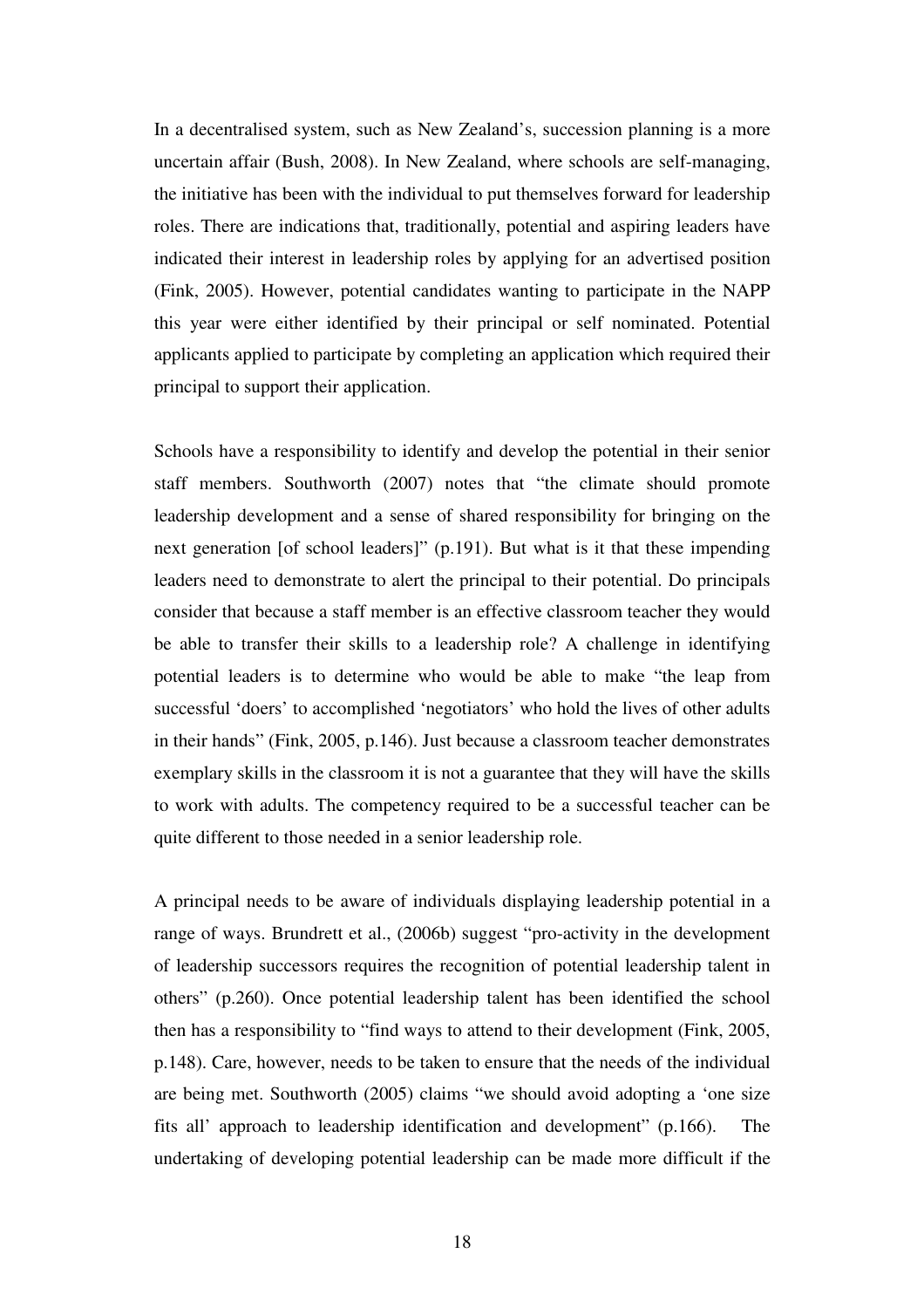In a decentralised system, such as New Zealand's, succession planning is a more uncertain affair (Bush, 2008). In New Zealand, where schools are self-managing, the initiative has been with the individual to put themselves forward for leadership roles. There are indications that, traditionally, potential and aspiring leaders have indicated their interest in leadership roles by applying for an advertised position (Fink, 2005). However, potential candidates wanting to participate in the NAPP this year were either identified by their principal or self nominated. Potential applicants applied to participate by completing an application which required their principal to support their application.

Schools have a responsibility to identify and develop the potential in their senior staff members. Southworth (2007) notes that "the climate should promote leadership development and a sense of shared responsibility for bringing on the next generation [of school leaders]" (p.191). But what is it that these impending leaders need to demonstrate to alert the principal to their potential. Do principals consider that because a staff member is an effective classroom teacher they would be able to transfer their skills to a leadership role? A challenge in identifying potential leaders is to determine who would be able to make "the leap from successful 'doers' to accomplished 'negotiators' who hold the lives of other adults in their hands" (Fink, 2005, p.146). Just because a classroom teacher demonstrates exemplary skills in the classroom it is not a guarantee that they will have the skills to work with adults. The competency required to be a successful teacher can be quite different to those needed in a senior leadership role.

A principal needs to be aware of individuals displaying leadership potential in a range of ways. Brundrett et al., (2006b) suggest "pro-activity in the development of leadership successors requires the recognition of potential leadership talent in others" (p.260). Once potential leadership talent has been identified the school then has a responsibility to "find ways to attend to their development (Fink, 2005, p.148). Care, however, needs to be taken to ensure that the needs of the individual are being met. Southworth (2005) claims "we should avoid adopting a 'one size fits all' approach to leadership identification and development" (p.166). The undertaking of developing potential leadership can be made more difficult if the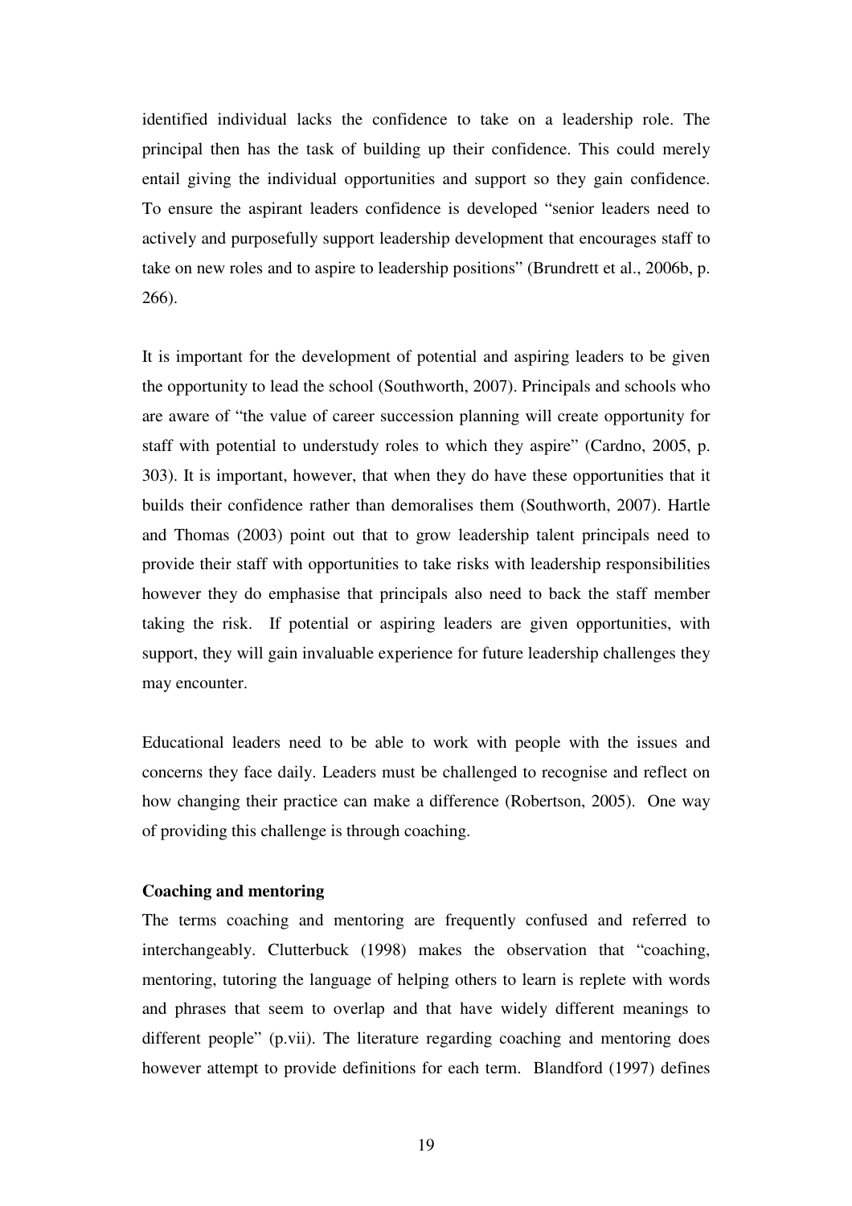identified individual lacks the confidence to take on a leadership role. The principal then has the task of building up their confidence. This could merely entail giving the individual opportunities and support so they gain confidence. To ensure the aspirant leaders confidence is developed "senior leaders need to actively and purposefully support leadership development that encourages staff to take on new roles and to aspire to leadership positions" (Brundrett et al., 2006b, p. 266).

It is important for the development of potential and aspiring leaders to be given the opportunity to lead the school (Southworth, 2007). Principals and schools who are aware of "the value of career succession planning will create opportunity for staff with potential to understudy roles to which they aspire" (Cardno, 2005, p. 303). It is important, however, that when they do have these opportunities that it builds their confidence rather than demoralises them (Southworth, 2007). Hartle and Thomas (2003) point out that to grow leadership talent principals need to provide their staff with opportunities to take risks with leadership responsibilities however they do emphasise that principals also need to back the staff member taking the risk. If potential or aspiring leaders are given opportunities, with support, they will gain invaluable experience for future leadership challenges they may encounter.

Educational leaders need to be able to work with people with the issues and concerns they face daily. Leaders must be challenged to recognise and reflect on how changing their practice can make a difference (Robertson, 2005). One way of providing this challenge is through coaching.

**Coaching and mentoring**

The terms coaching and mentoring are frequently confused and referred to interchangeably. Clutterbuck (1998) makes the observation that "coaching, mentoring, tutoring the language of helping others to learn is replete with words and phrases that seem to overlap and that have widely different meanings to different people" (p.vii). The literature regarding coaching and mentoring does however attempt to provide definitions for each term. Blandford (1997) defines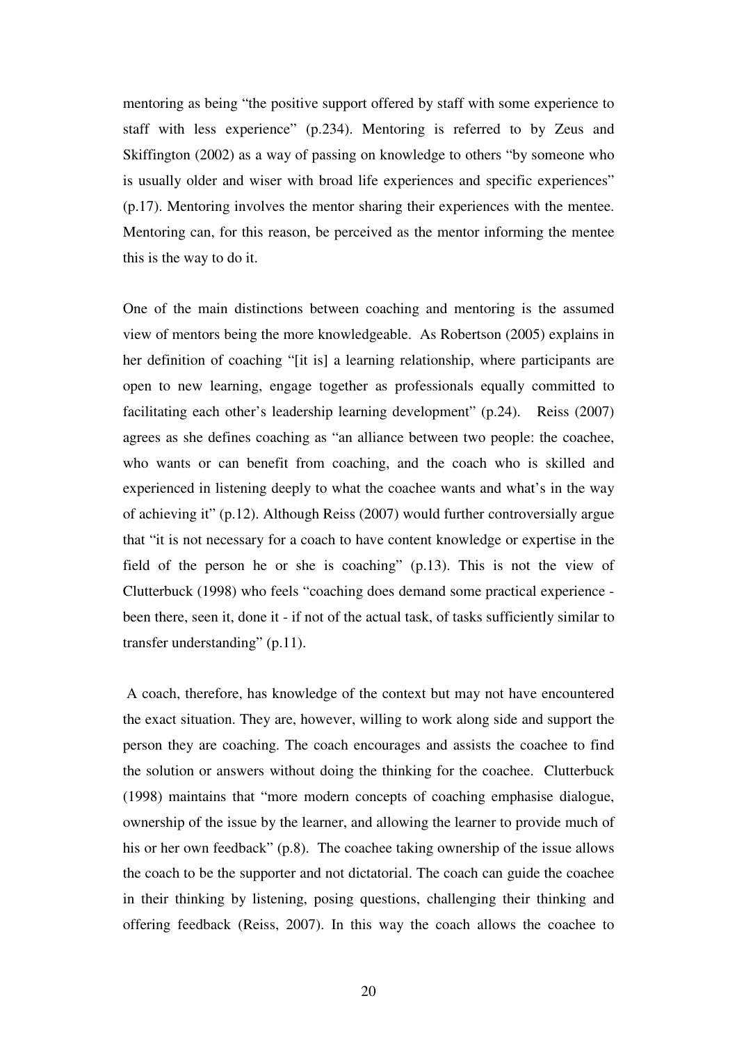mentoring as being “the positive support offered by staff with some experience to staff with less experience” (p.234). Mentoring is referred to by Zeus and Skiffington (2002) as a way of passing on knowledge to others “by someone who is usually older and wiser with broad life experiences and specific experiences” (p.17). Mentoring involves the mentor sharing their experiences with the mentee. Mentoring can, for this reason, be perceived as the mentor informing the mentee this is the way to do it.

One of the main distinctions between coaching and mentoring is the assumed view of mentors being the more knowledgeable. As Robertson (2005) explains in her definition of coaching “[it is] a learning relationship, where participants are open to new learning, engage together as professionals equally committed to facilitating each other’s leadership learning development” (p.24). Reiss (2007) agrees as she defines coaching as “an alliance between two people: the coachee, who wants or can benefit from coaching, and the coach who is skilled and experienced in listening deeply to what the coachee wants and what’s in the way of achieving it” (p.12). Although Reiss (2007) would further controversially argue that “it is not necessary for a coach to have content knowledge or expertise in the field of the person he or she is coaching” (p.13). This is not the view of Clutterbuck (1998) who feels “coaching does demand some practical experience - been there, seen it, done it - if not of the actual task, of tasks sufficiently similar to transfer understanding” (p.11).

A coach, therefore, has knowledge of the context but may not have encountered the exact situation. They are, however, willing to work along side and support the person they are coaching. The coach encourages and assists the coachee to find the solution or answers without doing the thinking for the coachee. Clutterbuck (1998) maintains that “more modern concepts of coaching emphasise dialogue, ownership of the issue by the learner, and allowing the learner to provide much of his or her own feedback” (p.8). The coachee taking ownership of the issue allows the coach to be the supporter and not dictatorial. The coach can guide the coachee in their thinking by listening, posing questions, challenging their thinking and offering feedback (Reiss, 2007). In this way the coach allows the coachee to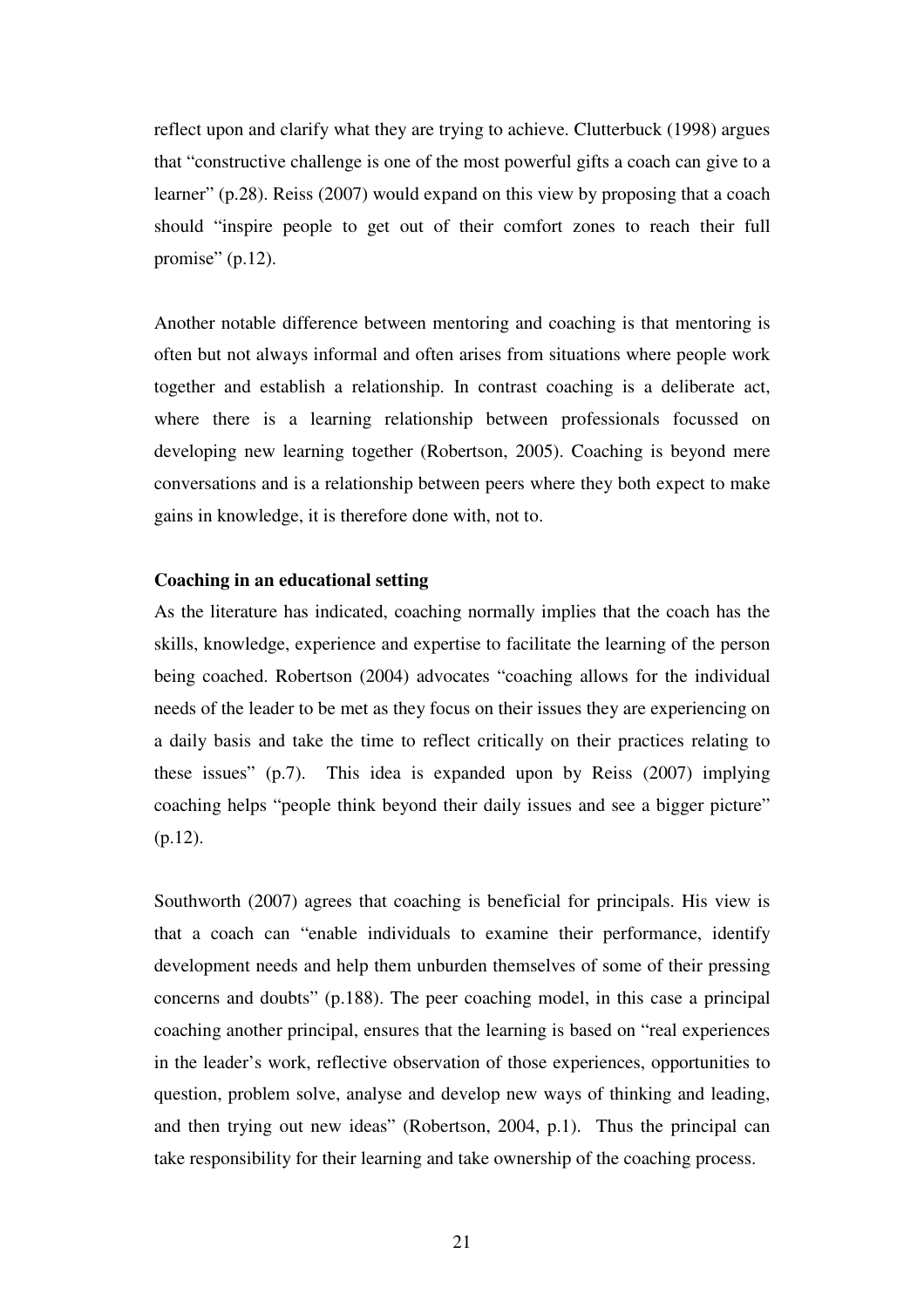reflect upon and clarify what they are trying to achieve. Clutterbuck (1998) argues that "constructive challenge is one of the most powerful gifts a coach can give to a learner" (p.28). Reiss (2007) would expand on this view by proposing that a coach should "inspire people to get out of their comfort zones to reach their full promise" (p.12).

Another notable difference between mentoring and coaching is that mentoring is often but not always informal and often arises from situations where people work together and establish a relationship. In contrast coaching is a deliberate act, where there is a learning relationship between professionals focussed on developing new learning together (Robertson, 2005). Coaching is beyond mere conversations and is a relationship between peers where they both expect to make gains in knowledge, it is therefore done with, not to.

**Coaching in an educational setting**

As the literature has indicated, coaching normally implies that the coach has the skills, knowledge, experience and expertise to facilitate the learning of the person being coached. Robertson (2004) advocates "coaching allows for the individual needs of the leader to be met as they focus on their issues they are experiencing on a daily basis and take the time to reflect critically on their practices relating to these issues" (p.7). This idea is expanded upon by Reiss (2007) implying coaching helps "people think beyond their daily issues and see a bigger picture" (p.12).

Southworth (2007) agrees that coaching is beneficial for principals. His view is that a coach can "enable individuals to examine their performance, identify development needs and help them unburden themselves of some of their pressing concerns and doubts" (p.188). The peer coaching model, in this case a principal coaching another principal, ensures that the learning is based on "real experiences in the leader's work, reflective observation of those experiences, opportunities to question, problem solve, analyse and develop new ways of thinking and leading, and then trying out new ideas" (Robertson, 2004, p.1). Thus the principal can take responsibility for their learning and take ownership of the coaching process.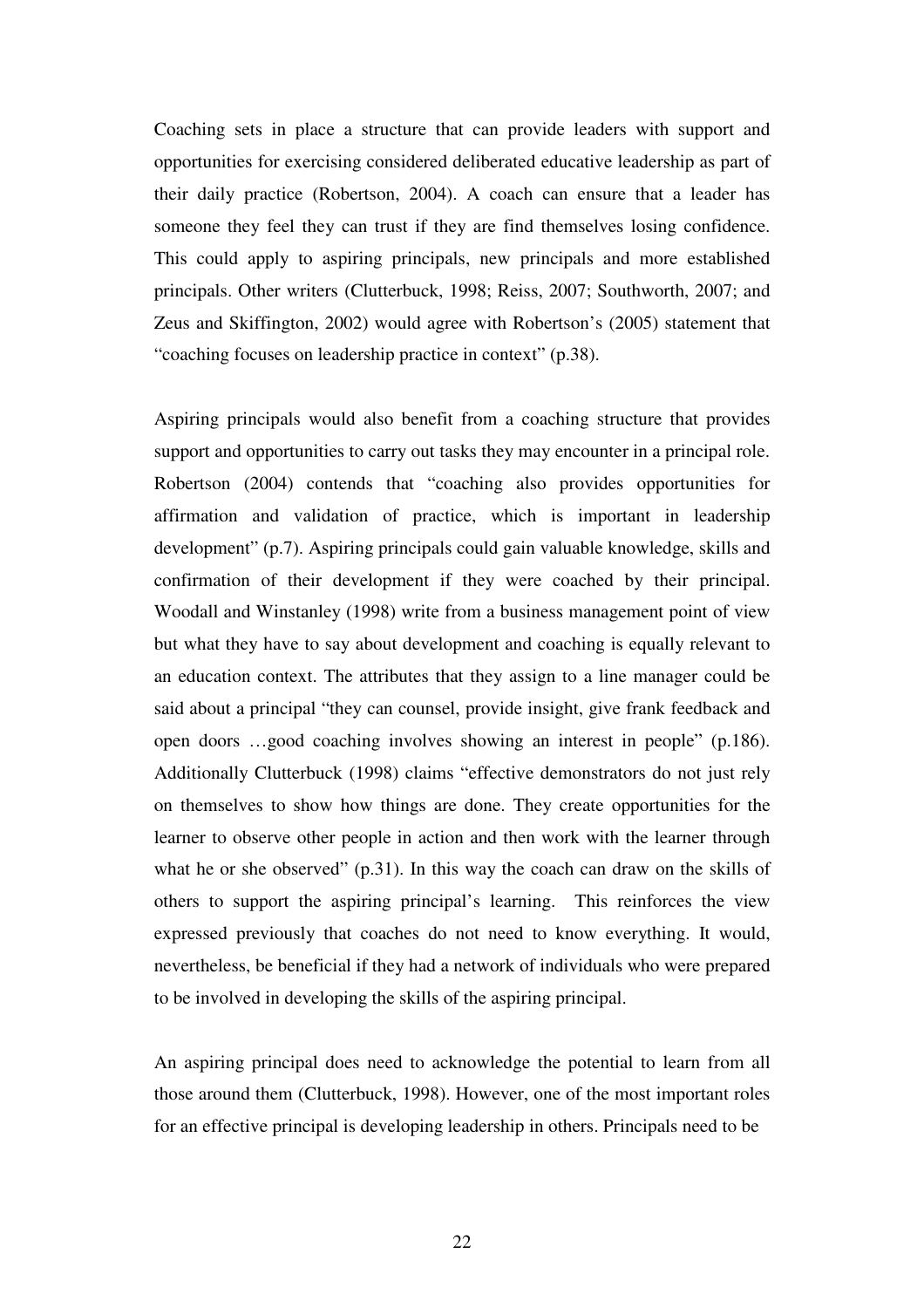Coaching sets in place a structure that can provide leaders with support and opportunities for exercising considered deliberated educative leadership as part of their daily practice (Robertson, 2004). A coach can ensure that a leader has someone they feel they can trust if they are find themselves losing confidence. This could apply to aspiring principals, new principals and more established principals. Other writers (Clutterbuck, 1998; Reiss, 2007; Southworth, 2007; and Zeus and Skiffington, 2002) would agree with Robertson's (2005) statement that "coaching focuses on leadership practice in context" (p.38).

Aspiring principals would also benefit from a coaching structure that provides support and opportunities to carry out tasks they may encounter in a principal role. Robertson (2004) contends that "coaching also provides opportunities for affirmation and validation of practice, which is important in leadership development" (p.7). Aspiring principals could gain valuable knowledge, skills and confirmation of their development if they were coached by their principal. Woodall and Winstanley (1998) write from a business management point of view but what they have to say about development and coaching is equally relevant to an education context. The attributes that they assign to a line manager could be said about a principal "they can counsel, provide insight, give frank feedback and open doors …good coaching involves showing an interest in people" (p.186). Additionally Clutterbuck (1998) claims "effective demonstrators do not just rely on themselves to show how things are done. They create opportunities for the learner to observe other people in action and then work with the learner through what he or she observed" (p.31). In this way the coach can draw on the skills of others to support the aspiring principal's learning. This reinforces the view expressed previously that coaches do not need to know everything. It would, nevertheless, be beneficial if they had a network of individuals who were prepared to be involved in developing the skills of the aspiring principal.

An aspiring principal does need to acknowledge the potential to learn from all those around them (Clutterbuck, 1998). However, one of the most important roles for an effective principal is developing leadership in others. Principals need to be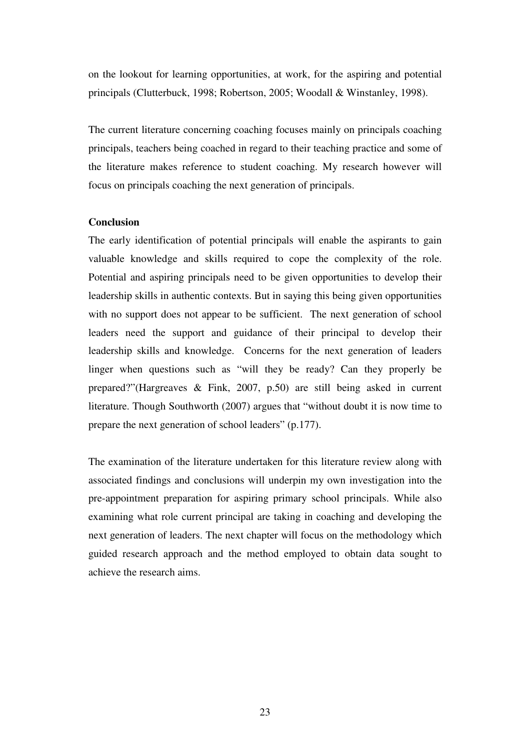on the lookout for learning opportunities, at work, for the aspiring and potential principals (Clutterbuck, 1998; Robertson, 2005; Woodall & Winstanley, 1998).

The current literature concerning coaching focuses mainly on principals coaching principals, teachers being coached in regard to their teaching practice and some of the literature makes reference to student coaching. My research however will focus on principals coaching the next generation of principals.

**Conclusion**

The early identification of potential principals will enable the aspirants to gain valuable knowledge and skills required to cope the complexity of the role. Potential and aspiring principals need to be given opportunities to develop their leadership skills in authentic contexts. But in saying this being given opportunities with no support does not appear to be sufficient. The next generation of school leaders need the support and guidance of their principal to develop their leadership skills and knowledge. Concerns for the next generation of leaders linger when questions such as "will they be ready? Can they properly be prepared?"(Hargreaves & Fink, 2007, p.50) are still being asked in current literature. Though Southworth (2007) argues that "without doubt it is now time to prepare the next generation of school leaders" (p.177).

The examination of the literature undertaken for this literature review along with associated findings and conclusions will underpin my own investigation into the pre-appointment preparation for aspiring primary school principals. While also examining what role current principal are taking in coaching and developing the next generation of leaders. The next chapter will focus on the methodology which guided research approach and the method employed to obtain data sought to achieve the research aims.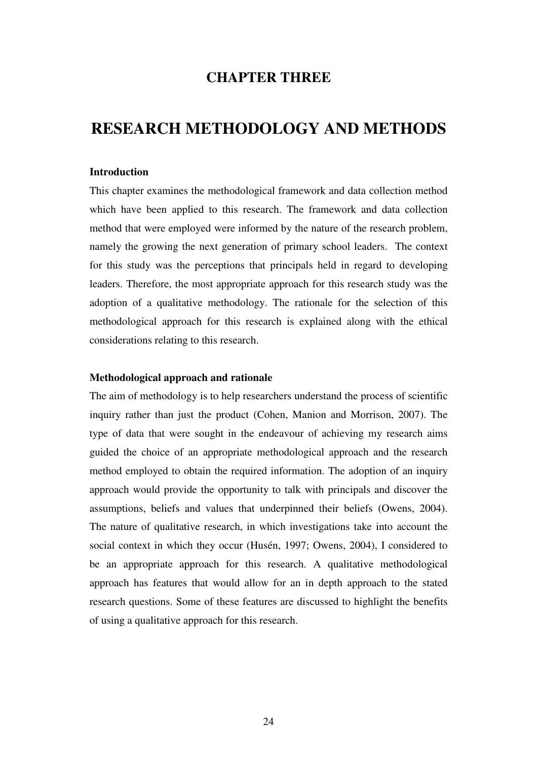# CHAPTER THREE

# RESEARCH METHODOLOGY AND METHODS

### Introduction

This chapter examines the methodological framework and data collection method which have been applied to this research. The framework and data collection method that were employed were informed by the nature of the research problem, namely the growing the next generation of primary school leaders. The context for this study was the perceptions that principals held in regard to developing leaders. Therefore, the most appropriate approach for this research study was the adoption of a qualitative methodology. The rationale for the selection of this methodological approach for this research is explained along with the ethical considerations relating to this research.

### Methodological approach and rationale

The aim of methodology is to help researchers understand the process of scientific inquiry rather than just the product (Cohen, Manion and Morrison, 2007). The type of data that were sought in the endeavour of achieving my research aims guided the choice of an appropriate methodological approach and the research method employed to obtain the required information. The adoption of an inquiry approach would provide the opportunity to talk with principals and discover the assumptions, beliefs and values that underpinned their beliefs (Owens, 2004). The nature of qualitative research, in which investigations take into account the social context in which they occur (Husén, 1997; Owens, 2004), I considered to be an appropriate approach for this research. A qualitative methodological approach has features that would allow for an in depth approach to the stated research questions. Some of these features are discussed to highlight the benefits of using a qualitative approach for this research.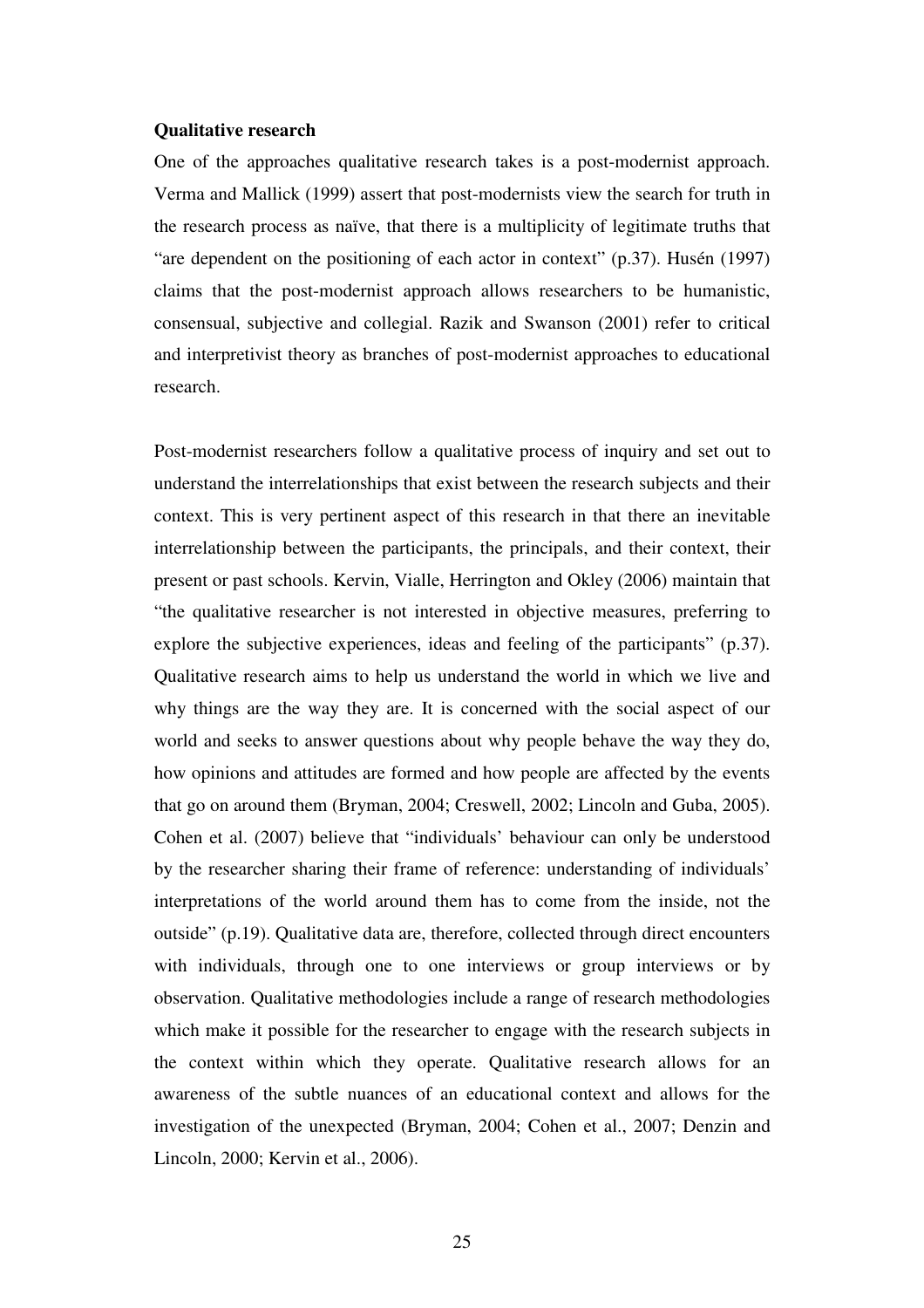**Qualitative research**

One of the approaches qualitative research takes is a post-modernist approach. Verma and Mallick (1999) assert that post-modernists view the search for truth in the research process as naïve, that there is a multiplicity of legitimate truths that "are dependent on the positioning of each actor in context" (p.37). Husén (1997) claims that the post-modernist approach allows researchers to be humanistic, consensual, subjective and collegial. Razik and Swanson (2001) refer to critical and interpretivist theory as branches of post-modernist approaches to educational research.

Post-modernist researchers follow a qualitative process of inquiry and set out to understand the interrelationships that exist between the research subjects and their context. This is very pertinent aspect of this research in that there an inevitable interrelationship between the participants, the principals, and their context, their present or past schools. Kervin, Vialle, Herrington and Okley (2006) maintain that "the qualitative researcher is not interested in objective measures, preferring to explore the subjective experiences, ideas and feeling of the participants" (p.37). Qualitative research aims to help us understand the world in which we live and why things are the way they are. It is concerned with the social aspect of our world and seeks to answer questions about why people behave the way they do, how opinions and attitudes are formed and how people are affected by the events that go on around them (Bryman, 2004; Creswell, 2002; Lincoln and Guba, 2005). Cohen et al. (2007) believe that "individuals' behaviour can only be understood by the researcher sharing their frame of reference: understanding of individuals' interpretations of the world around them has to come from the inside, not the outside" (p.19). Qualitative data are, therefore, collected through direct encounters with individuals, through one to one interviews or group interviews or by observation. Qualitative methodologies include a range of research methodologies which make it possible for the researcher to engage with the research subjects in the context within which they operate. Qualitative research allows for an awareness of the subtle nuances of an educational context and allows for the investigation of the unexpected (Bryman, 2004; Cohen et al., 2007; Denzin and Lincoln, 2000; Kervin et al., 2006).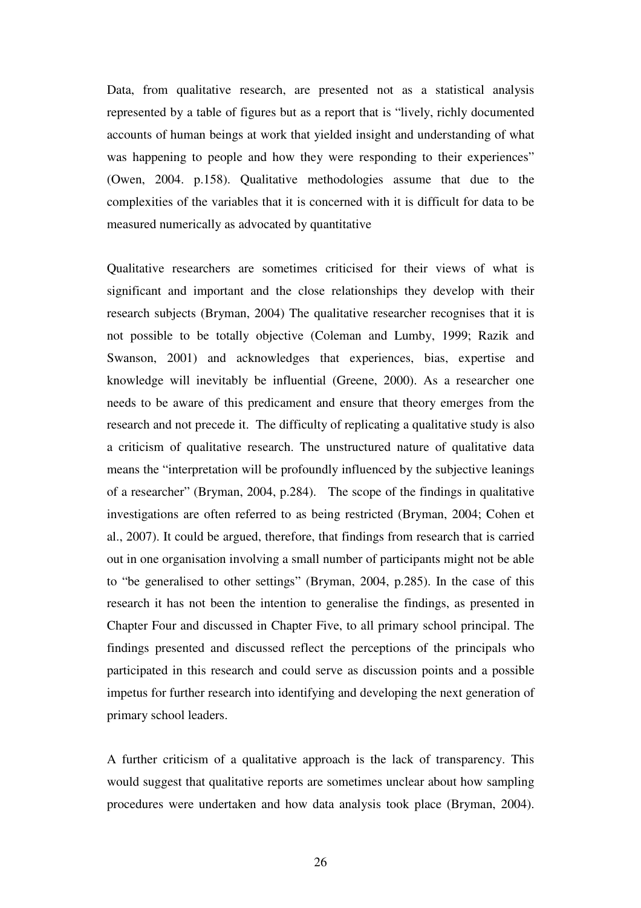Data, from qualitative research, are presented not as a statistical analysis represented by a table of figures but as a report that is "lively, richly documented accounts of human beings at work that yielded insight and understanding of what was happening to people and how they were responding to their experiences" (Owen, 2004. p.158). Qualitative methodologies assume that due to the complexities of the variables that it is concerned with it is difficult for data to be measured numerically as advocated by quantitative

Qualitative researchers are sometimes criticised for their views of what is significant and important and the close relationships they develop with their research subjects (Bryman, 2004) The qualitative researcher recognises that it is not possible to be totally objective (Coleman and Lumby, 1999; Razik and Swanson, 2001) and acknowledges that experiences, bias, expertise and knowledge will inevitably be influential (Greene, 2000). As a researcher one needs to be aware of this predicament and ensure that theory emerges from the research and not precede it. The difficulty of replicating a qualitative study is also a criticism of qualitative research. The unstructured nature of qualitative data means the "interpretation will be profoundly influenced by the subjective leanings of a researcher" (Bryman, 2004, p.284). The scope of the findings in qualitative investigations are often referred to as being restricted (Bryman, 2004; Cohen et al., 2007). It could be argued, therefore, that findings from research that is carried out in one organisation involving a small number of participants might not be able to "be generalised to other settings" (Bryman, 2004, p.285). In the case of this research it has not been the intention to generalise the findings, as presented in Chapter Four and discussed in Chapter Five, to all primary school principal. The findings presented and discussed reflect the perceptions of the principals who participated in this research and could serve as discussion points and a possible impetus for further research into identifying and developing the next generation of primary school leaders.

A further criticism of a qualitative approach is the lack of transparency. This would suggest that qualitative reports are sometimes unclear about how sampling procedures were undertaken and how data analysis took place (Bryman, 2004).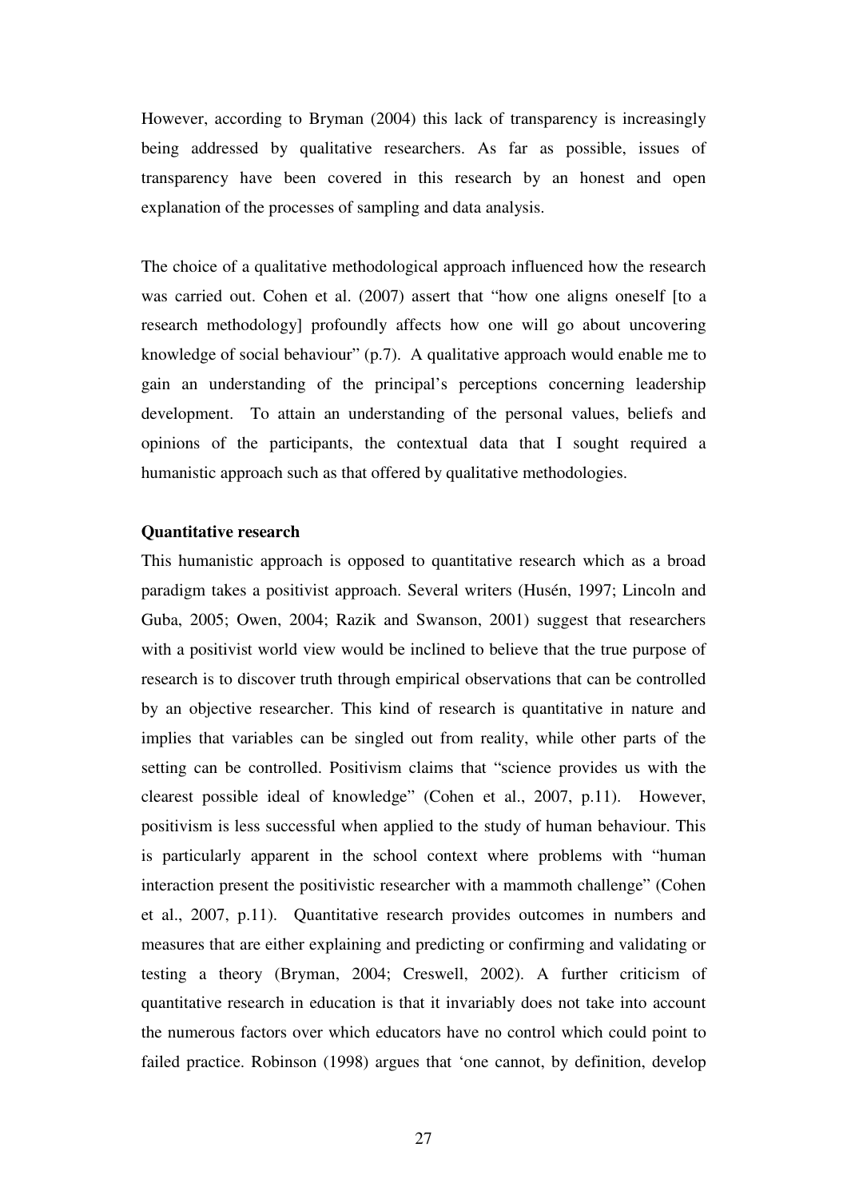However, according to Bryman (2004) this lack of transparency is increasingly being addressed by qualitative researchers. As far as possible, issues of transparency have been covered in this research by an honest and open explanation of the processes of sampling and data analysis.

The choice of a qualitative methodological approach influenced how the research was carried out. Cohen et al. (2007) assert that "how one aligns oneself [to a research methodology] profoundly affects how one will go about uncovering knowledge of social behaviour" (p.7). A qualitative approach would enable me to gain an understanding of the principal's perceptions concerning leadership development. To attain an understanding of the personal values, beliefs and opinions of the participants, the contextual data that I sought required a humanistic approach such as that offered by qualitative methodologies.

**Quantitative research**

This humanistic approach is opposed to quantitative research which as a broad paradigm takes a positivist approach. Several writers (Husén, 1997; Lincoln and Guba, 2005; Owen, 2004; Razik and Swanson, 2001) suggest that researchers with a positivist world view would be inclined to believe that the true purpose of research is to discover truth through empirical observations that can be controlled by an objective researcher. This kind of research is quantitative in nature and implies that variables can be singled out from reality, while other parts of the setting can be controlled. Positivism claims that "science provides us with the clearest possible ideal of knowledge" (Cohen et al., 2007, p.11). However, positivism is less successful when applied to the study of human behaviour. This is particularly apparent in the school context where problems with "human interaction present the positivistic researcher with a mammoth challenge" (Cohen et al., 2007, p.11). Quantitative research provides outcomes in numbers and measures that are either explaining and predicting or confirming and validating or testing a theory (Bryman, 2004; Creswell, 2002). A further criticism of quantitative research in education is that it invariably does not take into account the numerous factors over which educators have no control which could point to failed practice. Robinson (1998) argues that 'one cannot, by definition, develop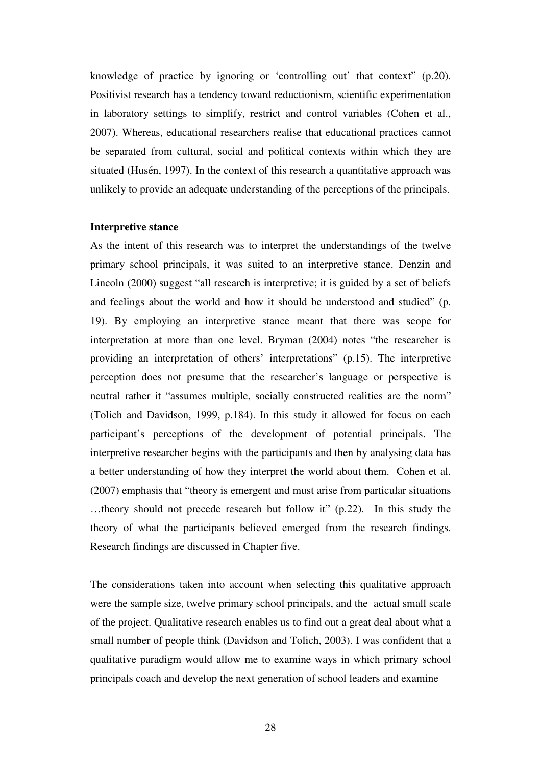knowledge of practice by ignoring or 'controlling out' that context" (p.20). Positivist research has a tendency toward reductionism, scientific experimentation in laboratory settings to simplify, restrict and control variables (Cohen et al., 2007). Whereas, educational researchers realise that educational practices cannot be separated from cultural, social and political contexts within which they are situated (Husén, 1997). In the context of this research a quantitative approach was unlikely to provide an adequate understanding of the perceptions of the principals.

**Interpretive stance**

As the intent of this research was to interpret the understandings of the twelve primary school principals, it was suited to an interpretive stance. Denzin and Lincoln (2000) suggest "all research is interpretive; it is guided by a set of beliefs and feelings about the world and how it should be understood and studied" (p. 19). By employing an interpretive stance meant that there was scope for interpretation at more than one level. Bryman (2004) notes "the researcher is providing an interpretation of others' interpretations" (p.15). The interpretive perception does not presume that the researcher's language or perspective is neutral rather it "assumes multiple, socially constructed realities are the norm" (Tolich and Davidson, 1999, p.184). In this study it allowed for focus on each participant's perceptions of the development of potential principals. The interpretive researcher begins with the participants and then by analysing data has a better understanding of how they interpret the world about them. Cohen et al. (2007) emphasis that "theory is emergent and must arise from particular situations …theory should not precede research but follow it" (p.22). In this study the theory of what the participants believed emerged from the research findings. Research findings are discussed in Chapter five.

The considerations taken into account when selecting this qualitative approach were the sample size, twelve primary school principals, and the actual small scale of the project. Qualitative research enables us to find out a great deal about what a small number of people think (Davidson and Tolich, 2003). I was confident that a qualitative paradigm would allow me to examine ways in which primary school principals coach and develop the next generation of school leaders and examine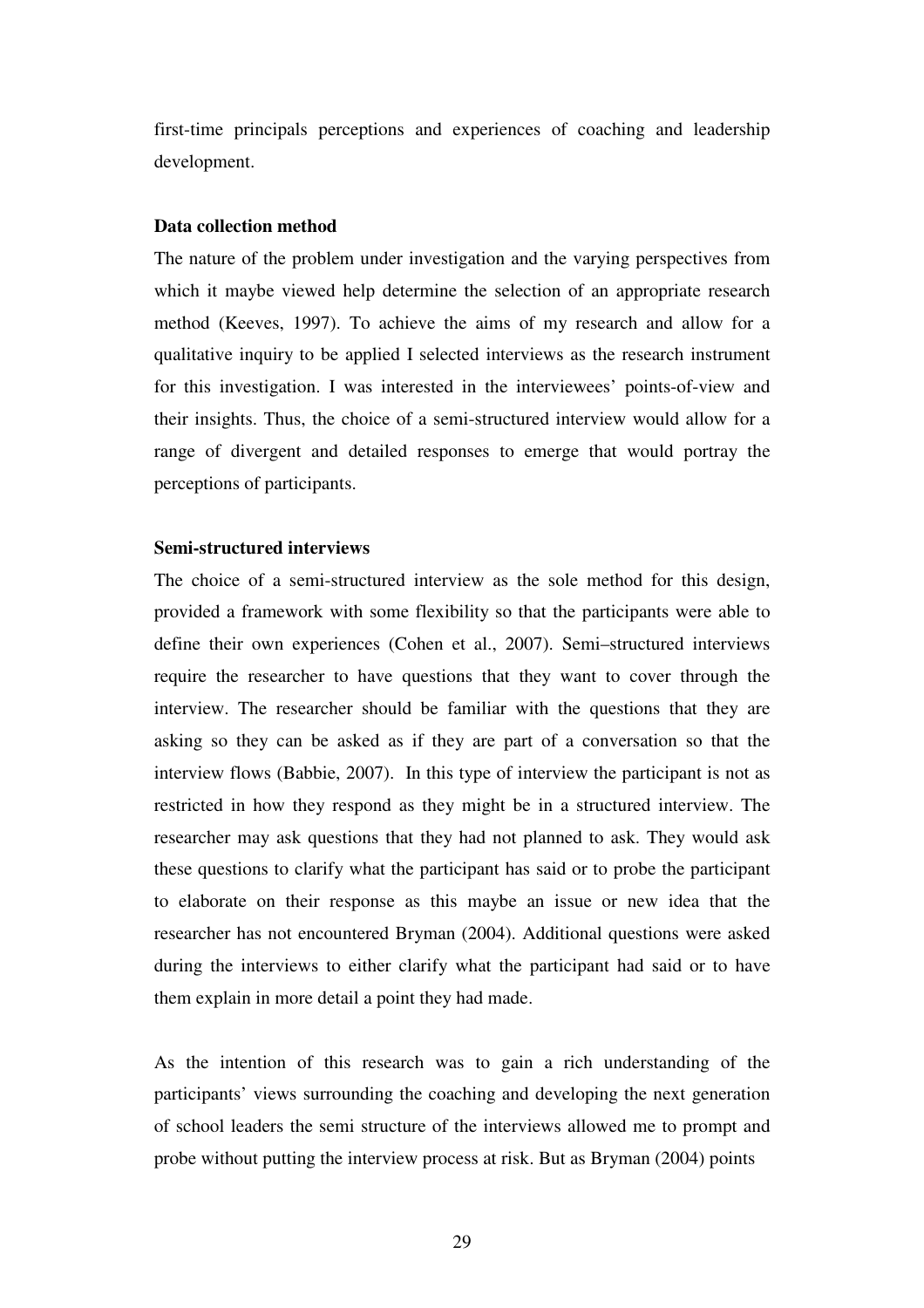first-time principals perceptions and experiences of coaching and leadership development.

**Data collection method**

The nature of the problem under investigation and the varying perspectives from which it maybe viewed help determine the selection of an appropriate research method (Keeves, 1997). To achieve the aims of my research and allow for a qualitative inquiry to be applied I selected interviews as the research instrument for this investigation. I was interested in the interviewees' points-of-view and their insights. Thus, the choice of a semi-structured interview would allow for a range of divergent and detailed responses to emerge that would portray the perceptions of participants.

**Semi-structured interviews**

The choice of a semi-structured interview as the sole method for this design, provided a framework with some flexibility so that the participants were able to define their own experiences (Cohen et al., 2007). Semi–structured interviews require the researcher to have questions that they want to cover through the interview. The researcher should be familiar with the questions that they are asking so they can be asked as if they are part of a conversation so that the interview flows (Babbie, 2007). In this type of interview the participant is not as restricted in how they respond as they might be in a structured interview. The researcher may ask questions that they had not planned to ask. They would ask these questions to clarify what the participant has said or to probe the participant to elaborate on their response as this maybe an issue or new idea that the researcher has not encountered Bryman (2004). Additional questions were asked during the interviews to either clarify what the participant had said or to have them explain in more detail a point they had made.

As the intention of this research was to gain a rich understanding of the participants' views surrounding the coaching and developing the next generation of school leaders the semi structure of the interviews allowed me to prompt and probe without putting the interview process at risk. But as Bryman (2004) points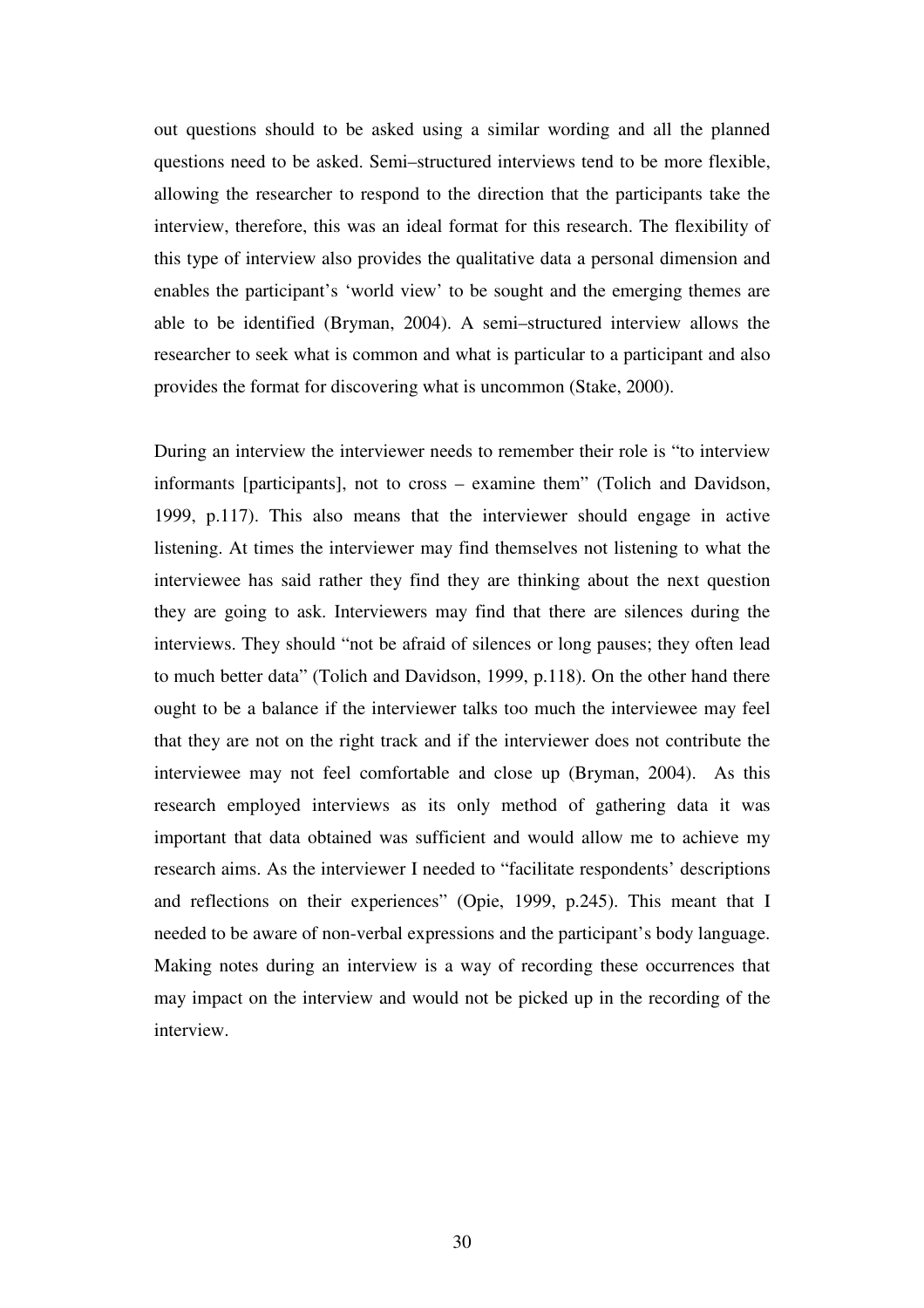out questions should to be asked using a similar wording and all the planned questions need to be asked. Semi–structured interviews tend to be more flexible, allowing the researcher to respond to the direction that the participants take the interview, therefore, this was an ideal format for this research. The flexibility of this type of interview also provides the qualitative data a personal dimension and enables the participant's 'world view' to be sought and the emerging themes are able to be identified (Bryman, 2004). A semi–structured interview allows the researcher to seek what is common and what is particular to a participant and also provides the format for discovering what is uncommon (Stake, 2000).

During an interview the interviewer needs to remember their role is "to interview informants [participants], not to cross – examine them" (Tolich and Davidson, 1999, p.117). This also means that the interviewer should engage in active listening. At times the interviewer may find themselves not listening to what the interviewee has said rather they find they are thinking about the next question they are going to ask. Interviewers may find that there are silences during the interviews. They should "not be afraid of silences or long pauses; they often lead to much better data" (Tolich and Davidson, 1999, p.118). On the other hand there ought to be a balance if the interviewer talks too much the interviewee may feel that they are not on the right track and if the interviewer does not contribute the interviewee may not feel comfortable and close up (Bryman, 2004). As this research employed interviews as its only method of gathering data it was important that data obtained was sufficient and would allow me to achieve my research aims. As the interviewer I needed to "facilitate respondents' descriptions and reflections on their experiences" (Opie, 1999, p.245). This meant that I needed to be aware of non-verbal expressions and the participant's body language. Making notes during an interview is a way of recording these occurrences that may impact on the interview and would not be picked up in the recording of the interview.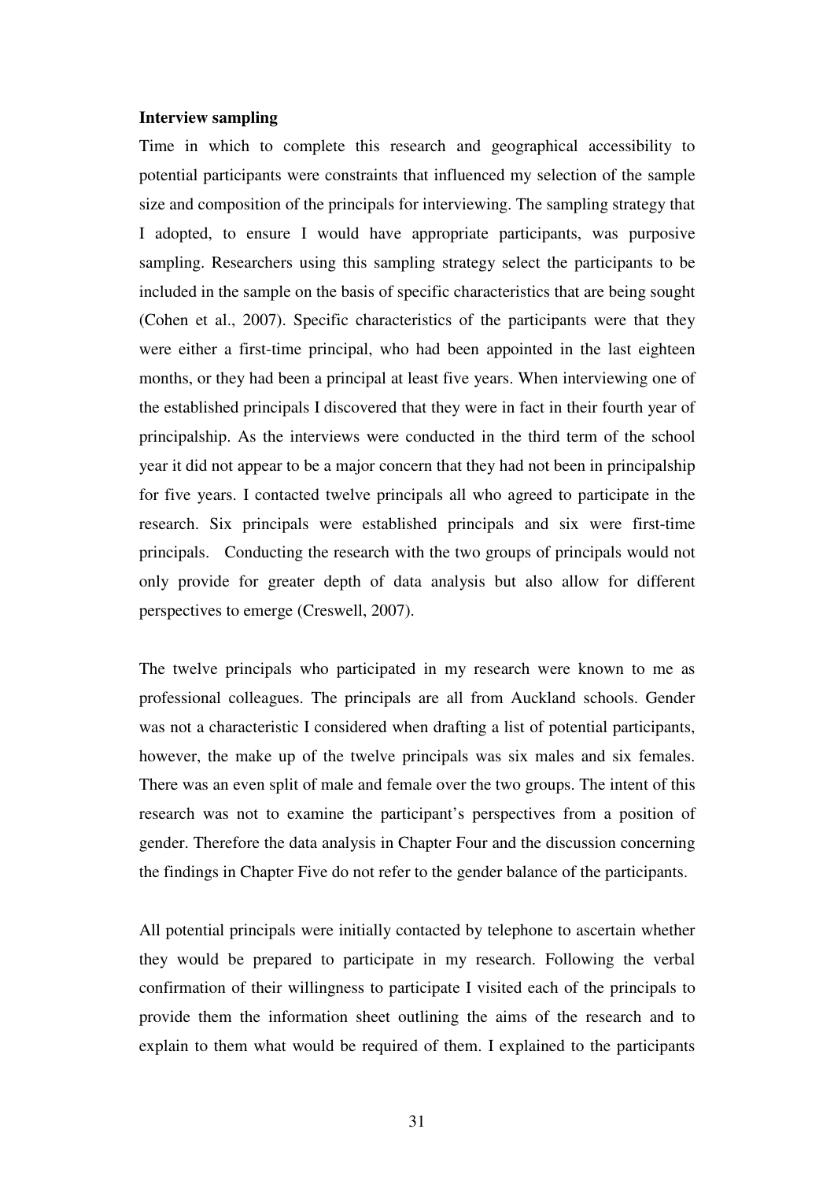**Interview sampling**

Time in which to complete this research and geographical accessibility to potential participants were constraints that influenced my selection of the sample size and composition of the principals for interviewing. The sampling strategy that I adopted, to ensure I would have appropriate participants, was purposive sampling. Researchers using this sampling strategy select the participants to be included in the sample on the basis of specific characteristics that are being sought (Cohen et al., 2007). Specific characteristics of the participants were that they were either a first-time principal, who had been appointed in the last eighteen months, or they had been a principal at least five years. When interviewing one of the established principals I discovered that they were in fact in their fourth year of principalship. As the interviews were conducted in the third term of the school year it did not appear to be a major concern that they had not been in principalship for five years. I contacted twelve principals all who agreed to participate in the research. Six principals were established principals and six were first-time principals. Conducting the research with the two groups of principals would not only provide for greater depth of data analysis but also allow for different perspectives to emerge (Creswell, 2007).

The twelve principals who participated in my research were known to me as professional colleagues. The principals are all from Auckland schools. Gender was not a characteristic I considered when drafting a list of potential participants, however, the make up of the twelve principals was six males and six females. There was an even split of male and female over the two groups. The intent of this research was not to examine the participant's perspectives from a position of gender. Therefore the data analysis in Chapter Four and the discussion concerning the findings in Chapter Five do not refer to the gender balance of the participants.

All potential principals were initially contacted by telephone to ascertain whether they would be prepared to participate in my research. Following the verbal confirmation of their willingness to participate I visited each of the principals to provide them the information sheet outlining the aims of the research and to explain to them what would be required of them. I explained to the participants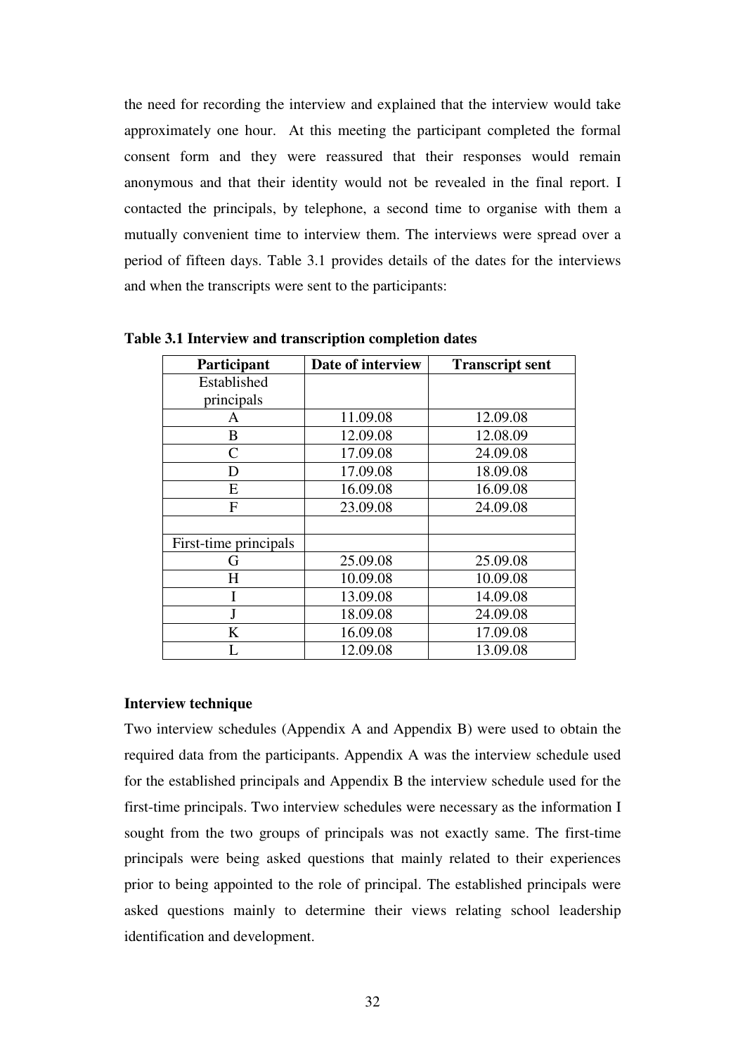the need for recording the interview and explained that the interview would take approximately one hour. At this meeting the participant completed the formal consent form and they were reassured that their responses would remain anonymous and that their identity would not be revealed in the final report. I contacted the principals, by telephone, a second time to organise with them a mutually convenient time to interview them. The interviews were spread over a period of fifteen days. Table 3.1 provides details of the dates for the interviews and when the transcripts were sent to the participants:

**Table 3.1 Interview and transcription completion dates**

| Participant | Date of interview | Transcript sent |
|---|---|---|
| Established principals | | |
| A | 11.09.08 | 12.09.08 |
| B | 12.09.08 | 12.08.09 |
| C | 17.09.08 | 24.09.08 |
| D | 17.09.08 | 18.09.08 |
| E | 16.09.08 | 16.09.08 |
| F | 23.09.08 | 24.09.08 |
| | | |
| First-time principals | | |
| G | 25.09.08 | 25.09.08 |
| H | 10.09.08 | 10.09.08 |
| I | 13.09.08 | 14.09.08 |
| J | 18.09.08 | 24.09.08 |
| K | 16.09.08 | 17.09.08 |
| L | 12.09.08 | 13.09.08 |

**Interview technique**

Two interview schedules (Appendix A and Appendix B) were used to obtain the required data from the participants. Appendix A was the interview schedule used for the established principals and Appendix B the interview schedule used for the first-time principals. Two interview schedules were necessary as the information I sought from the two groups of principals was not exactly same. The first-time principals were being asked questions that mainly related to their experiences prior to being appointed to the role of principal. The established principals were asked questions mainly to determine their views relating school leadership identification and development.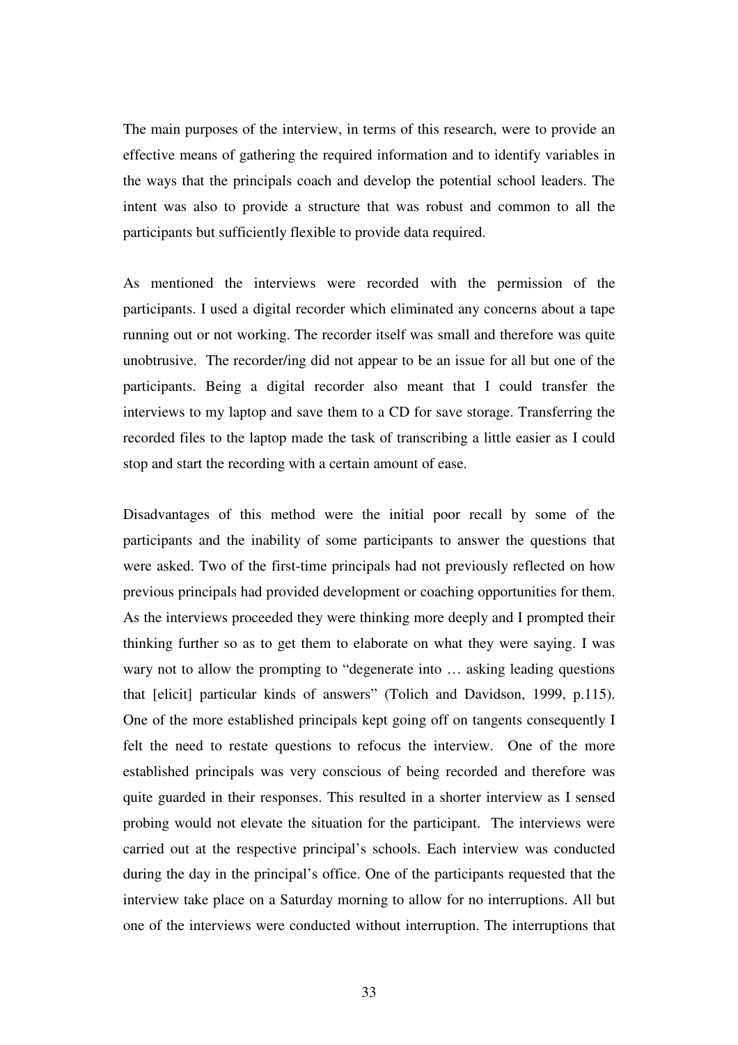The main purposes of the interview, in terms of this research, were to provide an effective means of gathering the required information and to identify variables in the ways that the principals coach and develop the potential school leaders. The intent was also to provide a structure that was robust and common to all the participants but sufficiently flexible to provide data required.

As mentioned the interviews were recorded with the permission of the participants. I used a digital recorder which eliminated any concerns about a tape running out or not working. The recorder itself was small and therefore was quite unobtrusive. The recorder/ing did not appear to be an issue for all but one of the participants. Being a digital recorder also meant that I could transfer the interviews to my laptop and save them to a CD for save storage. Transferring the recorded files to the laptop made the task of transcribing a little easier as I could stop and start the recording with a certain amount of ease.

Disadvantages of this method were the initial poor recall by some of the participants and the inability of some participants to answer the questions that were asked. Two of the first-time principals had not previously reflected on how previous principals had provided development or coaching opportunities for them. As the interviews proceeded they were thinking more deeply and I prompted their thinking further so as to get them to elaborate on what they were saying. I was wary not to allow the prompting to "degenerate into … asking leading questions that [elicit] particular kinds of answers" (Tolich and Davidson, 1999, p.115). One of the more established principals kept going off on tangents consequently I felt the need to restate questions to refocus the interview. One of the more established principals was very conscious of being recorded and therefore was quite guarded in their responses. This resulted in a shorter interview as I sensed probing would not elevate the situation for the participant. The interviews were carried out at the respective principal's schools. Each interview was conducted during the day in the principal's office. One of the participants requested that the interview take place on a Saturday morning to allow for no interruptions. All but one of the interviews were conducted without interruption. The interruptions that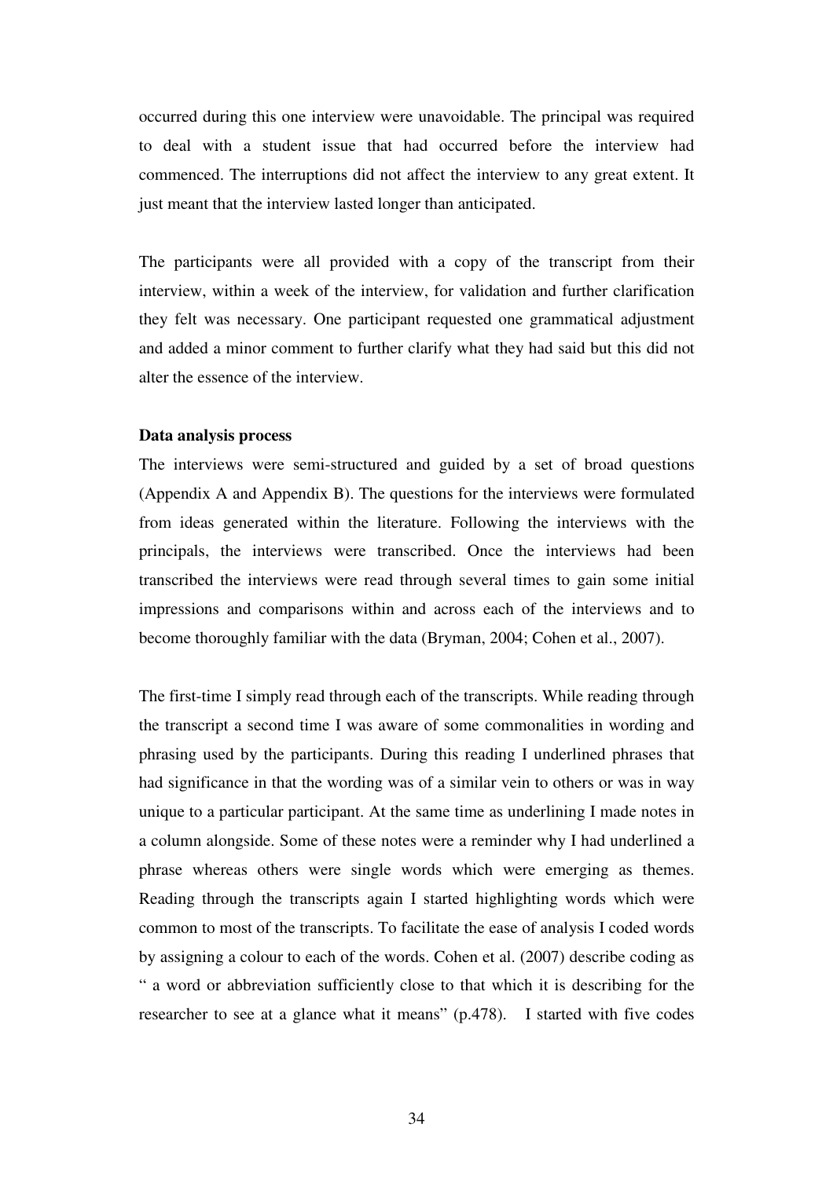occurred during this one interview were unavoidable. The principal was required to deal with a student issue that had occurred before the interview had commenced. The interruptions did not affect the interview to any great extent. It just meant that the interview lasted longer than anticipated.

The participants were all provided with a copy of the transcript from their interview, within a week of the interview, for validation and further clarification they felt was necessary. One participant requested one grammatical adjustment and added a minor comment to further clarify what they had said but this did not alter the essence of the interview.

**Data analysis process**

The interviews were semi-structured and guided by a set of broad questions (Appendix A and Appendix B). The questions for the interviews were formulated from ideas generated within the literature. Following the interviews with the principals, the interviews were transcribed. Once the interviews had been transcribed the interviews were read through several times to gain some initial impressions and comparisons within and across each of the interviews and to become thoroughly familiar with the data (Bryman, 2004; Cohen et al., 2007).

The first-time I simply read through each of the transcripts. While reading through the transcript a second time I was aware of some commonalities in wording and phrasing used by the participants. During this reading I underlined phrases that had significance in that the wording was of a similar vein to others or was in way unique to a particular participant. At the same time as underlining I made notes in a column alongside. Some of these notes were a reminder why I had underlined a phrase whereas others were single words which were emerging as themes. Reading through the transcripts again I started highlighting words which were common to most of the transcripts. To facilitate the ease of analysis I coded words by assigning a colour to each of the words. Cohen et al. (2007) describe coding as " a word or abbreviation sufficiently close to that which it is describing for the researcher to see at a glance what it means" (p.478). I started with five codes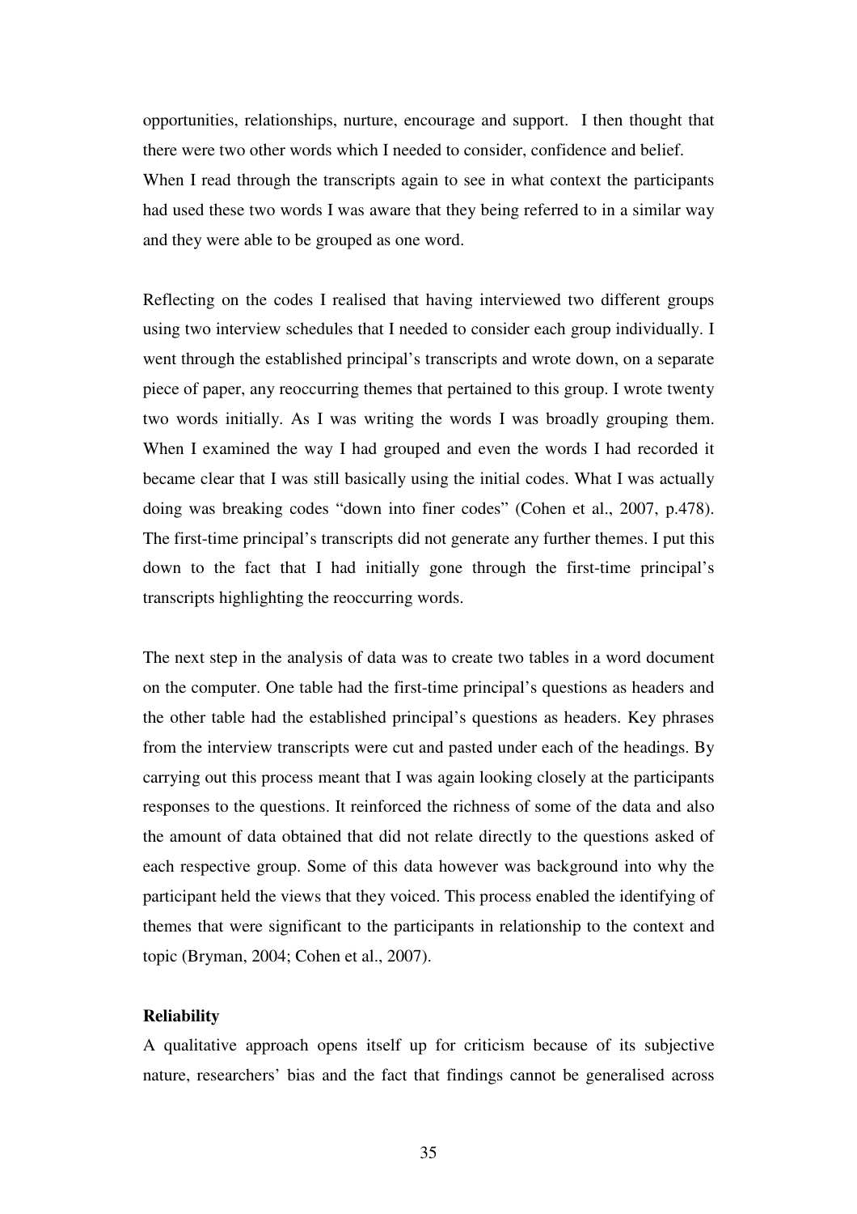opportunities, relationships, nurture, encourage and support. I then thought that there were two other words which I needed to consider, confidence and belief. When I read through the transcripts again to see in what context the participants had used these two words I was aware that they being referred to in a similar way and they were able to be grouped as one word.

Reflecting on the codes I realised that having interviewed two different groups using two interview schedules that I needed to consider each group individually. I went through the established principal's transcripts and wrote down, on a separate piece of paper, any reoccurring themes that pertained to this group. I wrote twenty two words initially. As I was writing the words I was broadly grouping them. When I examined the way I had grouped and even the words I had recorded it became clear that I was still basically using the initial codes. What I was actually doing was breaking codes "down into finer codes" (Cohen et al., 2007, p.478). The first-time principal's transcripts did not generate any further themes. I put this down to the fact that I had initially gone through the first-time principal's transcripts highlighting the reoccurring words.

The next step in the analysis of data was to create two tables in a word document on the computer. One table had the first-time principal's questions as headers and the other table had the established principal's questions as headers. Key phrases from the interview transcripts were cut and pasted under each of the headings. By carrying out this process meant that I was again looking closely at the participants responses to the questions. It reinforced the richness of some of the data and also the amount of data obtained that did not relate directly to the questions asked of each respective group. Some of this data however was background into why the participant held the views that they voiced. This process enabled the identifying of themes that were significant to the participants in relationship to the context and topic (Bryman, 2004; Cohen et al., 2007).

**Reliability**

A qualitative approach opens itself up for criticism because of its subjective nature, researchers' bias and the fact that findings cannot be generalised across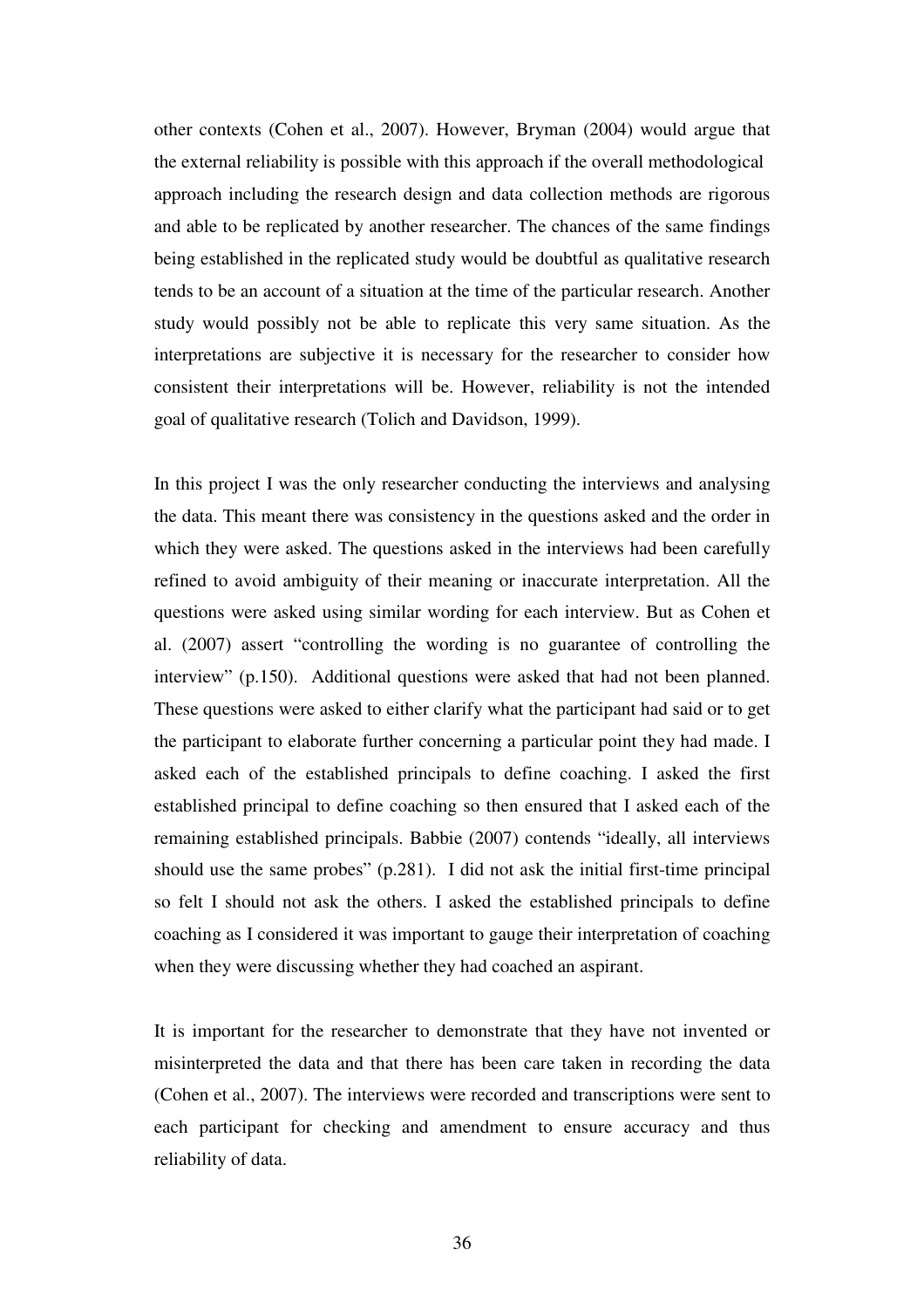other contexts (Cohen et al., 2007). However, Bryman (2004) would argue that the external reliability is possible with this approach if the overall methodological approach including the research design and data collection methods are rigorous and able to be replicated by another researcher. The chances of the same findings being established in the replicated study would be doubtful as qualitative research tends to be an account of a situation at the time of the particular research. Another study would possibly not be able to replicate this very same situation. As the interpretations are subjective it is necessary for the researcher to consider how consistent their interpretations will be. However, reliability is not the intended goal of qualitative research (Tolich and Davidson, 1999).

In this project I was the only researcher conducting the interviews and analysing the data. This meant there was consistency in the questions asked and the order in which they were asked. The questions asked in the interviews had been carefully refined to avoid ambiguity of their meaning or inaccurate interpretation. All the questions were asked using similar wording for each interview. But as Cohen et al. (2007) assert "controlling the wording is no guarantee of controlling the interview" (p.150). Additional questions were asked that had not been planned. These questions were asked to either clarify what the participant had said or to get the participant to elaborate further concerning a particular point they had made. I asked each of the established principals to define coaching. I asked the first established principal to define coaching so then ensured that I asked each of the remaining established principals. Babbie (2007) contends "ideally, all interviews should use the same probes" (p.281). I did not ask the initial first-time principal so felt I should not ask the others. I asked the established principals to define coaching as I considered it was important to gauge their interpretation of coaching when they were discussing whether they had coached an aspirant.

It is important for the researcher to demonstrate that they have not invented or misinterpreted the data and that there has been care taken in recording the data (Cohen et al., 2007). The interviews were recorded and transcriptions were sent to each participant for checking and amendment to ensure accuracy and thus reliability of data.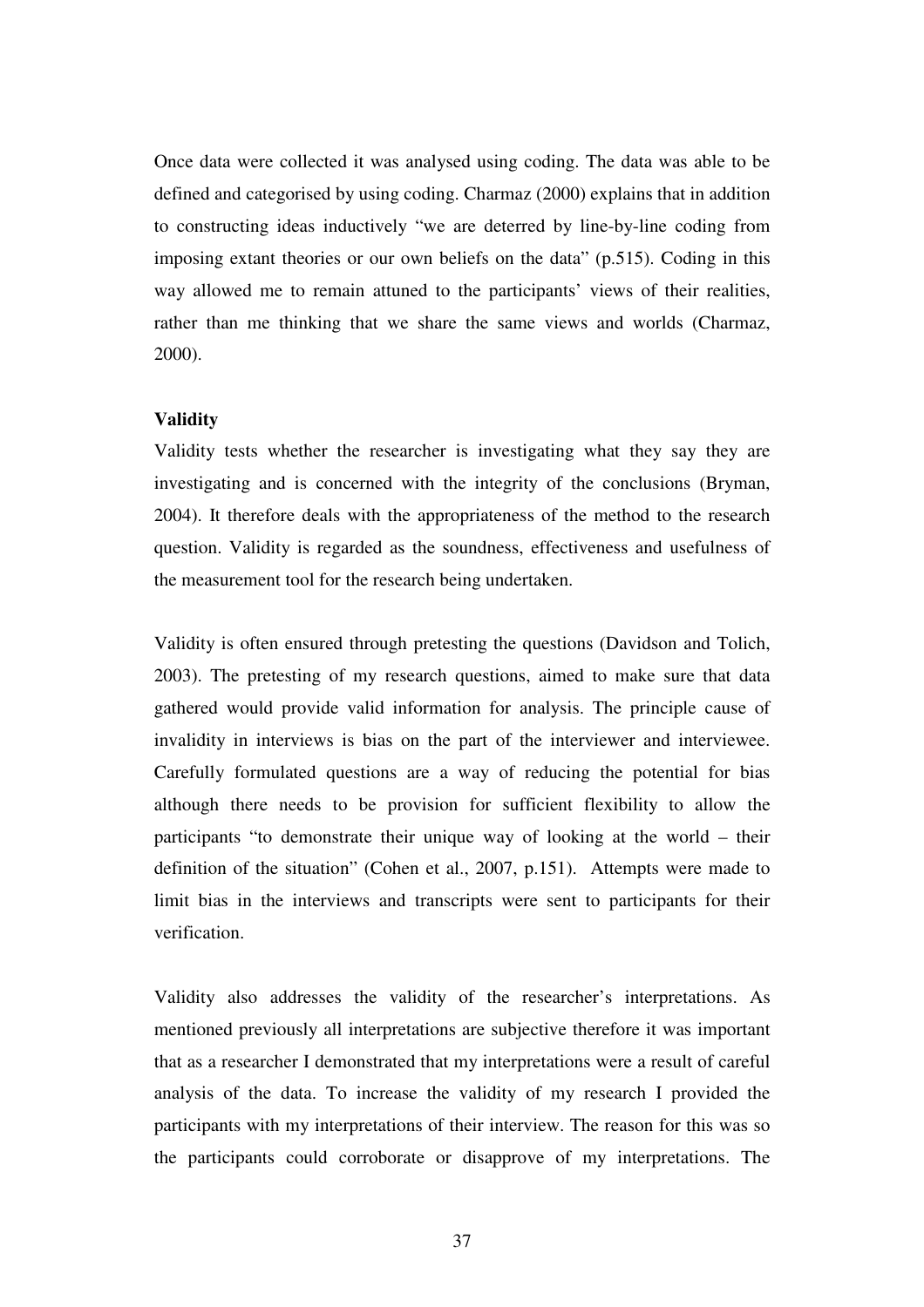Once data were collected it was analysed using coding. The data was able to be defined and categorised by using coding. Charmaz (2000) explains that in addition to constructing ideas inductively "we are deterred by line-by-line coding from imposing extant theories or our own beliefs on the data" (p.515). Coding in this way allowed me to remain attuned to the participants' views of their realities, rather than me thinking that we share the same views and worlds (Charmaz, 2000).

**Validity**

Validity tests whether the researcher is investigating what they say they are investigating and is concerned with the integrity of the conclusions (Bryman, 2004). It therefore deals with the appropriateness of the method to the research question. Validity is regarded as the soundness, effectiveness and usefulness of the measurement tool for the research being undertaken.

Validity is often ensured through pretesting the questions (Davidson and Tolich, 2003). The pretesting of my research questions, aimed to make sure that data gathered would provide valid information for analysis. The principle cause of invalidity in interviews is bias on the part of the interviewer and interviewee. Carefully formulated questions are a way of reducing the potential for bias although there needs to be provision for sufficient flexibility to allow the participants "to demonstrate their unique way of looking at the world – their definition of the situation" (Cohen et al., 2007, p.151). Attempts were made to limit bias in the interviews and transcripts were sent to participants for their verification.

Validity also addresses the validity of the researcher's interpretations. As mentioned previously all interpretations are subjective therefore it was important that as a researcher I demonstrated that my interpretations were a result of careful analysis of the data. To increase the validity of my research I provided the participants with my interpretations of their interview. The reason for this was so the participants could corroborate or disapprove of my interpretations. The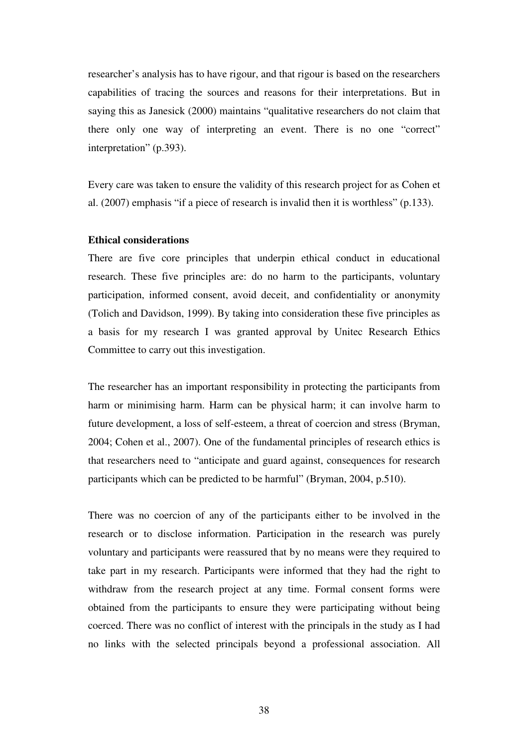researcher's analysis has to have rigour, and that rigour is based on the researchers capabilities of tracing the sources and reasons for their interpretations. But in saying this as Janesick (2000) maintains "qualitative researchers do not claim that there only one way of interpreting an event. There is no one "correct" interpretation" (p.393).

Every care was taken to ensure the validity of this research project for as Cohen et al. (2007) emphasis "if a piece of research is invalid then it is worthless" (p.133).

**Ethical considerations**

There are five core principles that underpin ethical conduct in educational research. These five principles are: do no harm to the participants, voluntary participation, informed consent, avoid deceit, and confidentiality or anonymity (Tolich and Davidson, 1999). By taking into consideration these five principles as a basis for my research I was granted approval by Unitec Research Ethics Committee to carry out this investigation.

The researcher has an important responsibility in protecting the participants from harm or minimising harm. Harm can be physical harm; it can involve harm to future development, a loss of self-esteem, a threat of coercion and stress (Bryman, 2004; Cohen et al., 2007). One of the fundamental principles of research ethics is that researchers need to "anticipate and guard against, consequences for research participants which can be predicted to be harmful" (Bryman, 2004, p.510).

There was no coercion of any of the participants either to be involved in the research or to disclose information. Participation in the research was purely voluntary and participants were reassured that by no means were they required to take part in my research. Participants were informed that they had the right to withdraw from the research project at any time. Formal consent forms were obtained from the participants to ensure they were participating without being coerced. There was no conflict of interest with the principals in the study as I had no links with the selected principals beyond a professional association. All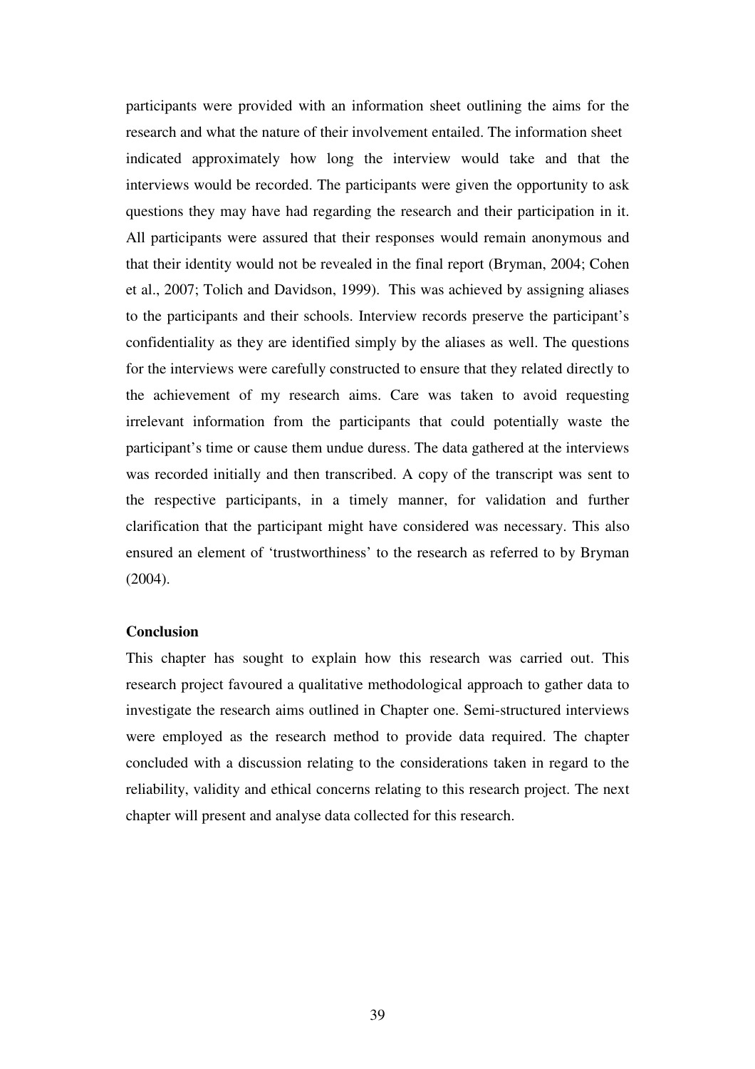participants were provided with an information sheet outlining the aims for the research and what the nature of their involvement entailed. The information sheet indicated approximately how long the interview would take and that the interviews would be recorded. The participants were given the opportunity to ask questions they may have had regarding the research and their participation in it. All participants were assured that their responses would remain anonymous and that their identity would not be revealed in the final report (Bryman, 2004; Cohen et al., 2007; Tolich and Davidson, 1999). This was achieved by assigning aliases to the participants and their schools. Interview records preserve the participant's confidentiality as they are identified simply by the aliases as well. The questions for the interviews were carefully constructed to ensure that they related directly to the achievement of my research aims. Care was taken to avoid requesting irrelevant information from the participants that could potentially waste the participant's time or cause them undue duress. The data gathered at the interviews was recorded initially and then transcribed. A copy of the transcript was sent to the respective participants, in a timely manner, for validation and further clarification that the participant might have considered was necessary. This also ensured an element of 'trustworthiness' to the research as referred to by Bryman (2004).

**Conclusion**

This chapter has sought to explain how this research was carried out. This research project favoured a qualitative methodological approach to gather data to investigate the research aims outlined in Chapter one. Semi-structured interviews were employed as the research method to provide data required. The chapter concluded with a discussion relating to the considerations taken in regard to the reliability, validity and ethical concerns relating to this research project. The next chapter will present and analyse data collected for this research.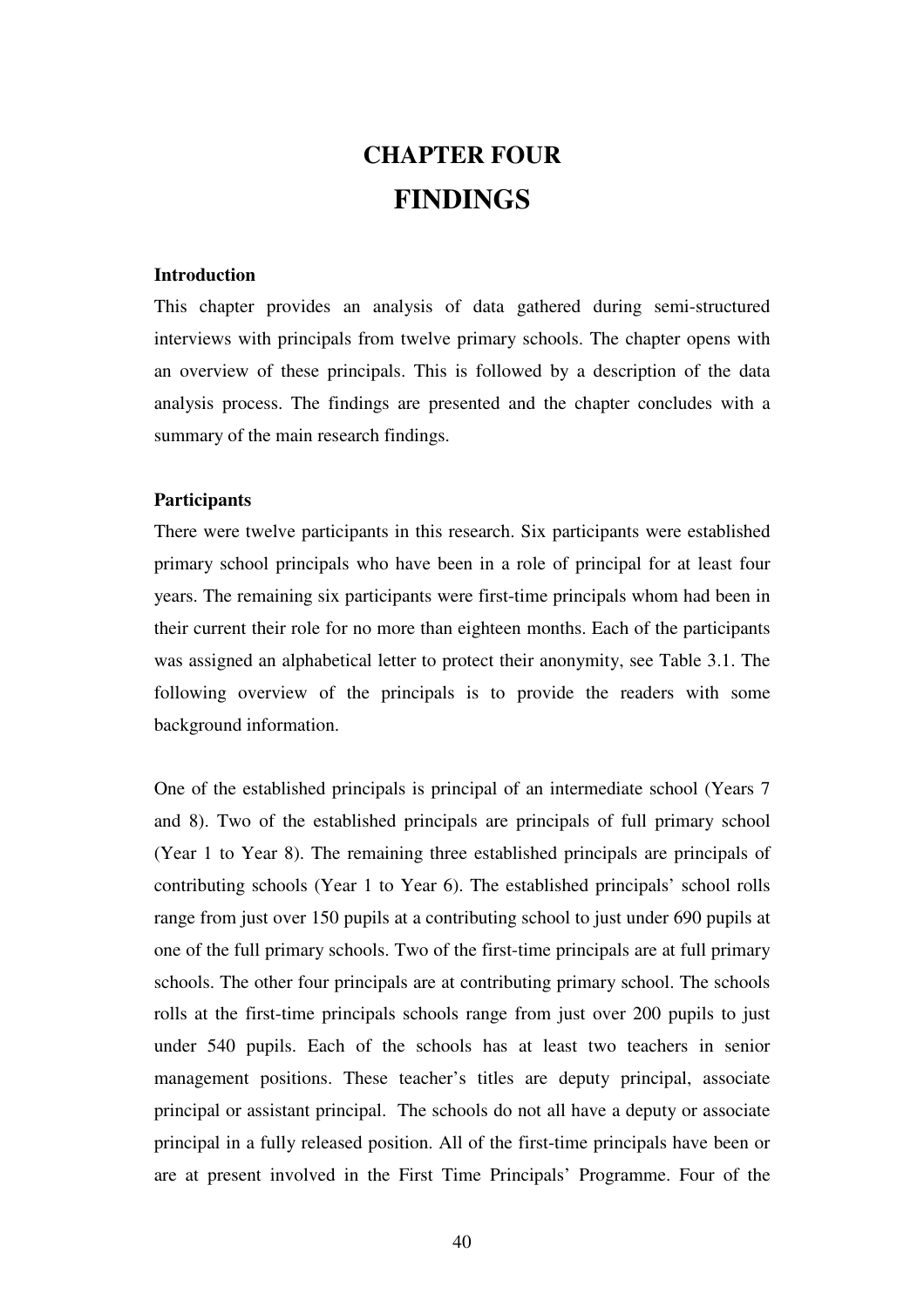# CHAPTER FOUR

# FINDINGS

### Introduction

This chapter provides an analysis of data gathered during semi-structured interviews with principals from twelve primary schools. The chapter opens with an overview of these principals. This is followed by a description of the data analysis process. The findings are presented and the chapter concludes with a summary of the main research findings.

### Participants

There were twelve participants in this research. Six participants were established primary school principals who have been in a role of principal for at least four years. The remaining six participants were first-time principals whom had been in their current their role for no more than eighteen months. Each of the participants was assigned an alphabetical letter to protect their anonymity, see Table 3.1. The following overview of the principals is to provide the readers with some background information.

One of the established principals is principal of an intermediate school (Years 7 and 8). Two of the established principals are principals of full primary school (Year 1 to Year 8). The remaining three established principals are principals of contributing schools (Year 1 to Year 6). The established principals' school rolls range from just over 150 pupils at a contributing school to just under 690 pupils at one of the full primary schools. Two of the first-time principals are at full primary schools. The other four principals are at contributing primary school. The schools rolls at the first-time principals schools range from just over 200 pupils to just under 540 pupils. Each of the schools has at least two teachers in senior management positions. These teacher's titles are deputy principal, associate principal or assistant principal. The schools do not all have a deputy or associate principal in a fully released position. All of the first-time principals have been or are at present involved in the First Time Principals' Programme. Four of the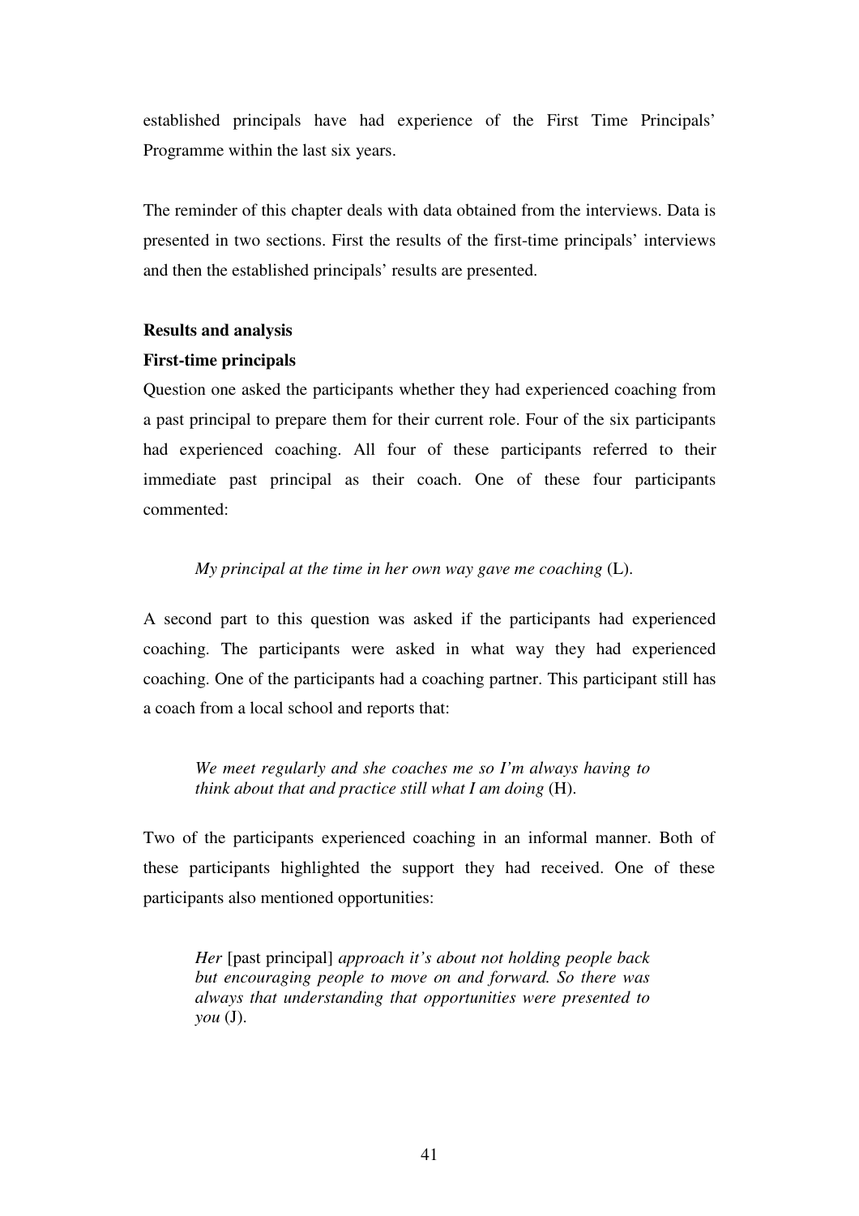established principals have had experience of the First Time Principals' Programme within the last six years.

The reminder of this chapter deals with data obtained from the interviews. Data is presented in two sections. First the results of the first-time principals' interviews and then the established principals' results are presented.

**Results and analysis**

**First-time principals**

Question one asked the participants whether they had experienced coaching from a past principal to prepare them for their current role. Four of the six participants had experienced coaching. All four of these participants referred to their immediate past principal as their coach. One of these four participants commented:

> *My principal at the time in her own way gave me coaching* (L).

A second part to this question was asked if the participants had experienced coaching. The participants were asked in what way they had experienced coaching. One of the participants had a coaching partner. This participant still has a coach from a local school and reports that:

> *We meet regularly and she coaches me so I'm always having to think about that and practice still what I am doing* (H).

Two of the participants experienced coaching in an informal manner. Both of these participants highlighted the support they had received. One of these participants also mentioned opportunities:

> *Her* [past principal] *approach it's about not holding people back but encouraging people to move on and forward. So there was always that understanding that opportunities were presented to you* (J).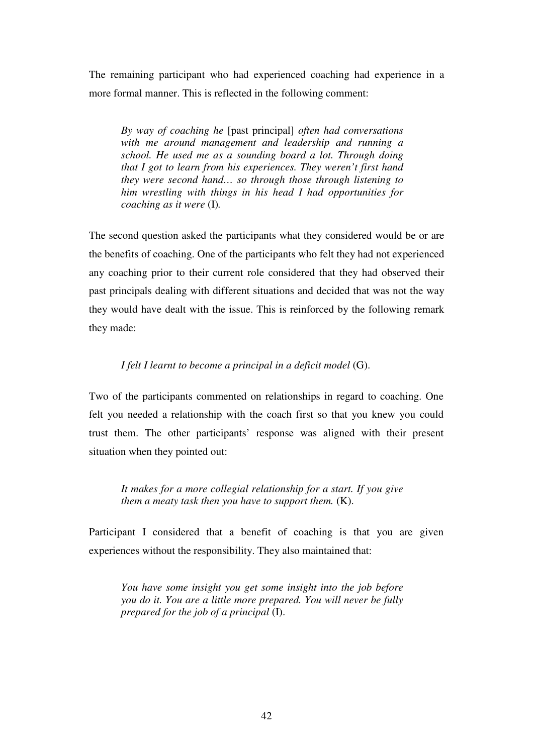The remaining participant who had experienced coaching had experience in a more formal manner. This is reflected in the following comment:

> *By way of coaching he* [past principal] *often had conversations with me around management and leadership and running a school. He used me as a sounding board a lot. Through doing that I got to learn from his experiences. They weren't first hand they were second hand… so through those through listening to him wrestling with things in his head I had opportunities for coaching as it were* (I).

The second question asked the participants what they considered would be or are the benefits of coaching. One of the participants who felt they had not experienced any coaching prior to their current role considered that they had observed their past principals dealing with different situations and decided that was not the way they would have dealt with the issue. This is reinforced by the following remark they made:

> *I felt I learnt to become a principal in a deficit model* (G).

Two of the participants commented on relationships in regard to coaching. One felt you needed a relationship with the coach first so that you knew you could trust them. The other participants' response was aligned with their present situation when they pointed out:

> *It makes for a more collegial relationship for a start. If you give them a meaty task then you have to support them.* (K).

Participant I considered that a benefit of coaching is that you are given experiences without the responsibility. They also maintained that:

> *You have some insight you get some insight into the job before you do it. You are a little more prepared. You will never be fully prepared for the job of a principal* (I).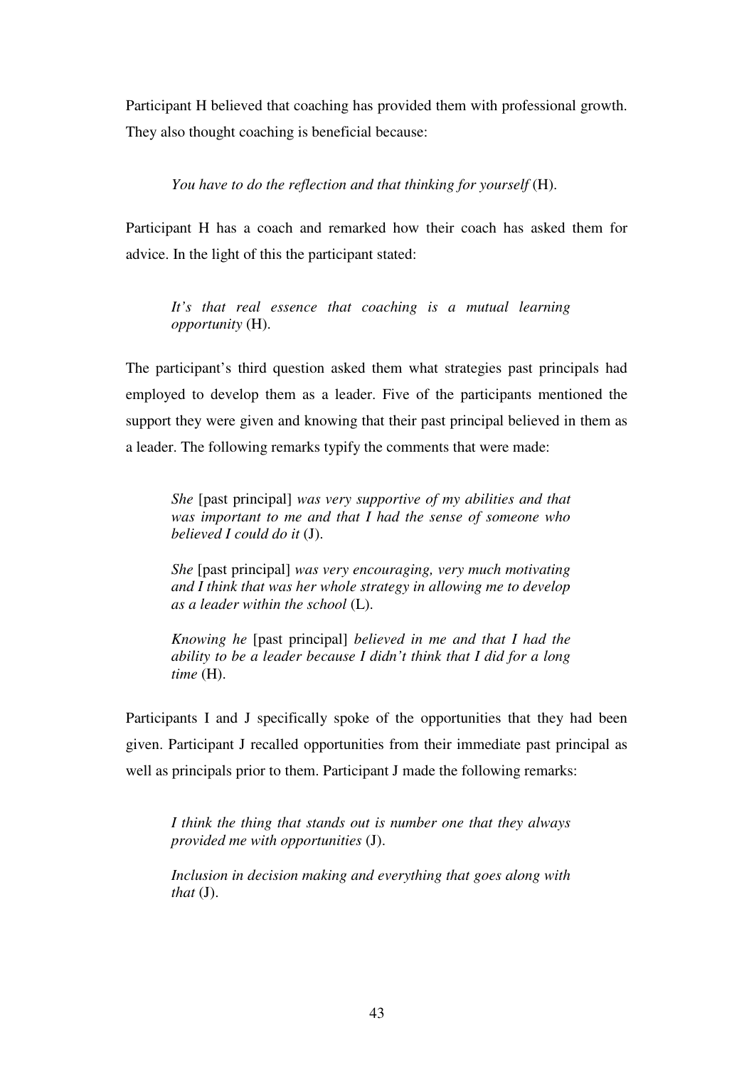Participant H believed that coaching has provided them with professional growth. They also thought coaching is beneficial because:

> *You have to do the reflection and that thinking for yourself* (H).

Participant H has a coach and remarked how their coach has asked them for advice. In the light of this the participant stated:

> *It's that real essence that coaching is a mutual learning opportunity* (H).

The participant's third question asked them what strategies past principals had employed to develop them as a leader. Five of the participants mentioned the support they were given and knowing that their past principal believed in them as a leader. The following remarks typify the comments that were made:

> *She* [past principal] *was very supportive of my abilities and that was important to me and that I had the sense of someone who believed I could do it* (J).

> *She* [past principal] *was very encouraging, very much motivating and I think that was her whole strategy in allowing me to develop as a leader within the school* (L).

> *Knowing he* [past principal] *believed in me and that I had the ability to be a leader because I didn't think that I did for a long time* (H).

Participants I and J specifically spoke of the opportunities that they had been given. Participant J recalled opportunities from their immediate past principal as well as principals prior to them. Participant J made the following remarks:

> *I think the thing that stands out is number one that they always provided me with opportunities* (J).

> *Inclusion in decision making and everything that goes along with that* (J).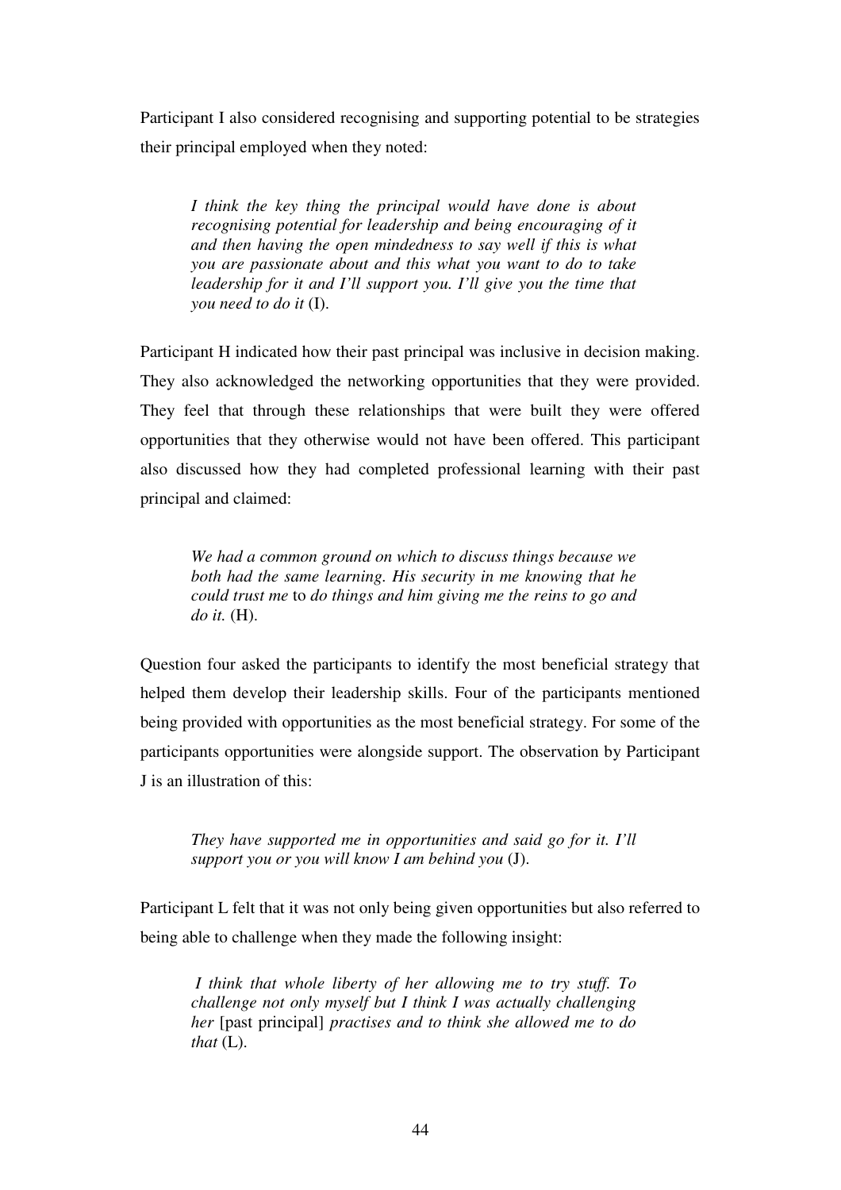Participant I also considered recognising and supporting potential to be strategies their principal employed when they noted:

> *I think the key thing the principal would have done is about recognising potential for leadership and being encouraging of it and then having the open mindedness to say well if this is what you are passionate about and this what you want to do to take leadership for it and I'll support you. I'll give you the time that you need to do it* (I).

Participant H indicated how their past principal was inclusive in decision making. They also acknowledged the networking opportunities that they were provided. They feel that through these relationships that were built they were offered opportunities that they otherwise would not have been offered. This participant also discussed how they had completed professional learning with their past principal and claimed:

> *We had a common ground on which to discuss things because we both had the same learning. His security in me knowing that he could trust me* to *do things and him giving me the reins to go and do it.* (H).

Question four asked the participants to identify the most beneficial strategy that helped them develop their leadership skills. Four of the participants mentioned being provided with opportunities as the most beneficial strategy. For some of the participants opportunities were alongside support. The observation by Participant J is an illustration of this:

> *They have supported me in opportunities and said go for it. I'll support you or you will know I am behind you* (J).

Participant L felt that it was not only being given opportunities but also referred to being able to challenge when they made the following insight:

> *I think that whole liberty of her allowing me to try stuff. To challenge not only myself but I think I was actually challenging her* [past principal] *practises and to think she allowed me to do that* (L).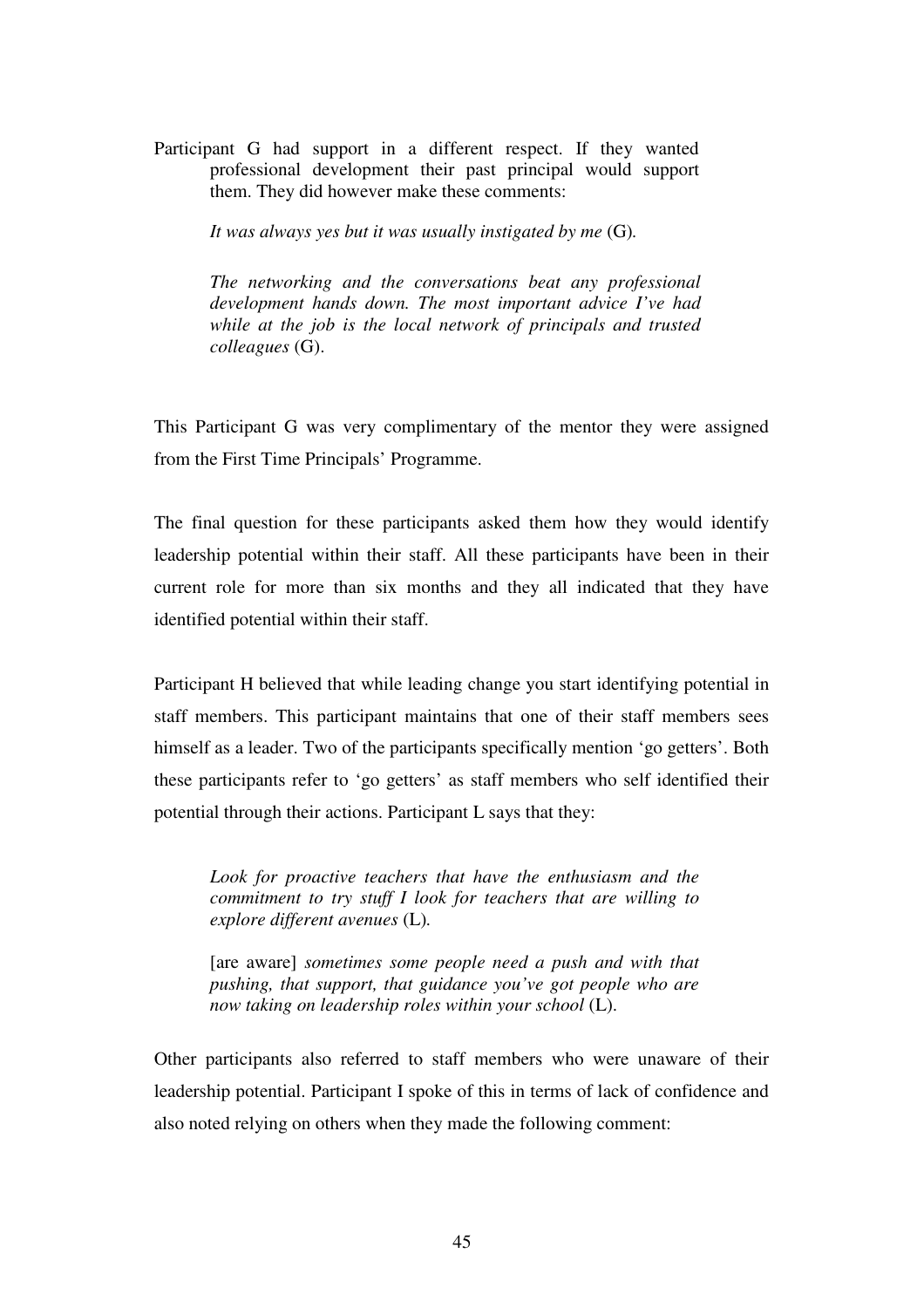Participant G had support in a different respect. If they wanted professional development their past principal would support them. They did however make these comments:

> *It was always yes but it was usually instigated by me* (G).
>
> *The networking and the conversations beat any professional development hands down. The most important advice I've had while at the job is the local network of principals and trusted colleagues* (G).

This Participant G was very complimentary of the mentor they were assigned from the First Time Principals' Programme.

The final question for these participants asked them how they would identify leadership potential within their staff. All these participants have been in their current role for more than six months and they all indicated that they have identified potential within their staff.

Participant H believed that while leading change you start identifying potential in staff members. This participant maintains that one of their staff members sees himself as a leader. Two of the participants specifically mention 'go getters'. Both these participants refer to 'go getters' as staff members who self identified their potential through their actions. Participant L says that they:

> *Look for proactive teachers that have the enthusiasm and the commitment to try stuff I look for teachers that are willing to explore different avenues* (L).
>
> [are aware] *sometimes some people need a push and with that pushing, that support, that guidance you've got people who are now taking on leadership roles within your school* (L).

Other participants also referred to staff members who were unaware of their leadership potential. Participant I spoke of this in terms of lack of confidence and also noted relying on others when they made the following comment: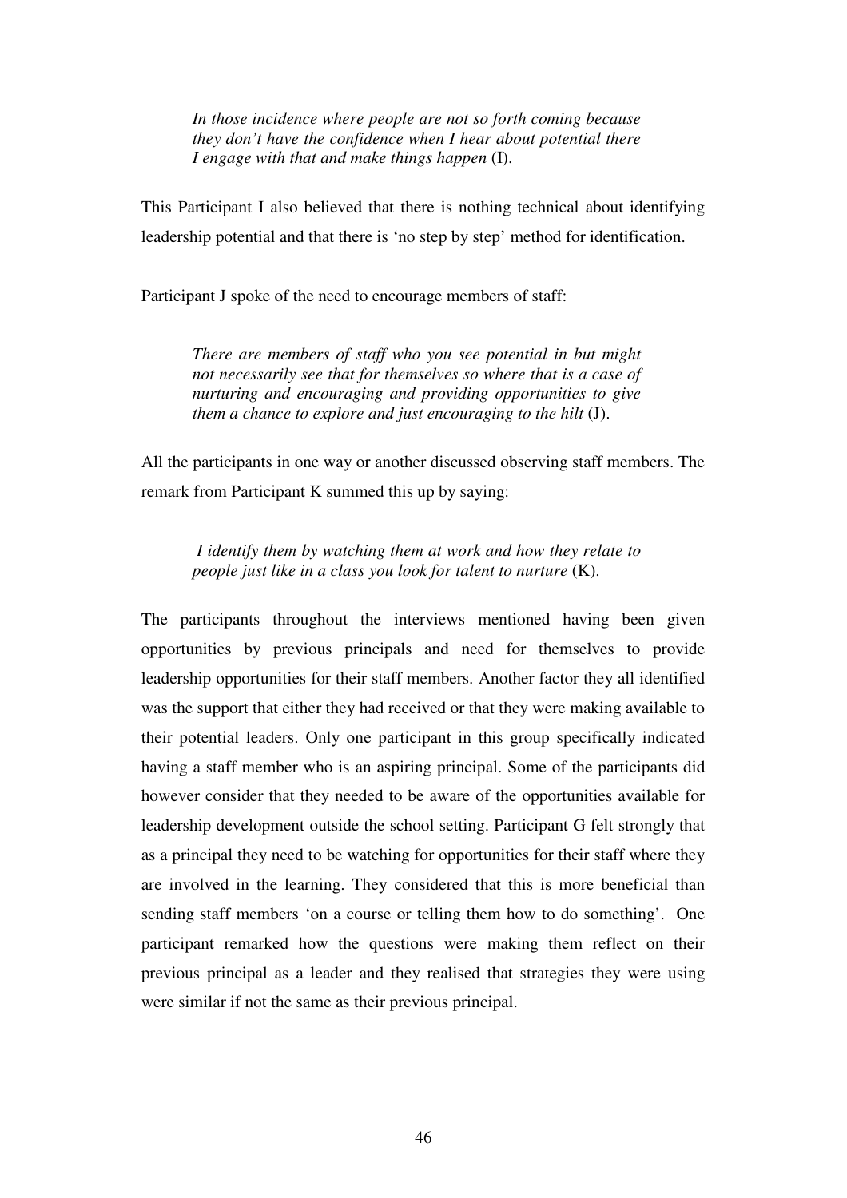> *In those incidence where people are not so forth coming because they don't have the confidence when I hear about potential there I engage with that and make things happen* (I).

This Participant I also believed that there is nothing technical about identifying leadership potential and that there is 'no step by step' method for identification.

Participant J spoke of the need to encourage members of staff:

> *There are members of staff who you see potential in but might not necessarily see that for themselves so where that is a case of nurturing and encouraging and providing opportunities to give them a chance to explore and just encouraging to the hilt* (J).

All the participants in one way or another discussed observing staff members. The remark from Participant K summed this up by saying:

> *I identify them by watching them at work and how they relate to people just like in a class you look for talent to nurture* (K).

The participants throughout the interviews mentioned having been given opportunities by previous principals and need for themselves to provide leadership opportunities for their staff members. Another factor they all identified was the support that either they had received or that they were making available to their potential leaders. Only one participant in this group specifically indicated having a staff member who is an aspiring principal. Some of the participants did however consider that they needed to be aware of the opportunities available for leadership development outside the school setting. Participant G felt strongly that as a principal they need to be watching for opportunities for their staff where they are involved in the learning. They considered that this is more beneficial than sending staff members 'on a course or telling them how to do something'. One participant remarked how the questions were making them reflect on their previous principal as a leader and they realised that strategies they were using were similar if not the same as their previous principal.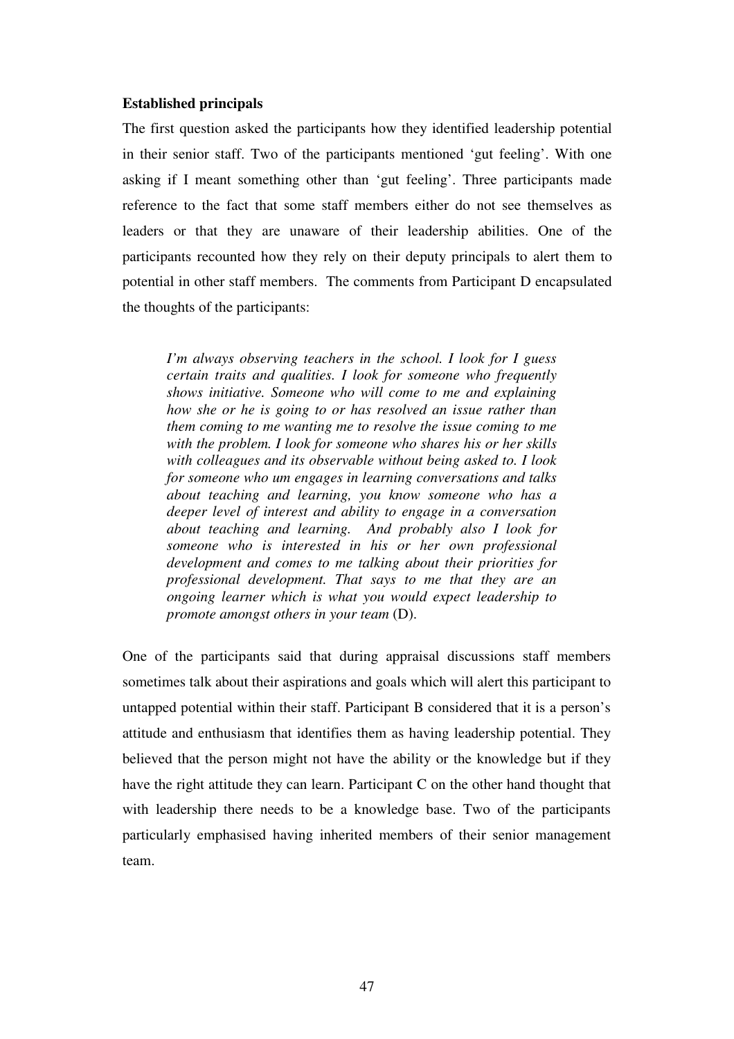**Established principals**

The first question asked the participants how they identified leadership potential in their senior staff. Two of the participants mentioned 'gut feeling'. With one asking if I meant something other than 'gut feeling'. Three participants made reference to the fact that some staff members either do not see themselves as leaders or that they are unaware of their leadership abilities. One of the participants recounted how they rely on their deputy principals to alert them to potential in other staff members. The comments from Participant D encapsulated the thoughts of the participants:

> *I'm always observing teachers in the school. I look for I guess certain traits and qualities. I look for someone who frequently shows initiative. Someone who will come to me and explaining how she or he is going to or has resolved an issue rather than them coming to me wanting me to resolve the issue coming to me with the problem. I look for someone who shares his or her skills with colleagues and its observable without being asked to. I look for someone who um engages in learning conversations and talks about teaching and learning, you know someone who has a deeper level of interest and ability to engage in a conversation about teaching and learning. And probably also I look for someone who is interested in his or her own professional development and comes to me talking about their priorities for professional development. That says to me that they are an ongoing learner which is what you would expect leadership to promote amongst others in your team* (D).

One of the participants said that during appraisal discussions staff members sometimes talk about their aspirations and goals which will alert this participant to untapped potential within their staff. Participant B considered that it is a person's attitude and enthusiasm that identifies them as having leadership potential. They believed that the person might not have the ability or the knowledge but if they have the right attitude they can learn. Participant C on the other hand thought that with leadership there needs to be a knowledge base. Two of the participants particularly emphasised having inherited members of their senior management team.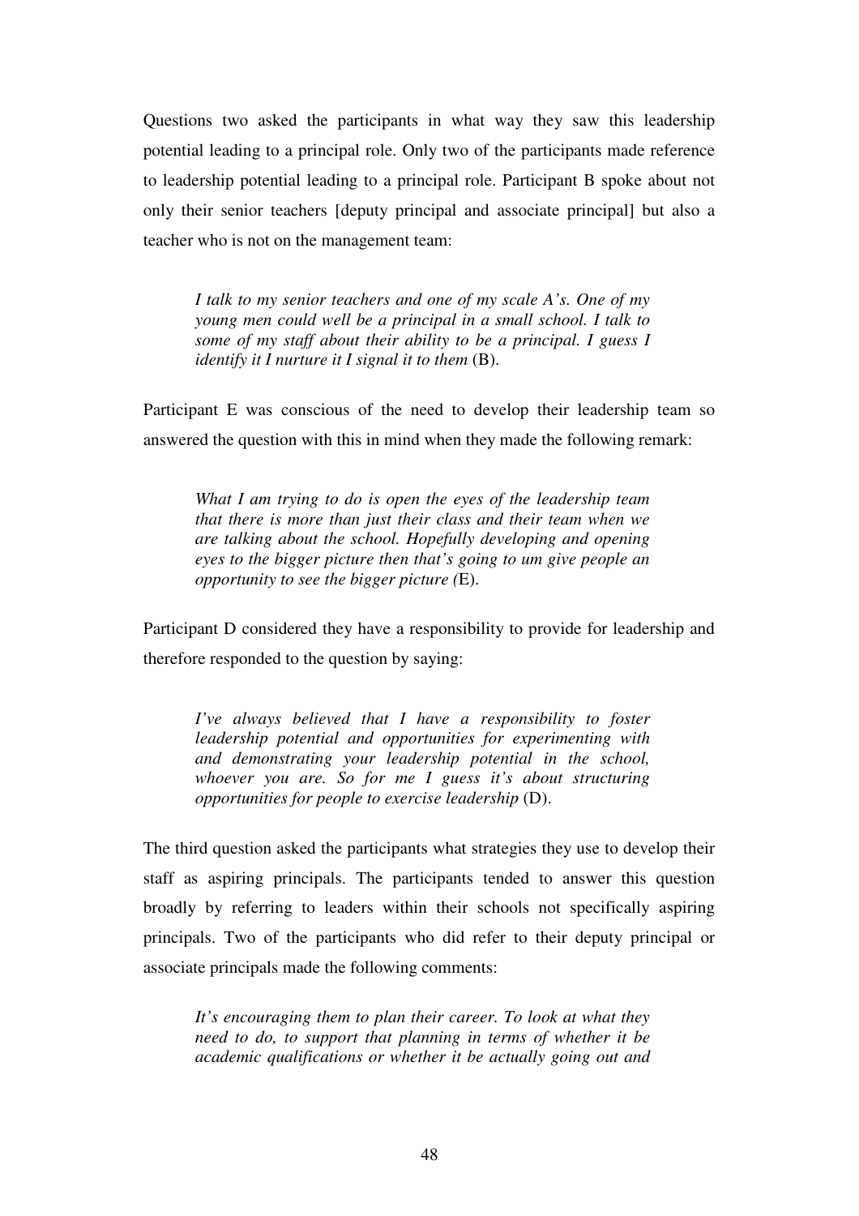Questions two asked the participants in what way they saw this leadership potential leading to a principal role. Only two of the participants made reference to leadership potential leading to a principal role. Participant B spoke about not only their senior teachers [deputy principal and associate principal] but also a teacher who is not on the management team:

> *I talk to my senior teachers and one of my scale A's. One of my young men could well be a principal in a small school. I talk to some of my staff about their ability to be a principal. I guess I identify it I nurture it I signal it to them* (B).

Participant E was conscious of the need to develop their leadership team so answered the question with this in mind when they made the following remark:

> *What I am trying to do is open the eyes of the leadership team that there is more than just their class and their team when we are talking about the school. Hopefully developing and opening eyes to the bigger picture then that's going to um give people an opportunity to see the bigger picture (*E).

Participant D considered they have a responsibility to provide for leadership and therefore responded to the question by saying:

> *I've always believed that I have a responsibility to foster leadership potential and opportunities for experimenting with and demonstrating your leadership potential in the school, whoever you are. So for me I guess it's about structuring opportunities for people to exercise leadership* (D).

The third question asked the participants what strategies they use to develop their staff as aspiring principals. The participants tended to answer this question broadly by referring to leaders within their schools not specifically aspiring principals. Two of the participants who did refer to their deputy principal or associate principals made the following comments:

> *It's encouraging them to plan their career. To look at what they need to do, to support that planning in terms of whether it be academic qualifications or whether it be actually going out and*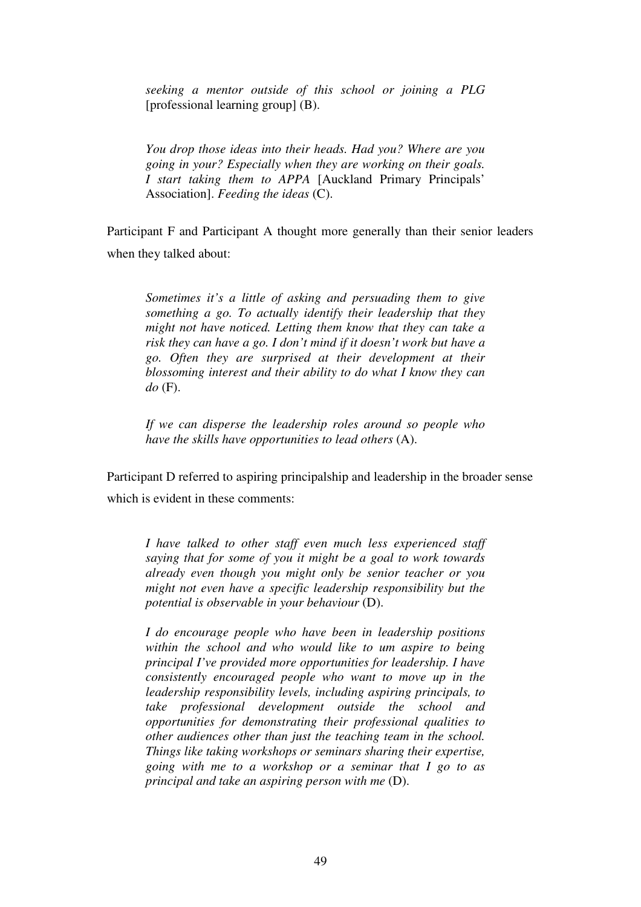> *seeking a mentor outside of this school or joining a PLG* [professional learning group] (B).

> *You drop those ideas into their heads. Had you? Where are you going in your? Especially when they are working on their goals. I start taking them to APPA* [Auckland Primary Principals' Association]. *Feeding the ideas* (C).

Participant F and Participant A thought more generally than their senior leaders when they talked about:

> *Sometimes it's a little of asking and persuading them to give something a go. To actually identify their leadership that they might not have noticed. Letting them know that they can take a risk they can have a go. I don't mind if it doesn't work but have a go. Often they are surprised at their development at their blossoming interest and their ability to do what I know they can do* (F).

> *If we can disperse the leadership roles around so people who have the skills have opportunities to lead others* (A).

Participant D referred to aspiring principalship and leadership in the broader sense which is evident in these comments:

> *I have talked to other staff even much less experienced staff saying that for some of you it might be a goal to work towards already even though you might only be senior teacher or you might not even have a specific leadership responsibility but the potential is observable in your behaviour* (D).

> *I do encourage people who have been in leadership positions within the school and who would like to um aspire to being principal I've provided more opportunities for leadership. I have consistently encouraged people who want to move up in the leadership responsibility levels, including aspiring principals, to take professional development outside the school and opportunities for demonstrating their professional qualities to other audiences other than just the teaching team in the school. Things like taking workshops or seminars sharing their expertise, going with me to a workshop or a seminar that I go to as principal and take an aspiring person with me* (D).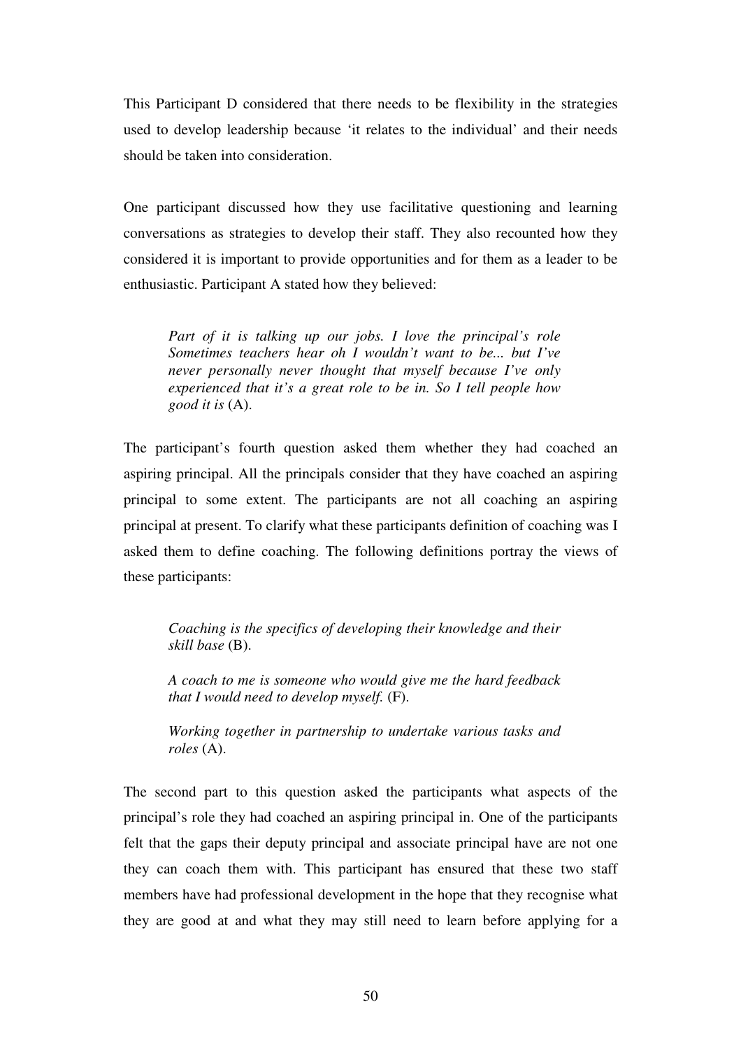This Participant D considered that there needs to be flexibility in the strategies used to develop leadership because 'it relates to the individual' and their needs should be taken into consideration.

One participant discussed how they use facilitative questioning and learning conversations as strategies to develop their staff. They also recounted how they considered it is important to provide opportunities and for them as a leader to be enthusiastic. Participant A stated how they believed:

> *Part of it is talking up our jobs. I love the principal's role Sometimes teachers hear oh I wouldn't want to be... but I've never personally never thought that myself because I've only experienced that it's a great role to be in. So I tell people how good it is* (A).

The participant's fourth question asked them whether they had coached an aspiring principal. All the principals consider that they have coached an aspiring principal to some extent. The participants are not all coaching an aspiring principal at present. To clarify what these participants definition of coaching was I asked them to define coaching. The following definitions portray the views of these participants:

> *Coaching is the specifics of developing their knowledge and their skill base* (B).
>
> *A coach to me is someone who would give me the hard feedback that I would need to develop myself.* (F).
>
> *Working together in partnership to undertake various tasks and roles* (A).

The second part to this question asked the participants what aspects of the principal's role they had coached an aspiring principal in. One of the participants felt that the gaps their deputy principal and associate principal have are not one they can coach them with. This participant has ensured that these two staff members have had professional development in the hope that they recognise what they are good at and what they may still need to learn before applying for a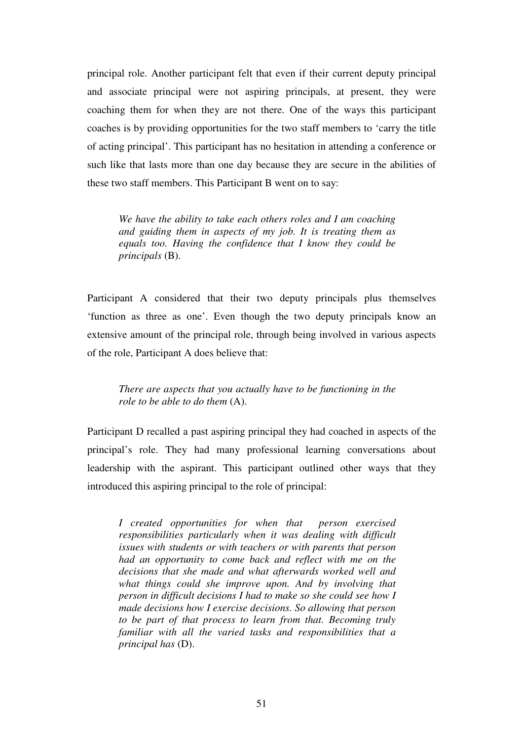principal role. Another participant felt that even if their current deputy principal and associate principal were not aspiring principals, at present, they were coaching them for when they are not there. One of the ways this participant coaches is by providing opportunities for the two staff members to 'carry the title of acting principal'. This participant has no hesitation in attending a conference or such like that lasts more than one day because they are secure in the abilities of these two staff members. This Participant B went on to say:

> *We have the ability to take each others roles and I am coaching and guiding them in aspects of my job. It is treating them as equals too. Having the confidence that I know they could be principals* (B).

Participant A considered that their two deputy principals plus themselves 'function as three as one'. Even though the two deputy principals know an extensive amount of the principal role, through being involved in various aspects of the role, Participant A does believe that:

> *There are aspects that you actually have to be functioning in the role to be able to do them* (A).

Participant D recalled a past aspiring principal they had coached in aspects of the principal's role. They had many professional learning conversations about leadership with the aspirant. This participant outlined other ways that they introduced this aspiring principal to the role of principal:

> *I created opportunities for when that person exercised responsibilities particularly when it was dealing with difficult issues with students or with teachers or with parents that person had an opportunity to come back and reflect with me on the decisions that she made and what afterwards worked well and what things could she improve upon. And by involving that person in difficult decisions I had to make so she could see how I made decisions how I exercise decisions. So allowing that person to be part of that process to learn from that. Becoming truly familiar with all the varied tasks and responsibilities that a principal has* (D).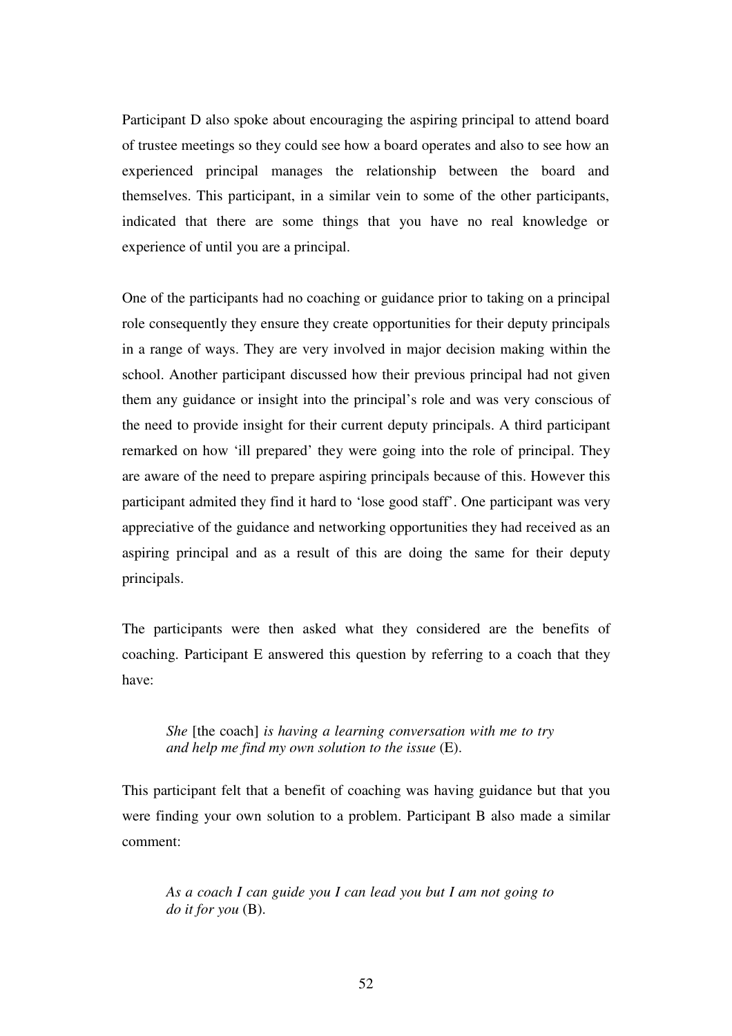Participant D also spoke about encouraging the aspiring principal to attend board of trustee meetings so they could see how a board operates and also to see how an experienced principal manages the relationship between the board and themselves. This participant, in a similar vein to some of the other participants, indicated that there are some things that you have no real knowledge or experience of until you are a principal.

One of the participants had no coaching or guidance prior to taking on a principal role consequently they ensure they create opportunities for their deputy principals in a range of ways. They are very involved in major decision making within the school. Another participant discussed how their previous principal had not given them any guidance or insight into the principal's role and was very conscious of the need to provide insight for their current deputy principals. A third participant remarked on how 'ill prepared' they were going into the role of principal. They are aware of the need to prepare aspiring principals because of this. However this participant admited they find it hard to 'lose good staff'. One participant was very appreciative of the guidance and networking opportunities they had received as an aspiring principal and as a result of this are doing the same for their deputy principals.

The participants were then asked what they considered are the benefits of coaching. Participant E answered this question by referring to a coach that they have:

> *She* [the coach] *is having a learning conversation with me to try and help me find my own solution to the issue* (E).

This participant felt that a benefit of coaching was having guidance but that you were finding your own solution to a problem. Participant B also made a similar comment:

> *As a coach I can guide you I can lead you but I am not going to do it for you* (B).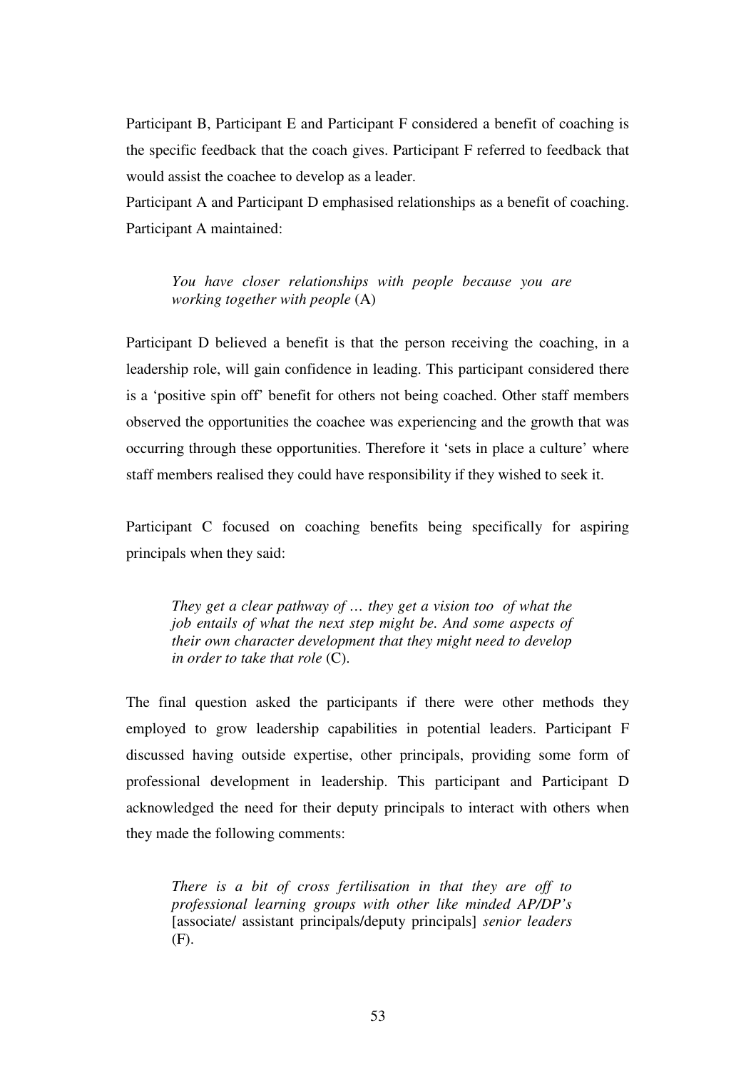Participant B, Participant E and Participant F considered a benefit of coaching is the specific feedback that the coach gives. Participant F referred to feedback that would assist the coachee to develop as a leader.

Participant A and Participant D emphasised relationships as a benefit of coaching. Participant A maintained:

> *You have closer relationships with people because you are working together with people* (A)

Participant D believed a benefit is that the person receiving the coaching, in a leadership role, will gain confidence in leading. This participant considered there is a 'positive spin off' benefit for others not being coached. Other staff members observed the opportunities the coachee was experiencing and the growth that was occurring through these opportunities. Therefore it 'sets in place a culture' where staff members realised they could have responsibility if they wished to seek it.

Participant C focused on coaching benefits being specifically for aspiring principals when they said:

> *They get a clear pathway of … they get a vision too of what the job entails of what the next step might be. And some aspects of their own character development that they might need to develop in order to take that role* (C).

The final question asked the participants if there were other methods they employed to grow leadership capabilities in potential leaders. Participant F discussed having outside expertise, other principals, providing some form of professional development in leadership. This participant and Participant D acknowledged the need for their deputy principals to interact with others when they made the following comments:

> *There is a bit of cross fertilisation in that they are off to professional learning groups with other like minded AP/DP's* [associate/ assistant principals/deputy principals] *senior leaders* (F).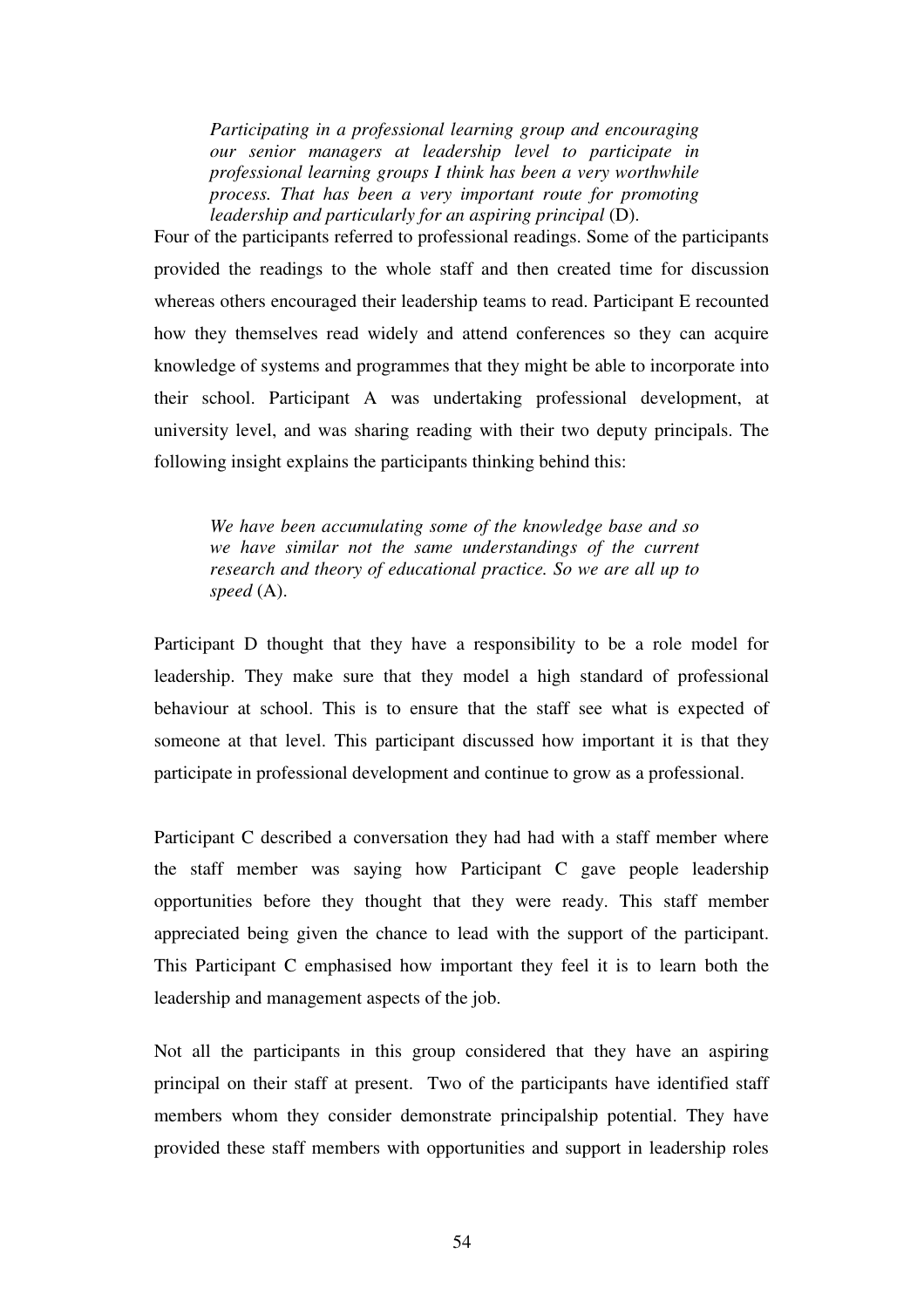> *Participating in a professional learning group and encouraging our senior managers at leadership level to participate in professional learning groups I think has been a very worthwhile process. That has been a very important route for promoting leadership and particularly for an aspiring principal* (D).

Four of the participants referred to professional readings. Some of the participants provided the readings to the whole staff and then created time for discussion whereas others encouraged their leadership teams to read. Participant E recounted how they themselves read widely and attend conferences so they can acquire knowledge of systems and programmes that they might be able to incorporate into their school. Participant A was undertaking professional development, at university level, and was sharing reading with their two deputy principals. The following insight explains the participants thinking behind this:

> *We have been accumulating some of the knowledge base and so we have similar not the same understandings of the current research and theory of educational practice. So we are all up to speed* (A).

Participant D thought that they have a responsibility to be a role model for leadership. They make sure that they model a high standard of professional behaviour at school. This is to ensure that the staff see what is expected of someone at that level. This participant discussed how important it is that they participate in professional development and continue to grow as a professional.

Participant C described a conversation they had had with a staff member where the staff member was saying how Participant C gave people leadership opportunities before they thought that they were ready. This staff member appreciated being given the chance to lead with the support of the participant. This Participant C emphasised how important they feel it is to learn both the leadership and management aspects of the job.

Not all the participants in this group considered that they have an aspiring principal on their staff at present. Two of the participants have identified staff members whom they consider demonstrate principalship potential. They have provided these staff members with opportunities and support in leadership roles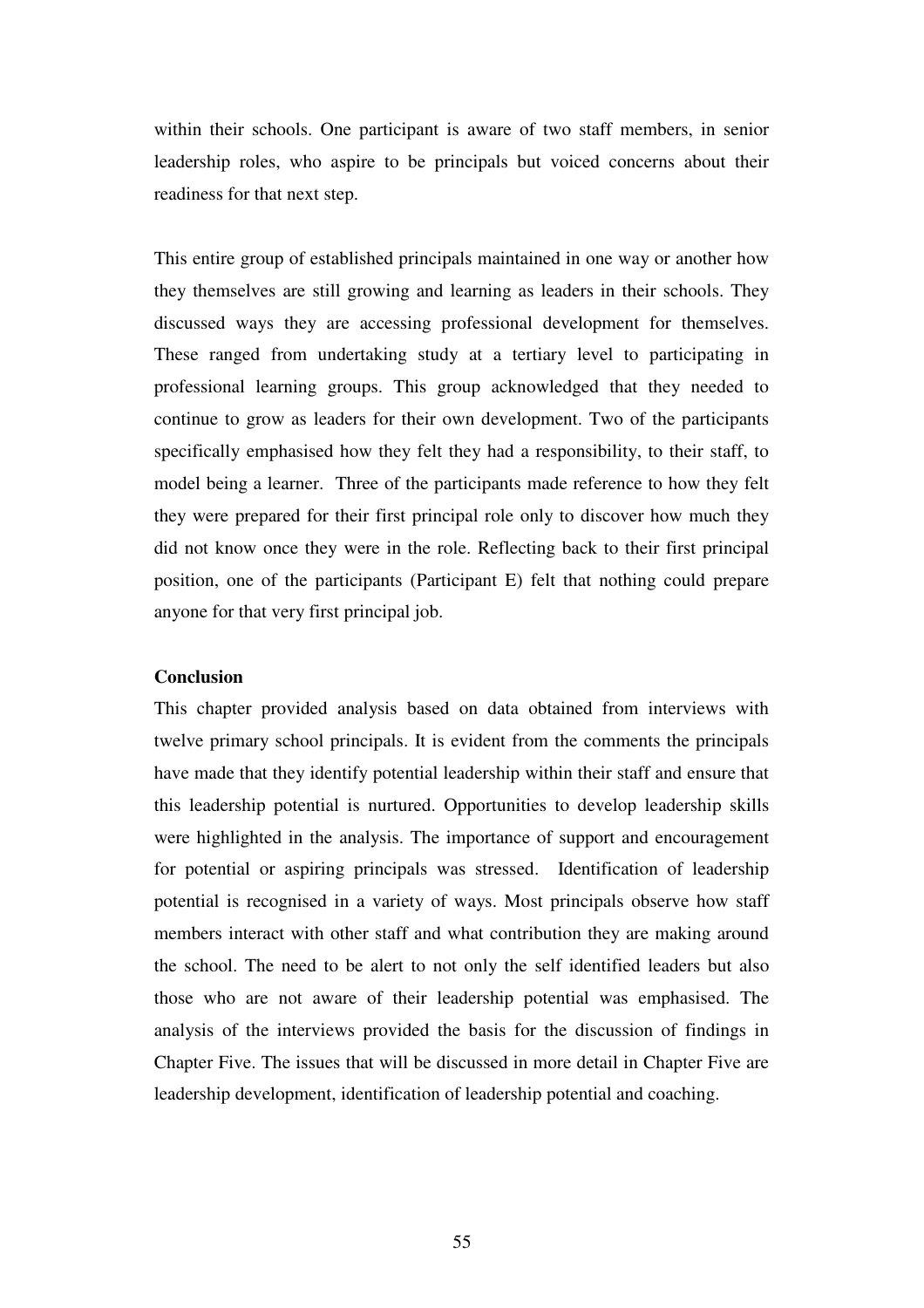within their schools. One participant is aware of two staff members, in senior leadership roles, who aspire to be principals but voiced concerns about their readiness for that next step.

This entire group of established principals maintained in one way or another how they themselves are still growing and learning as leaders in their schools. They discussed ways they are accessing professional development for themselves. These ranged from undertaking study at a tertiary level to participating in professional learning groups. This group acknowledged that they needed to continue to grow as leaders for their own development. Two of the participants specifically emphasised how they felt they had a responsibility, to their staff, to model being a learner. Three of the participants made reference to how they felt they were prepared for their first principal role only to discover how much they did not know once they were in the role. Reflecting back to their first principal position, one of the participants (Participant E) felt that nothing could prepare anyone for that very first principal job.

**Conclusion**

This chapter provided analysis based on data obtained from interviews with twelve primary school principals. It is evident from the comments the principals have made that they identify potential leadership within their staff and ensure that this leadership potential is nurtured. Opportunities to develop leadership skills were highlighted in the analysis. The importance of support and encouragement for potential or aspiring principals was stressed. Identification of leadership potential is recognised in a variety of ways. Most principals observe how staff members interact with other staff and what contribution they are making around the school. The need to be alert to not only the self identified leaders but also those who are not aware of their leadership potential was emphasised. The analysis of the interviews provided the basis for the discussion of findings in Chapter Five. The issues that will be discussed in more detail in Chapter Five are leadership development, identification of leadership potential and coaching.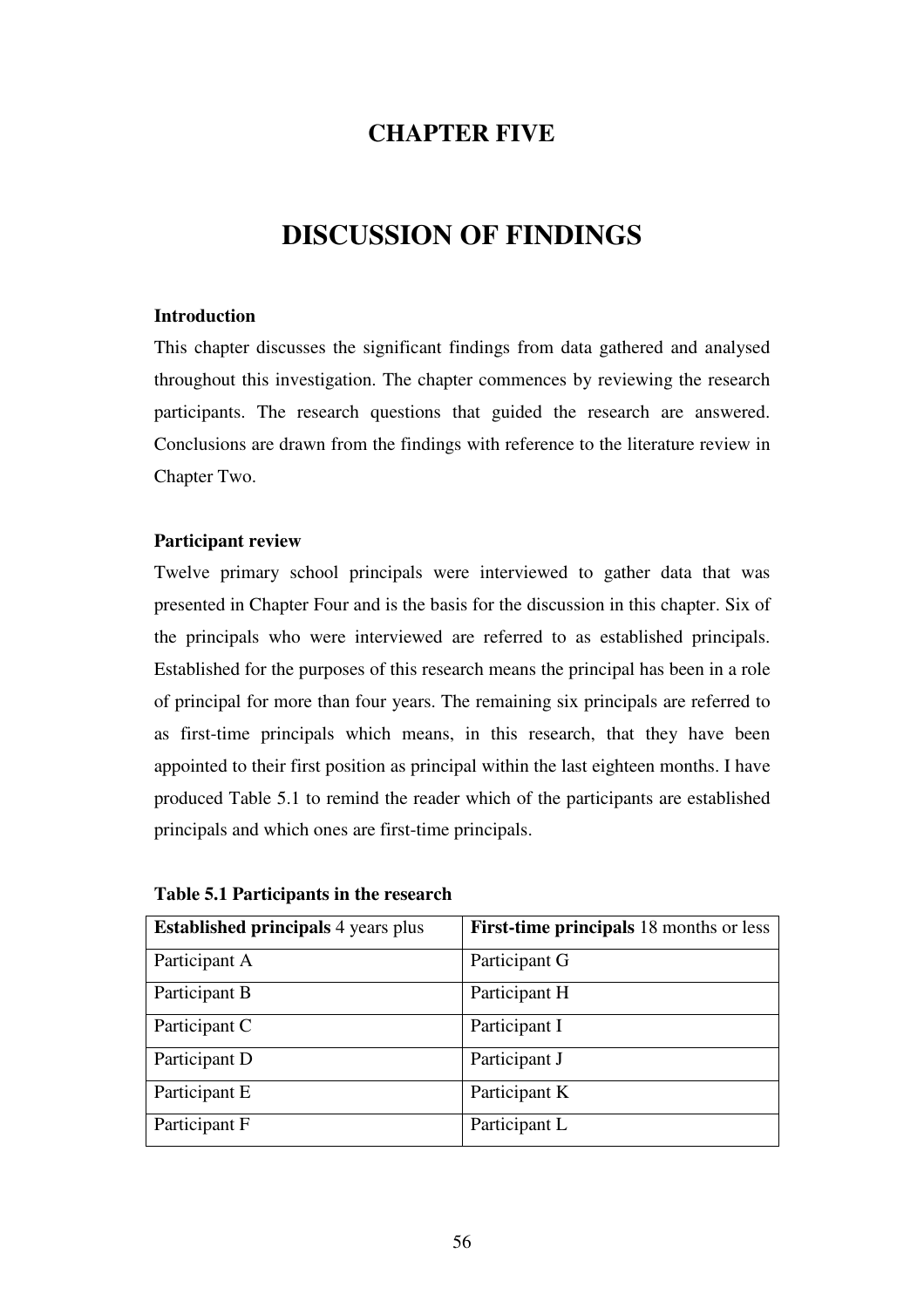# CHAPTER FIVE

# DISCUSSION OF FINDINGS

**Introduction**

This chapter discusses the significant findings from data gathered and analysed throughout this investigation. The chapter commences by reviewing the research participants. The research questions that guided the research are answered. Conclusions are drawn from the findings with reference to the literature review in Chapter Two.

**Participant review**

Twelve primary school principals were interviewed to gather data that was presented in Chapter Four and is the basis for the discussion in this chapter. Six of the principals who were interviewed are referred to as established principals. Established for the purposes of this research means the principal has been in a role of principal for more than four years. The remaining six principals are referred to as first-time principals which means, in this research, that they have been appointed to their first position as principal within the last eighteen months. I have produced Table 5.1 to remind the reader which of the participants are established principals and which ones are first-time principals.

**Table 5.1 Participants in the research**

| **Established principals** 4 years plus | **First-time principals** 18 months or less |
|---|---|
| Participant A | Participant G |
| Participant B | Participant H |
| Participant C | Participant I |
| Participant D | Participant J |
| Participant E | Participant K |
| Participant F | Participant L |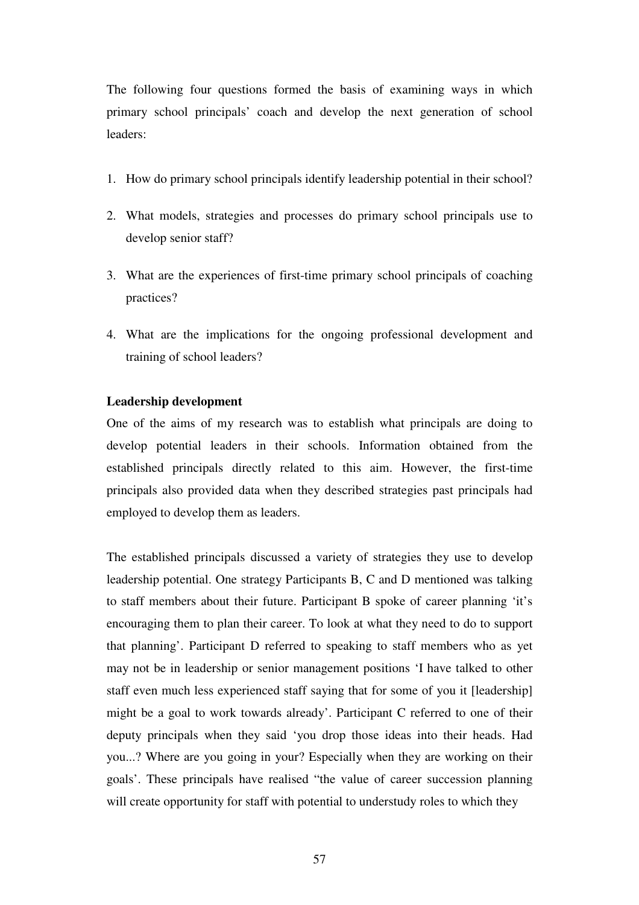The following four questions formed the basis of examining ways in which primary school principals' coach and develop the next generation of school leaders:

1. How do primary school principals identify leadership potential in their school?
2. What models, strategies and processes do primary school principals use to develop senior staff?
3. What are the experiences of first-time primary school principals of coaching practices?
4. What are the implications for the ongoing professional development and training of school leaders?

**Leadership development**

One of the aims of my research was to establish what principals are doing to develop potential leaders in their schools. Information obtained from the established principals directly related to this aim. However, the first-time principals also provided data when they described strategies past principals had employed to develop them as leaders.

The established principals discussed a variety of strategies they use to develop leadership potential. One strategy Participants B, C and D mentioned was talking to staff members about their future. Participant B spoke of career planning 'it's encouraging them to plan their career. To look at what they need to do to support that planning'. Participant D referred to speaking to staff members who as yet may not be in leadership or senior management positions 'I have talked to other staff even much less experienced staff saying that for some of you it [leadership] might be a goal to work towards already'. Participant C referred to one of their deputy principals when they said 'you drop those ideas into their heads. Had you...? Where are you going in your? Especially when they are working on their goals'. These principals have realised "the value of career succession planning will create opportunity for staff with potential to understudy roles to which they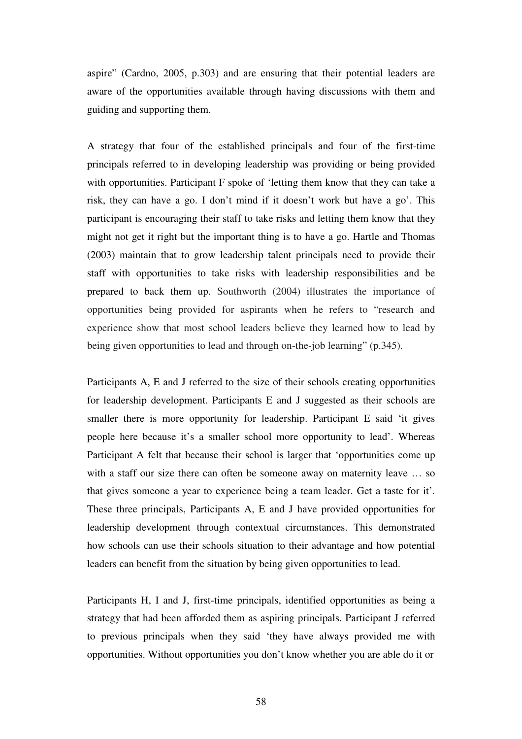aspire" (Cardno, 2005, p.303) and are ensuring that their potential leaders are aware of the opportunities available through having discussions with them and guiding and supporting them.

A strategy that four of the established principals and four of the first-time principals referred to in developing leadership was providing or being provided with opportunities. Participant F spoke of 'letting them know that they can take a risk, they can have a go. I don't mind if it doesn't work but have a go'. This participant is encouraging their staff to take risks and letting them know that they might not get it right but the important thing is to have a go. Hartle and Thomas (2003) maintain that to grow leadership talent principals need to provide their staff with opportunities to take risks with leadership responsibilities and be prepared to back them up. Southworth (2004) illustrates the importance of opportunities being provided for aspirants when he refers to "research and experience show that most school leaders believe they learned how to lead by being given opportunities to lead and through on-the-job learning" (p.345).

Participants A, E and J referred to the size of their schools creating opportunities for leadership development. Participants E and J suggested as their schools are smaller there is more opportunity for leadership. Participant E said 'it gives people here because it's a smaller school more opportunity to lead'. Whereas Participant A felt that because their school is larger that 'opportunities come up with a staff our size there can often be someone away on maternity leave … so that gives someone a year to experience being a team leader. Get a taste for it'. These three principals, Participants A, E and J have provided opportunities for leadership development through contextual circumstances. This demonstrated how schools can use their schools situation to their advantage and how potential leaders can benefit from the situation by being given opportunities to lead.

Participants H, I and J, first-time principals, identified opportunities as being a strategy that had been afforded them as aspiring principals. Participant J referred to previous principals when they said 'they have always provided me with opportunities. Without opportunities you don't know whether you are able do it or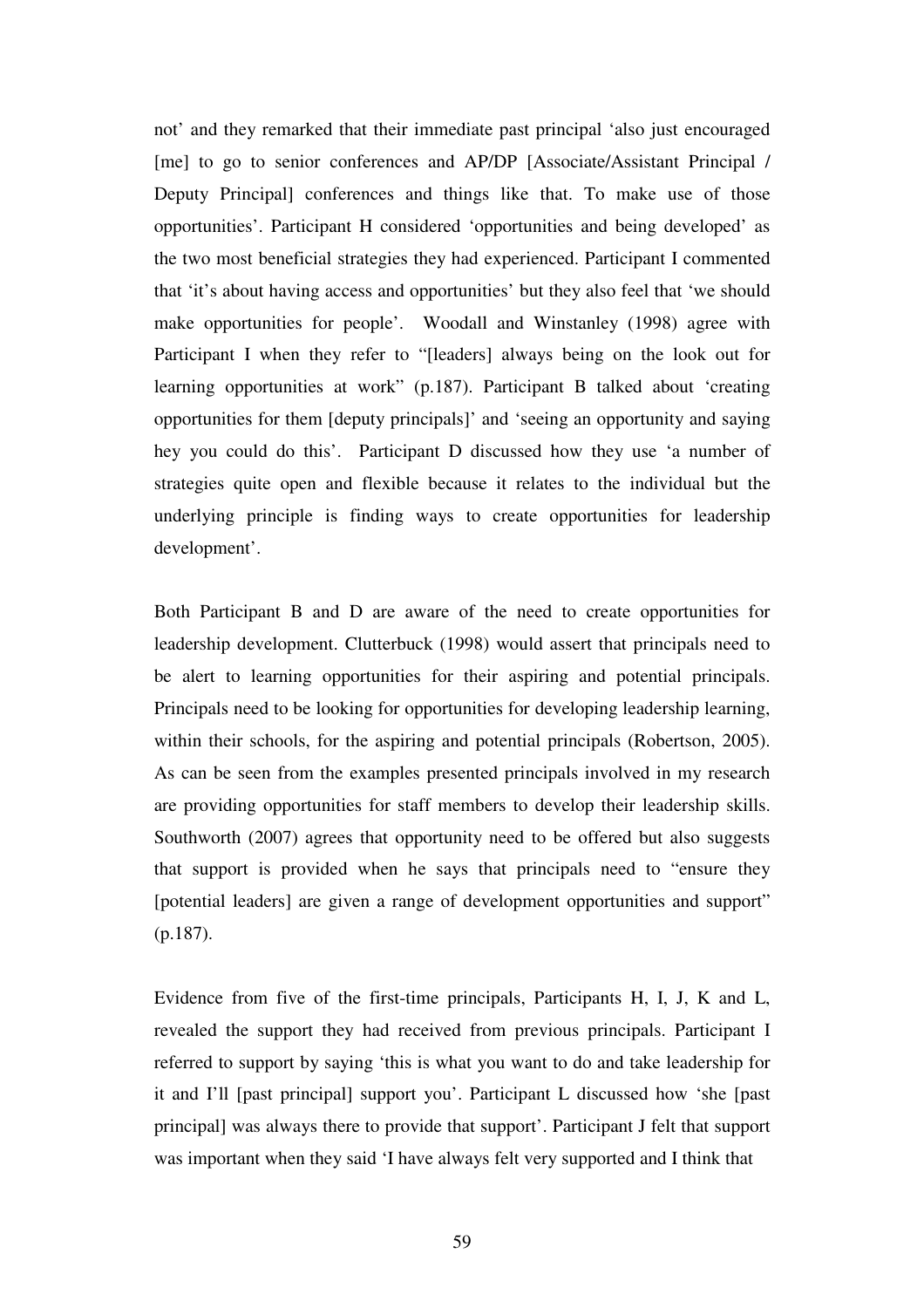not' and they remarked that their immediate past principal 'also just encouraged [me] to go to senior conferences and AP/DP [Associate/Assistant Principal / Deputy Principal] conferences and things like that. To make use of those opportunities'. Participant H considered 'opportunities and being developed' as the two most beneficial strategies they had experienced. Participant I commented that 'it's about having access and opportunities' but they also feel that 'we should make opportunities for people'. Woodall and Winstanley (1998) agree with Participant I when they refer to "[leaders] always being on the look out for learning opportunities at work" (p.187). Participant B talked about 'creating opportunities for them [deputy principals]' and 'seeing an opportunity and saying hey you could do this'. Participant D discussed how they use 'a number of strategies quite open and flexible because it relates to the individual but the underlying principle is finding ways to create opportunities for leadership development'.

Both Participant B and D are aware of the need to create opportunities for leadership development. Clutterbuck (1998) would assert that principals need to be alert to learning opportunities for their aspiring and potential principals. Principals need to be looking for opportunities for developing leadership learning, within their schools, for the aspiring and potential principals (Robertson, 2005). As can be seen from the examples presented principals involved in my research are providing opportunities for staff members to develop their leadership skills. Southworth (2007) agrees that opportunity need to be offered but also suggests that support is provided when he says that principals need to "ensure they [potential leaders] are given a range of development opportunities and support" (p.187).

Evidence from five of the first-time principals, Participants H, I, J, K and L, revealed the support they had received from previous principals. Participant I referred to support by saying 'this is what you want to do and take leadership for it and I'll [past principal] support you'. Participant L discussed how 'she [past principal] was always there to provide that support'. Participant J felt that support was important when they said 'I have always felt very supported and I think that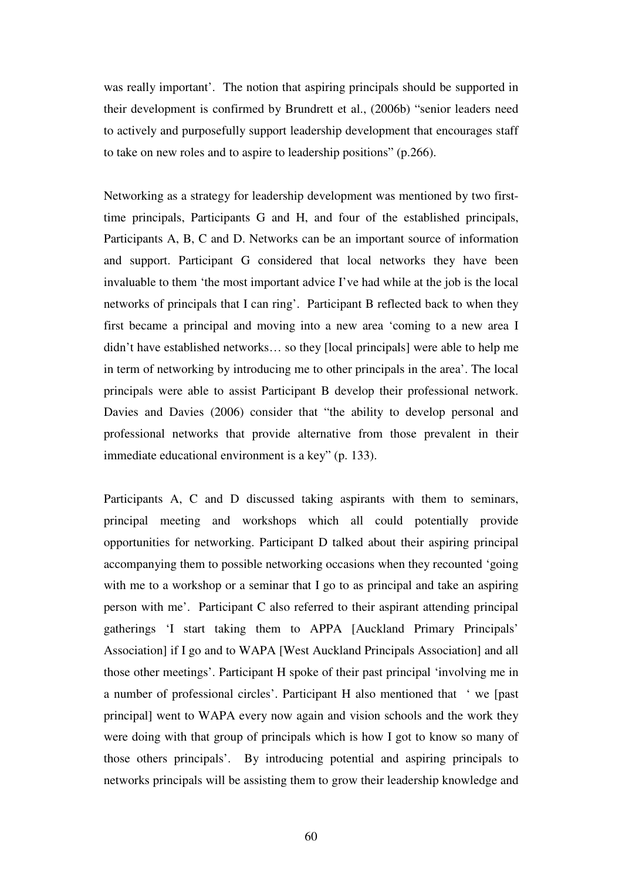was really important'. The notion that aspiring principals should be supported in their development is confirmed by Brundrett et al., (2006b) "senior leaders need to actively and purposefully support leadership development that encourages staff to take on new roles and to aspire to leadership positions" (p.266).

Networking as a strategy for leadership development was mentioned by two first-time principals, Participants G and H, and four of the established principals, Participants A, B, C and D. Networks can be an important source of information and support. Participant G considered that local networks they have been invaluable to them 'the most important advice I've had while at the job is the local networks of principals that I can ring'. Participant B reflected back to when they first became a principal and moving into a new area 'coming to a new area I didn't have established networks… so they [local principals] were able to help me in term of networking by introducing me to other principals in the area'. The local principals were able to assist Participant B develop their professional network. Davies and Davies (2006) consider that "the ability to develop personal and professional networks that provide alternative from those prevalent in their immediate educational environment is a key" (p. 133).

Participants A, C and D discussed taking aspirants with them to seminars, principal meeting and workshops which all could potentially provide opportunities for networking. Participant D talked about their aspiring principal accompanying them to possible networking occasions when they recounted 'going with me to a workshop or a seminar that I go to as principal and take an aspiring person with me'. Participant C also referred to their aspirant attending principal gatherings 'I start taking them to APPA [Auckland Primary Principals' Association] if I go and to WAPA [West Auckland Principals Association] and all those other meetings'. Participant H spoke of their past principal 'involving me in a number of professional circles'. Participant H also mentioned that ' we [past principal] went to WAPA every now again and vision schools and the work they were doing with that group of principals which is how I got to know so many of those others principals'. By introducing potential and aspiring principals to networks principals will be assisting them to grow their leadership knowledge and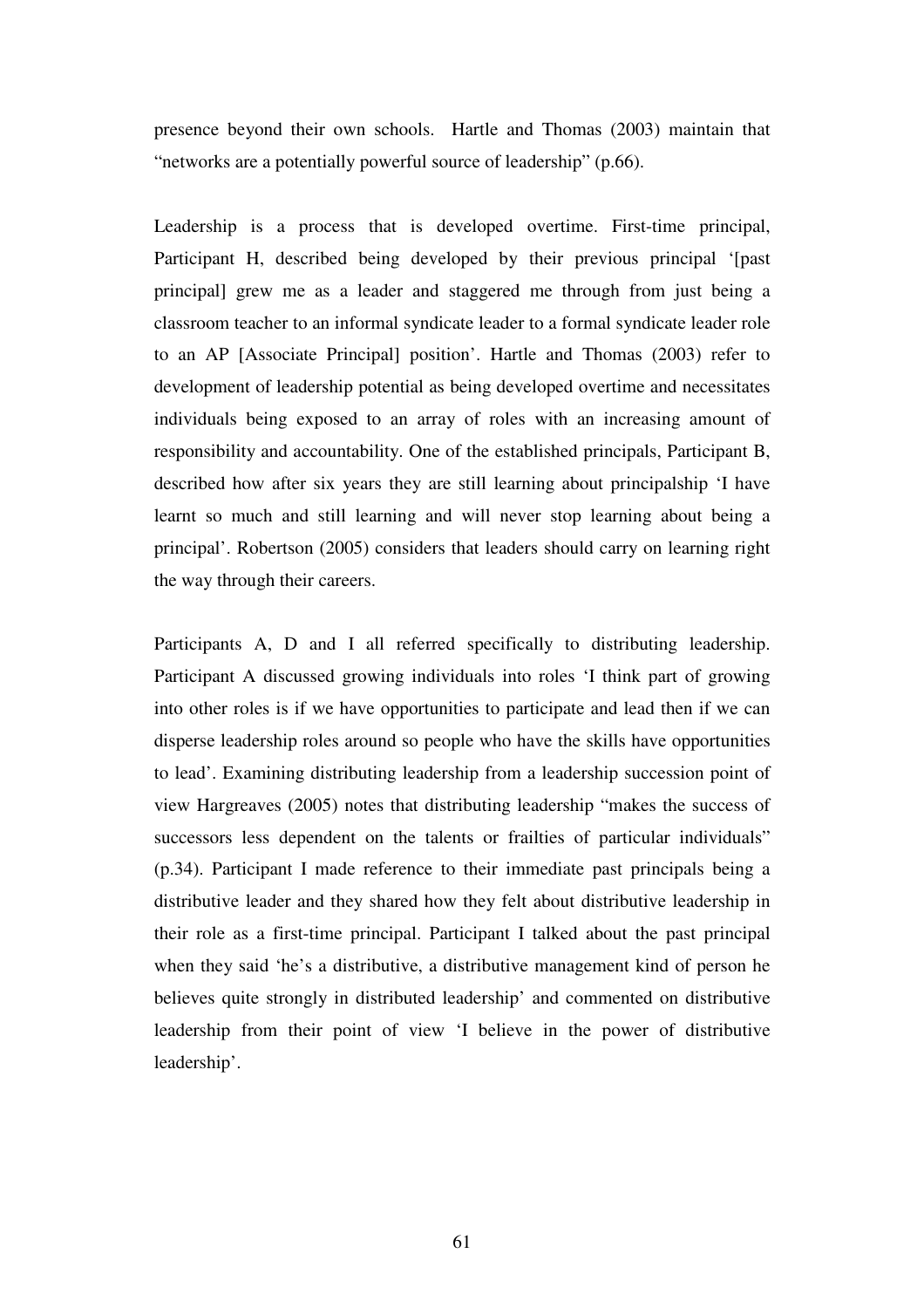presence beyond their own schools. Hartle and Thomas (2003) maintain that "networks are a potentially powerful source of leadership" (p.66).

Leadership is a process that is developed overtime. First-time principal, Participant H, described being developed by their previous principal '[past principal] grew me as a leader and staggered me through from just being a classroom teacher to an informal syndicate leader to a formal syndicate leader role to an AP [Associate Principal] position'. Hartle and Thomas (2003) refer to development of leadership potential as being developed overtime and necessitates individuals being exposed to an array of roles with an increasing amount of responsibility and accountability. One of the established principals, Participant B, described how after six years they are still learning about principalship 'I have learnt so much and still learning and will never stop learning about being a principal'. Robertson (2005) considers that leaders should carry on learning right the way through their careers.

Participants A, D and I all referred specifically to distributing leadership. Participant A discussed growing individuals into roles 'I think part of growing into other roles is if we have opportunities to participate and lead then if we can disperse leadership roles around so people who have the skills have opportunities to lead'. Examining distributing leadership from a leadership succession point of view Hargreaves (2005) notes that distributing leadership "makes the success of successors less dependent on the talents or frailties of particular individuals" (p.34). Participant I made reference to their immediate past principals being a distributive leader and they shared how they felt about distributive leadership in their role as a first-time principal. Participant I talked about the past principal when they said 'he's a distributive, a distributive management kind of person he believes quite strongly in distributed leadership' and commented on distributive leadership from their point of view 'I believe in the power of distributive leadership'.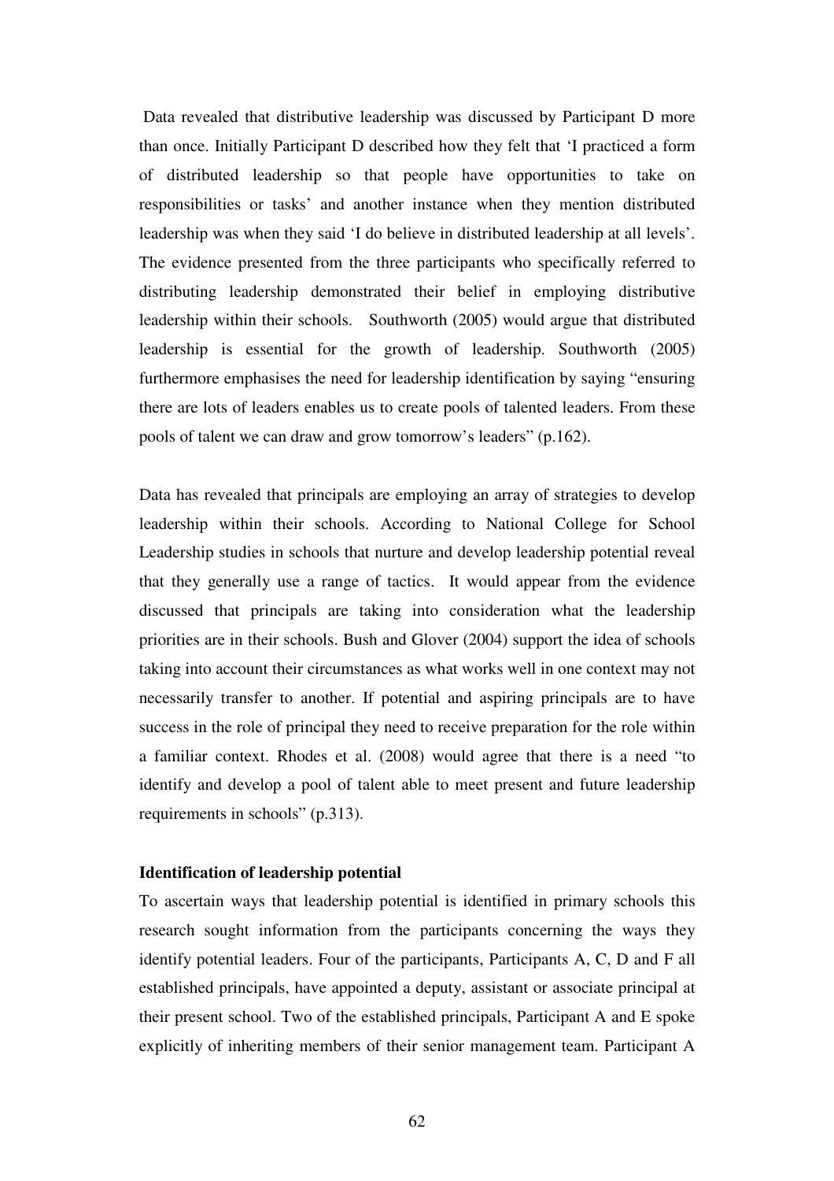Data revealed that distributive leadership was discussed by Participant D more than once. Initially Participant D described how they felt that 'I practiced a form of distributed leadership so that people have opportunities to take on responsibilities or tasks' and another instance when they mention distributed leadership was when they said 'I do believe in distributed leadership at all levels'. The evidence presented from the three participants who specifically referred to distributing leadership demonstrated their belief in employing distributive leadership within their schools. Southworth (2005) would argue that distributed leadership is essential for the growth of leadership. Southworth (2005) furthermore emphasises the need for leadership identification by saying "ensuring there are lots of leaders enables us to create pools of talented leaders. From these pools of talent we can draw and grow tomorrow's leaders" (p.162).

Data has revealed that principals are employing an array of strategies to develop leadership within their schools. According to National College for School Leadership studies in schools that nurture and develop leadership potential reveal that they generally use a range of tactics. It would appear from the evidence discussed that principals are taking into consideration what the leadership priorities are in their schools. Bush and Glover (2004) support the idea of schools taking into account their circumstances as what works well in one context may not necessarily transfer to another. If potential and aspiring principals are to have success in the role of principal they need to receive preparation for the role within a familiar context. Rhodes et al. (2008) would agree that there is a need "to identify and develop a pool of talent able to meet present and future leadership requirements in schools" (p.313).

**Identification of leadership potential**

To ascertain ways that leadership potential is identified in primary schools this research sought information from the participants concerning the ways they identify potential leaders. Four of the participants, Participants A, C, D and F all established principals, have appointed a deputy, assistant or associate principal at their present school. Two of the established principals, Participant A and E spoke explicitly of inheriting members of their senior management team. Participant A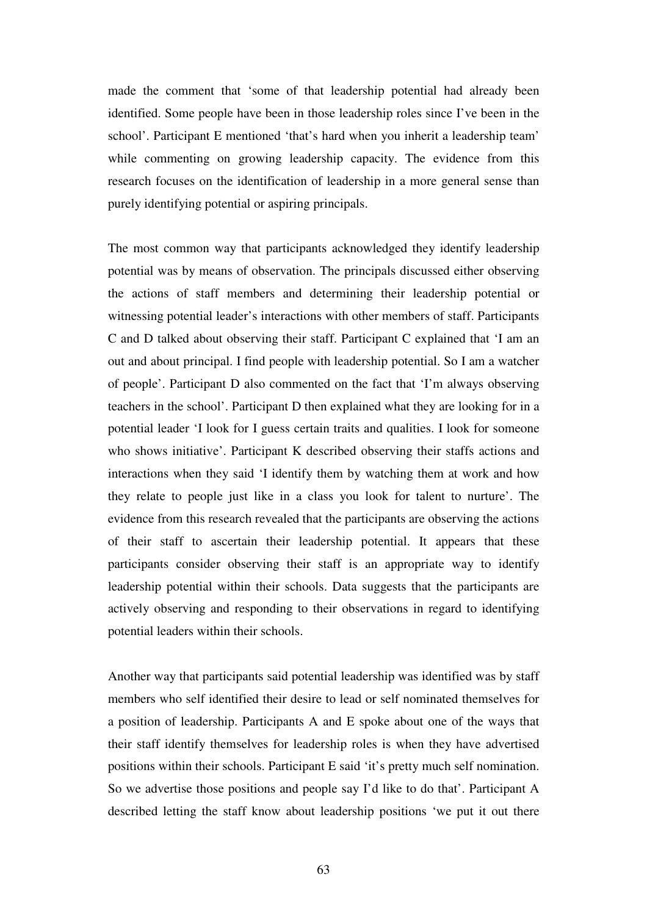made the comment that 'some of that leadership potential had already been identified. Some people have been in those leadership roles since I've been in the school'. Participant E mentioned 'that's hard when you inherit a leadership team' while commenting on growing leadership capacity. The evidence from this research focuses on the identification of leadership in a more general sense than purely identifying potential or aspiring principals.

The most common way that participants acknowledged they identify leadership potential was by means of observation. The principals discussed either observing the actions of staff members and determining their leadership potential or witnessing potential leader's interactions with other members of staff. Participants C and D talked about observing their staff. Participant C explained that 'I am an out and about principal. I find people with leadership potential. So I am a watcher of people'. Participant D also commented on the fact that 'I'm always observing teachers in the school'. Participant D then explained what they are looking for in a potential leader 'I look for I guess certain traits and qualities. I look for someone who shows initiative'. Participant K described observing their staffs actions and interactions when they said 'I identify them by watching them at work and how they relate to people just like in a class you look for talent to nurture'. The evidence from this research revealed that the participants are observing the actions of their staff to ascertain their leadership potential. It appears that these participants consider observing their staff is an appropriate way to identify leadership potential within their schools. Data suggests that the participants are actively observing and responding to their observations in regard to identifying potential leaders within their schools.

Another way that participants said potential leadership was identified was by staff members who self identified their desire to lead or self nominated themselves for a position of leadership. Participants A and E spoke about one of the ways that their staff identify themselves for leadership roles is when they have advertised positions within their schools. Participant E said 'it's pretty much self nomination. So we advertise those positions and people say I'd like to do that'. Participant A described letting the staff know about leadership positions 'we put it out there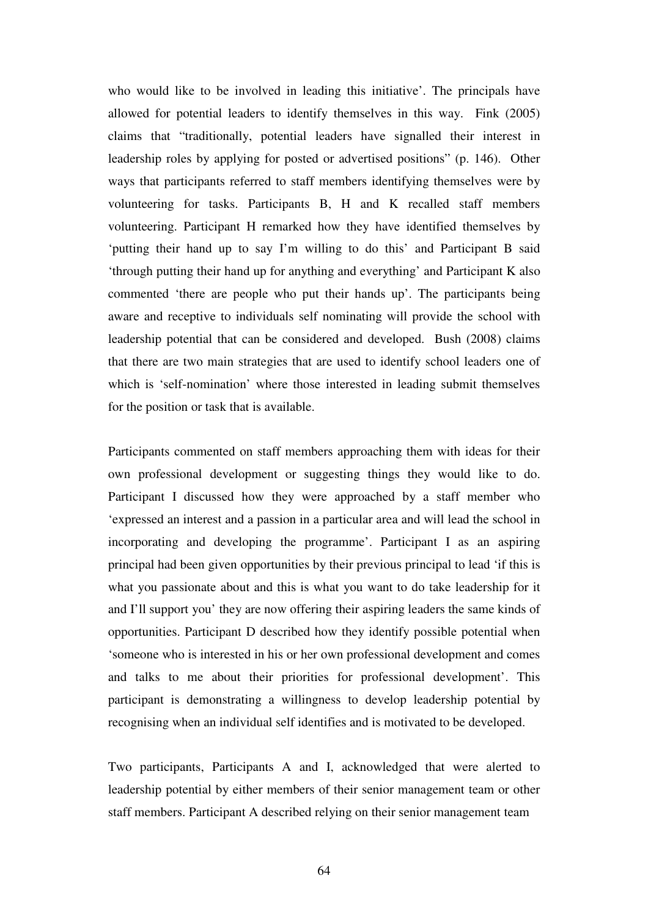who would like to be involved in leading this initiative'. The principals have allowed for potential leaders to identify themselves in this way. Fink (2005) claims that "traditionally, potential leaders have signalled their interest in leadership roles by applying for posted or advertised positions" (p. 146). Other ways that participants referred to staff members identifying themselves were by volunteering for tasks. Participants B, H and K recalled staff members volunteering. Participant H remarked how they have identified themselves by 'putting their hand up to say I'm willing to do this' and Participant B said 'through putting their hand up for anything and everything' and Participant K also commented 'there are people who put their hands up'. The participants being aware and receptive to individuals self nominating will provide the school with leadership potential that can be considered and developed. Bush (2008) claims that there are two main strategies that are used to identify school leaders one of which is 'self-nomination' where those interested in leading submit themselves for the position or task that is available.

Participants commented on staff members approaching them with ideas for their own professional development or suggesting things they would like to do. Participant I discussed how they were approached by a staff member who 'expressed an interest and a passion in a particular area and will lead the school in incorporating and developing the programme'. Participant I as an aspiring principal had been given opportunities by their previous principal to lead 'if this is what you passionate about and this is what you want to do take leadership for it and I'll support you' they are now offering their aspiring leaders the same kinds of opportunities. Participant D described how they identify possible potential when 'someone who is interested in his or her own professional development and comes and talks to me about their priorities for professional development'. This participant is demonstrating a willingness to develop leadership potential by recognising when an individual self identifies and is motivated to be developed.

Two participants, Participants A and I, acknowledged that were alerted to leadership potential by either members of their senior management team or other staff members. Participant A described relying on their senior management team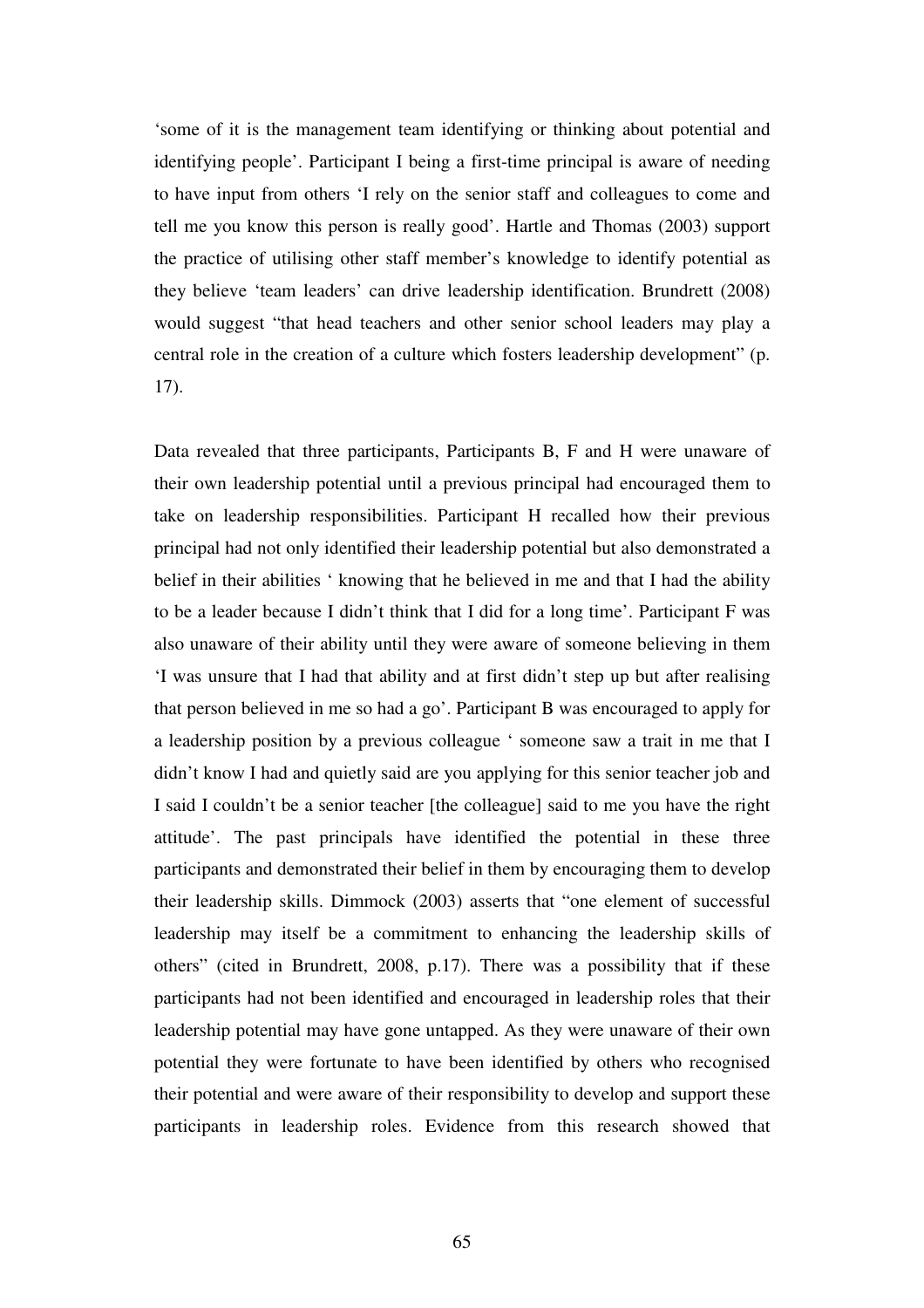'some of it is the management team identifying or thinking about potential and identifying people'. Participant I being a first-time principal is aware of needing to have input from others 'I rely on the senior staff and colleagues to come and tell me you know this person is really good'. Hartle and Thomas (2003) support the practice of utilising other staff member's knowledge to identify potential as they believe 'team leaders' can drive leadership identification. Brundrett (2008) would suggest "that head teachers and other senior school leaders may play a central role in the creation of a culture which fosters leadership development" (p. 17).

Data revealed that three participants, Participants B, F and H were unaware of their own leadership potential until a previous principal had encouraged them to take on leadership responsibilities. Participant H recalled how their previous principal had not only identified their leadership potential but also demonstrated a belief in their abilities ' knowing that he believed in me and that I had the ability to be a leader because I didn't think that I did for a long time'. Participant F was also unaware of their ability until they were aware of someone believing in them 'I was unsure that I had that ability and at first didn't step up but after realising that person believed in me so had a go'. Participant B was encouraged to apply for a leadership position by a previous colleague ' someone saw a trait in me that I didn't know I had and quietly said are you applying for this senior teacher job and I said I couldn't be a senior teacher [the colleague] said to me you have the right attitude'. The past principals have identified the potential in these three participants and demonstrated their belief in them by encouraging them to develop their leadership skills. Dimmock (2003) asserts that "one element of successful leadership may itself be a commitment to enhancing the leadership skills of others" (cited in Brundrett, 2008, p.17). There was a possibility that if these participants had not been identified and encouraged in leadership roles that their leadership potential may have gone untapped. As they were unaware of their own potential they were fortunate to have been identified by others who recognised their potential and were aware of their responsibility to develop and support these participants in leadership roles. Evidence from this research showed that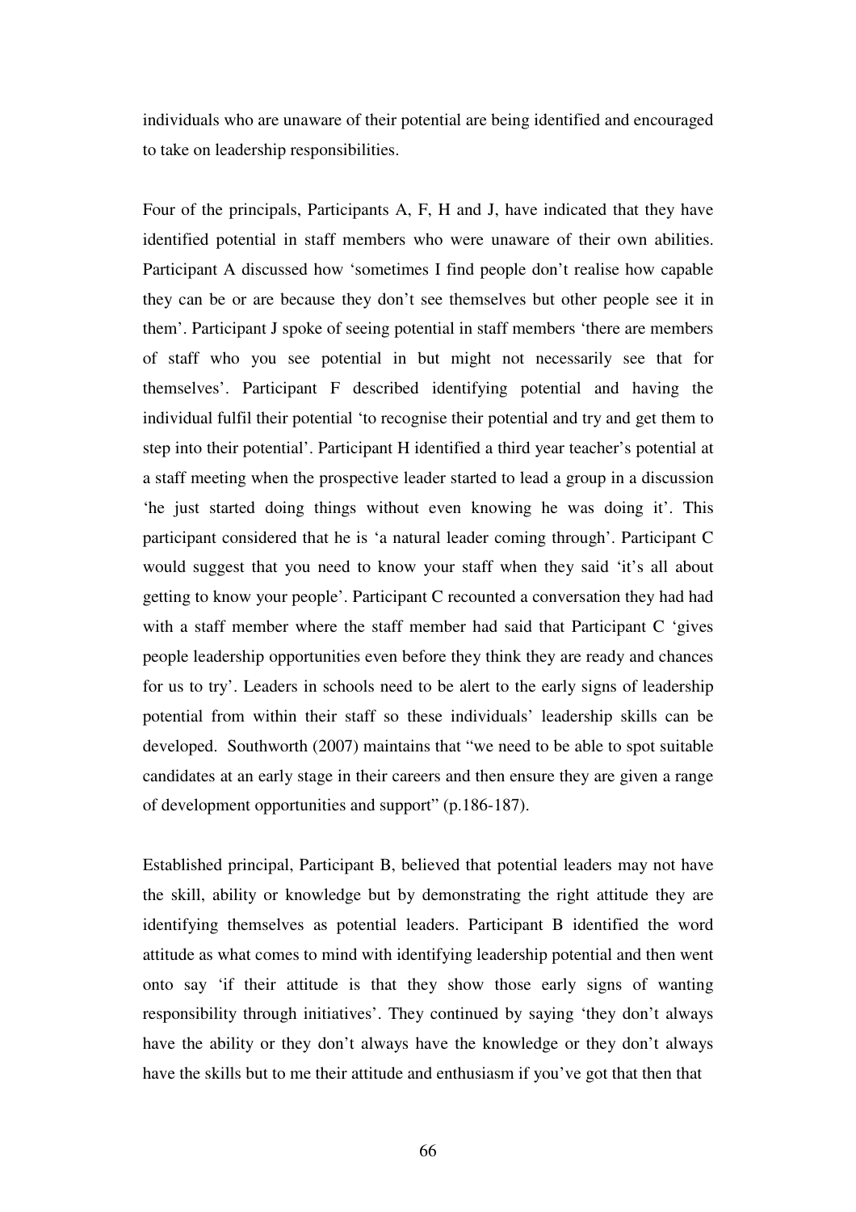individuals who are unaware of their potential are being identified and encouraged to take on leadership responsibilities.

Four of the principals, Participants A, F, H and J, have indicated that they have identified potential in staff members who were unaware of their own abilities. Participant A discussed how 'sometimes I find people don't realise how capable they can be or are because they don't see themselves but other people see it in them'. Participant J spoke of seeing potential in staff members 'there are members of staff who you see potential in but might not necessarily see that for themselves'. Participant F described identifying potential and having the individual fulfil their potential 'to recognise their potential and try and get them to step into their potential'. Participant H identified a third year teacher's potential at a staff meeting when the prospective leader started to lead a group in a discussion 'he just started doing things without even knowing he was doing it'. This participant considered that he is 'a natural leader coming through'. Participant C would suggest that you need to know your staff when they said 'it's all about getting to know your people'. Participant C recounted a conversation they had had with a staff member where the staff member had said that Participant C 'gives people leadership opportunities even before they think they are ready and chances for us to try'. Leaders in schools need to be alert to the early signs of leadership potential from within their staff so these individuals' leadership skills can be developed. Southworth (2007) maintains that "we need to be able to spot suitable candidates at an early stage in their careers and then ensure they are given a range of development opportunities and support" (p.186-187).

Established principal, Participant B, believed that potential leaders may not have the skill, ability or knowledge but by demonstrating the right attitude they are identifying themselves as potential leaders. Participant B identified the word attitude as what comes to mind with identifying leadership potential and then went onto say 'if their attitude is that they show those early signs of wanting responsibility through initiatives'. They continued by saying 'they don't always have the ability or they don't always have the knowledge or they don't always have the skills but to me their attitude and enthusiasm if you've got that then that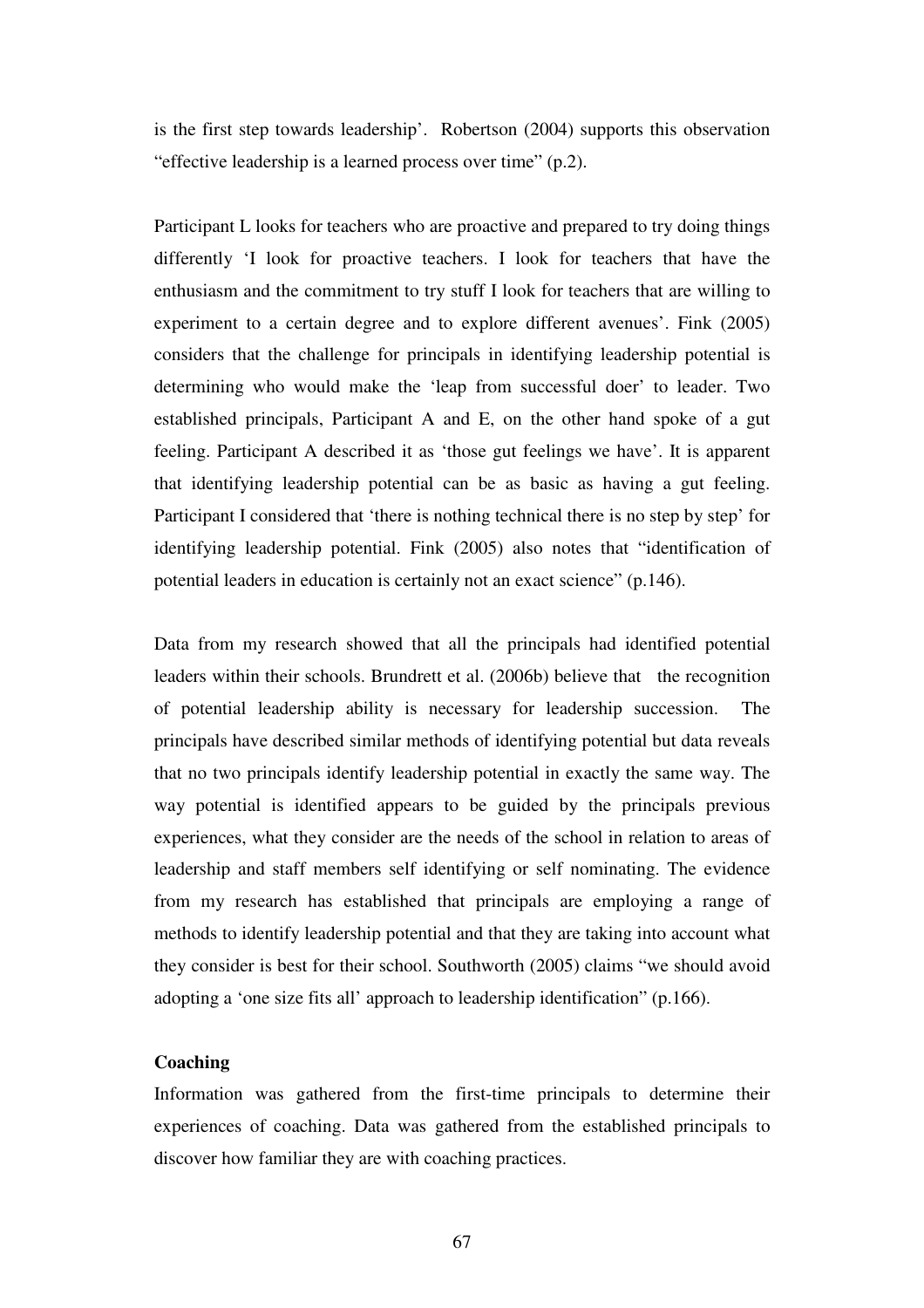is the first step towards leadership'. Robertson (2004) supports this observation "effective leadership is a learned process over time" (p.2).

Participant L looks for teachers who are proactive and prepared to try doing things differently 'I look for proactive teachers. I look for teachers that have the enthusiasm and the commitment to try stuff I look for teachers that are willing to experiment to a certain degree and to explore different avenues'. Fink (2005) considers that the challenge for principals in identifying leadership potential is determining who would make the 'leap from successful doer' to leader. Two established principals, Participant A and E, on the other hand spoke of a gut feeling. Participant A described it as 'those gut feelings we have'. It is apparent that identifying leadership potential can be as basic as having a gut feeling. Participant I considered that 'there is nothing technical there is no step by step' for identifying leadership potential. Fink (2005) also notes that "identification of potential leaders in education is certainly not an exact science" (p.146).

Data from my research showed that all the principals had identified potential leaders within their schools. Brundrett et al. (2006b) believe that the recognition of potential leadership ability is necessary for leadership succession. The principals have described similar methods of identifying potential but data reveals that no two principals identify leadership potential in exactly the same way. The way potential is identified appears to be guided by the principals previous experiences, what they consider are the needs of the school in relation to areas of leadership and staff members self identifying or self nominating. The evidence from my research has established that principals are employing a range of methods to identify leadership potential and that they are taking into account what they consider is best for their school. Southworth (2005) claims "we should avoid adopting a 'one size fits all' approach to leadership identification" (p.166).

**Coaching**

Information was gathered from the first-time principals to determine their experiences of coaching. Data was gathered from the established principals to discover how familiar they are with coaching practices.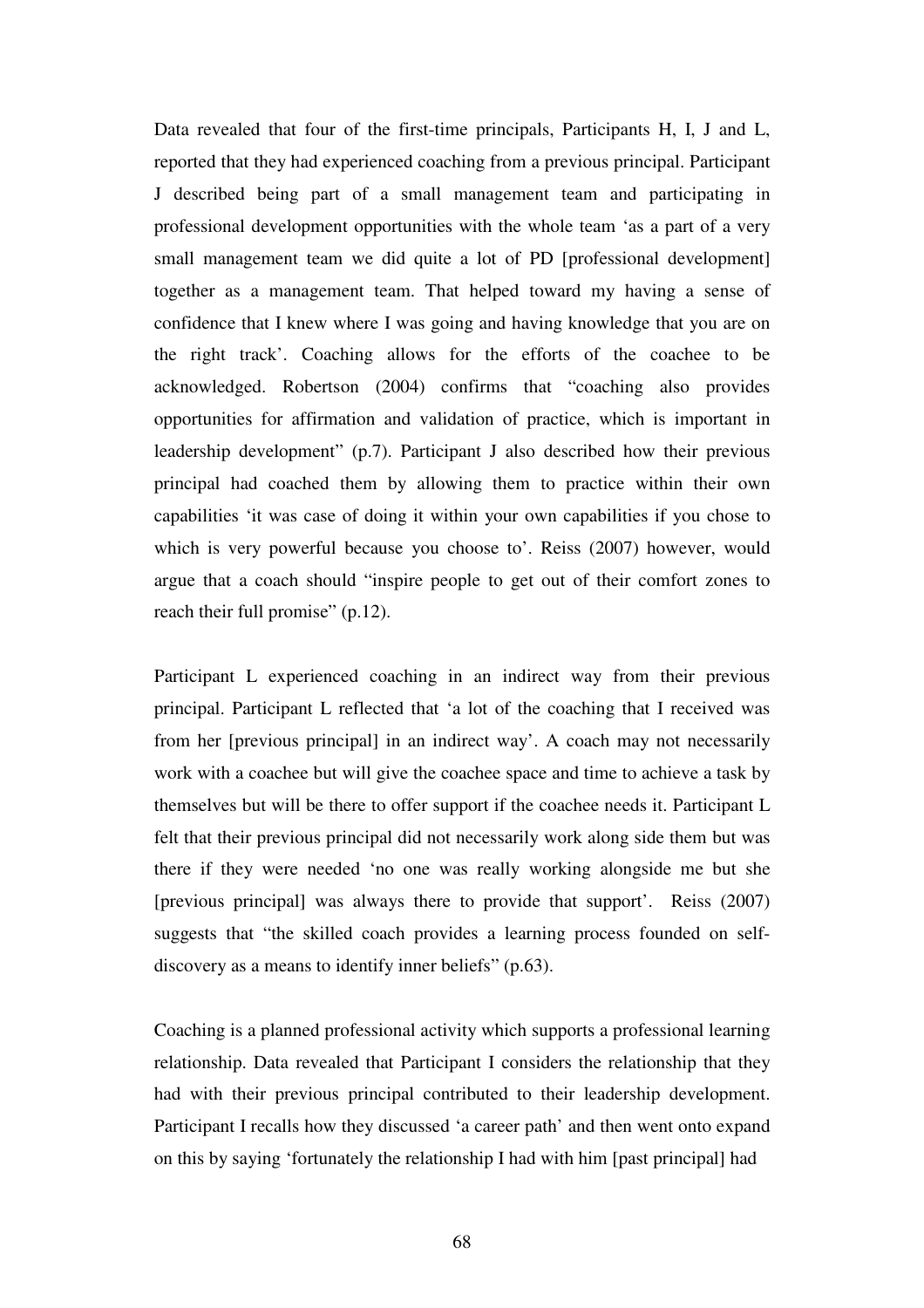Data revealed that four of the first-time principals, Participants H, I, J and L, reported that they had experienced coaching from a previous principal. Participant J described being part of a small management team and participating in professional development opportunities with the whole team 'as a part of a very small management team we did quite a lot of PD [professional development] together as a management team. That helped toward my having a sense of confidence that I knew where I was going and having knowledge that you are on the right track'. Coaching allows for the efforts of the coachee to be acknowledged. Robertson (2004) confirms that "coaching also provides opportunities for affirmation and validation of practice, which is important in leadership development" (p.7). Participant J also described how their previous principal had coached them by allowing them to practice within their own capabilities 'it was case of doing it within your own capabilities if you chose to which is very powerful because you choose to'. Reiss (2007) however, would argue that a coach should "inspire people to get out of their comfort zones to reach their full promise" (p.12).

Participant L experienced coaching in an indirect way from their previous principal. Participant L reflected that 'a lot of the coaching that I received was from her [previous principal] in an indirect way'. A coach may not necessarily work with a coachee but will give the coachee space and time to achieve a task by themselves but will be there to offer support if the coachee needs it. Participant L felt that their previous principal did not necessarily work along side them but was there if they were needed 'no one was really working alongside me but she [previous principal] was always there to provide that support'. Reiss (2007) suggests that "the skilled coach provides a learning process founded on self-discovery as a means to identify inner beliefs" (p.63).

Coaching is a planned professional activity which supports a professional learning relationship. Data revealed that Participant I considers the relationship that they had with their previous principal contributed to their leadership development. Participant I recalls how they discussed 'a career path' and then went onto expand on this by saying 'fortunately the relationship I had with him [past principal] had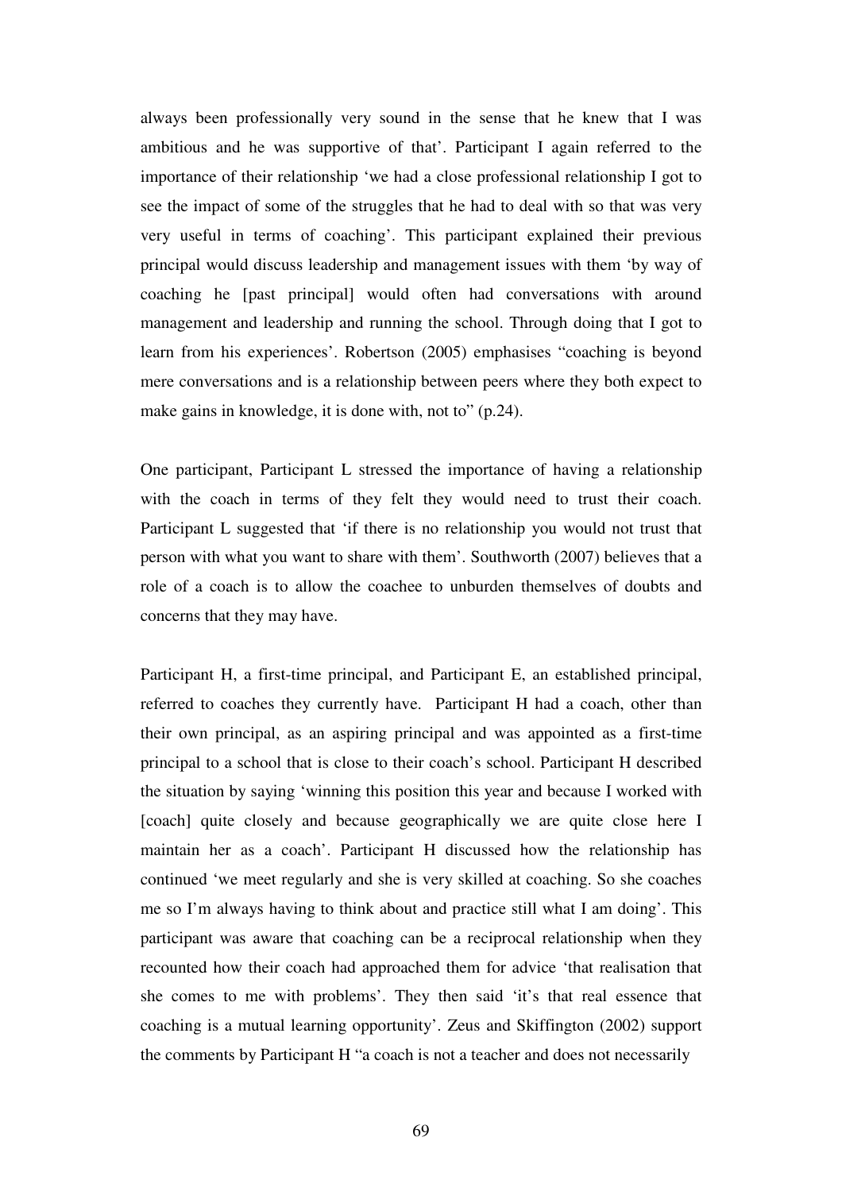always been professionally very sound in the sense that he knew that I was ambitious and he was supportive of that'. Participant I again referred to the importance of their relationship 'we had a close professional relationship I got to see the impact of some of the struggles that he had to deal with so that was very very useful in terms of coaching'. This participant explained their previous principal would discuss leadership and management issues with them 'by way of coaching he [past principal] would often had conversations with around management and leadership and running the school. Through doing that I got to learn from his experiences'. Robertson (2005) emphasises "coaching is beyond mere conversations and is a relationship between peers where they both expect to make gains in knowledge, it is done with, not to" (p.24).

One participant, Participant L stressed the importance of having a relationship with the coach in terms of they felt they would need to trust their coach. Participant L suggested that 'if there is no relationship you would not trust that person with what you want to share with them'. Southworth (2007) believes that a role of a coach is to allow the coachee to unburden themselves of doubts and concerns that they may have.

Participant H, a first-time principal, and Participant E, an established principal, referred to coaches they currently have. Participant H had a coach, other than their own principal, as an aspiring principal and was appointed as a first-time principal to a school that is close to their coach's school. Participant H described the situation by saying 'winning this position this year and because I worked with [coach] quite closely and because geographically we are quite close here I maintain her as a coach'. Participant H discussed how the relationship has continued 'we meet regularly and she is very skilled at coaching. So she coaches me so I'm always having to think about and practice still what I am doing'. This participant was aware that coaching can be a reciprocal relationship when they recounted how their coach had approached them for advice 'that realisation that she comes to me with problems'. They then said 'it's that real essence that coaching is a mutual learning opportunity'. Zeus and Skiffington (2002) support the comments by Participant H "a coach is not a teacher and does not necessarily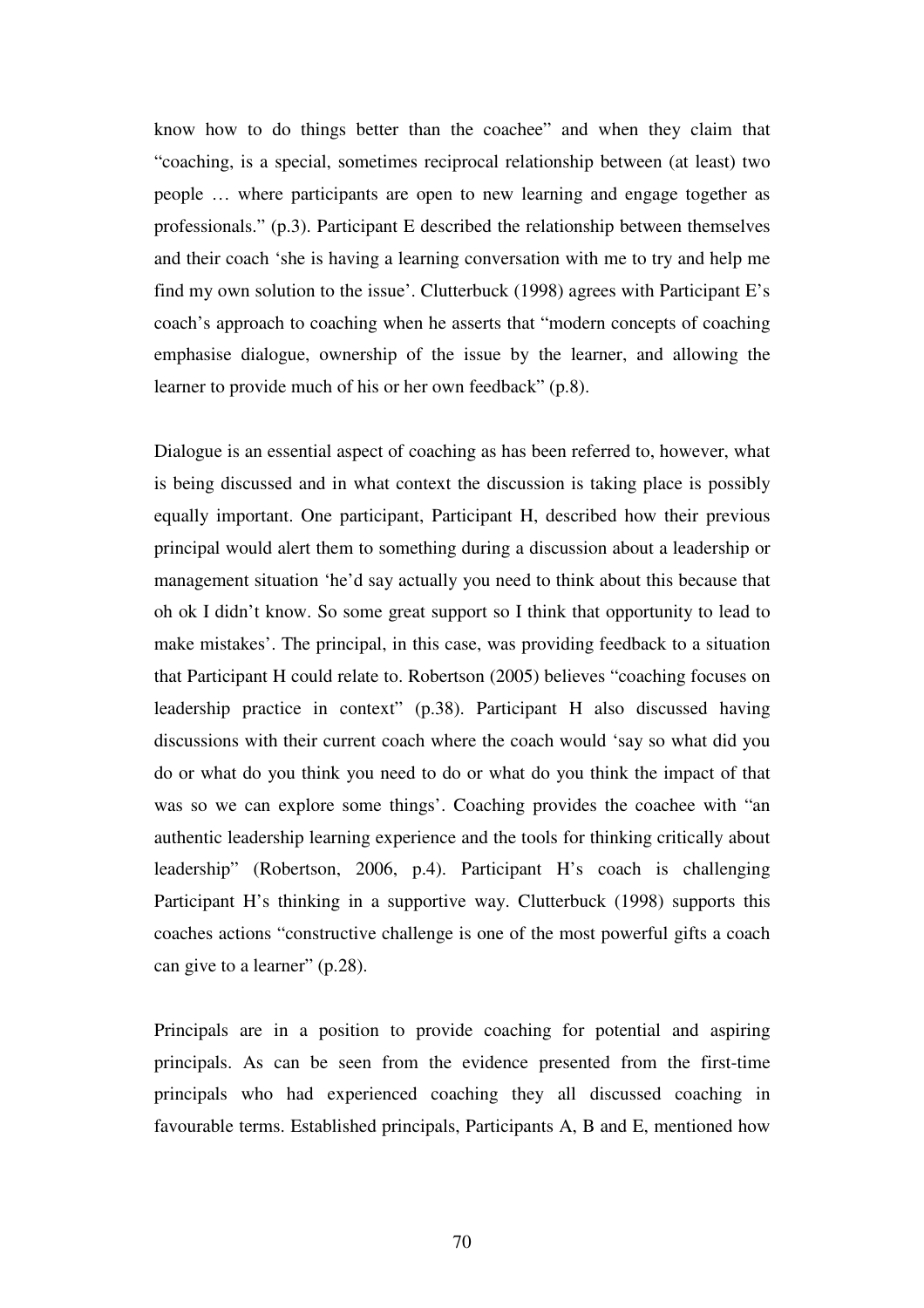know how to do things better than the coachee" and when they claim that "coaching, is a special, sometimes reciprocal relationship between (at least) two people … where participants are open to new learning and engage together as professionals." (p.3). Participant E described the relationship between themselves and their coach 'she is having a learning conversation with me to try and help me find my own solution to the issue'. Clutterbuck (1998) agrees with Participant E's coach's approach to coaching when he asserts that "modern concepts of coaching emphasise dialogue, ownership of the issue by the learner, and allowing the learner to provide much of his or her own feedback" (p.8).

Dialogue is an essential aspect of coaching as has been referred to, however, what is being discussed and in what context the discussion is taking place is possibly equally important. One participant, Participant H, described how their previous principal would alert them to something during a discussion about a leadership or management situation 'he'd say actually you need to think about this because that oh ok I didn't know. So some great support so I think that opportunity to lead to make mistakes'. The principal, in this case, was providing feedback to a situation that Participant H could relate to. Robertson (2005) believes "coaching focuses on leadership practice in context" (p.38). Participant H also discussed having discussions with their current coach where the coach would 'say so what did you do or what do you think you need to do or what do you think the impact of that was so we can explore some things'. Coaching provides the coachee with "an authentic leadership learning experience and the tools for thinking critically about leadership" (Robertson, 2006, p.4). Participant H's coach is challenging Participant H's thinking in a supportive way. Clutterbuck (1998) supports this coaches actions "constructive challenge is one of the most powerful gifts a coach can give to a learner" (p.28).

Principals are in a position to provide coaching for potential and aspiring principals. As can be seen from the evidence presented from the first-time principals who had experienced coaching they all discussed coaching in favourable terms. Established principals, Participants A, B and E, mentioned how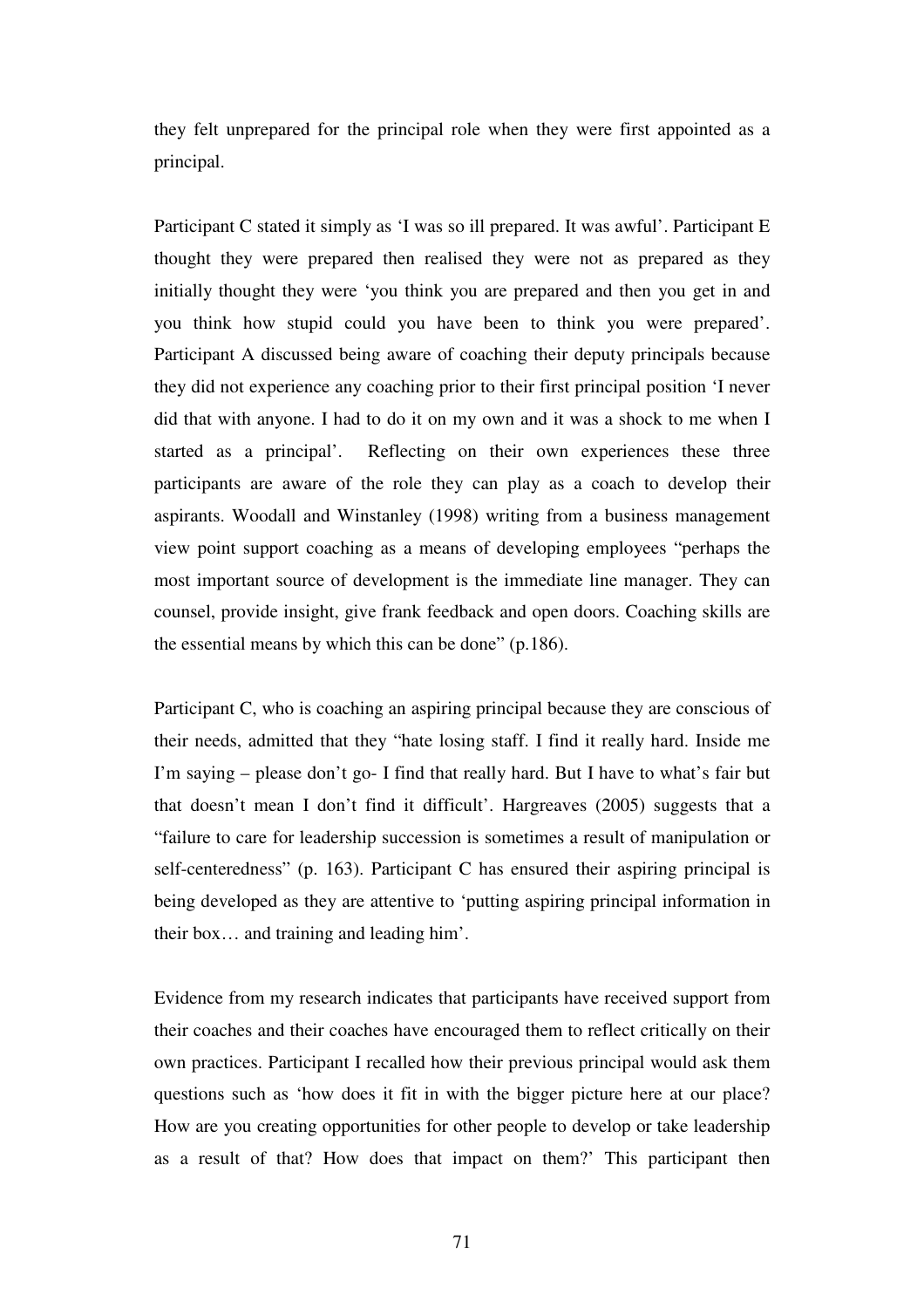they felt unprepared for the principal role when they were first appointed as a principal.

Participant C stated it simply as 'I was so ill prepared. It was awful'. Participant E thought they were prepared then realised they were not as prepared as they initially thought they were 'you think you are prepared and then you get in and you think how stupid could you have been to think you were prepared'. Participant A discussed being aware of coaching their deputy principals because they did not experience any coaching prior to their first principal position 'I never did that with anyone. I had to do it on my own and it was a shock to me when I started as a principal'. Reflecting on their own experiences these three participants are aware of the role they can play as a coach to develop their aspirants. Woodall and Winstanley (1998) writing from a business management view point support coaching as a means of developing employees "perhaps the most important source of development is the immediate line manager. They can counsel, provide insight, give frank feedback and open doors. Coaching skills are the essential means by which this can be done" (p.186).

Participant C, who is coaching an aspiring principal because they are conscious of their needs, admitted that they "hate losing staff. I find it really hard. Inside me I'm saying – please don't go- I find that really hard. But I have to what's fair but that doesn't mean I don't find it difficult'. Hargreaves (2005) suggests that a "failure to care for leadership succession is sometimes a result of manipulation or self-centeredness" (p. 163). Participant C has ensured their aspiring principal is being developed as they are attentive to 'putting aspiring principal information in their box… and training and leading him'.

Evidence from my research indicates that participants have received support from their coaches and their coaches have encouraged them to reflect critically on their own practices. Participant I recalled how their previous principal would ask them questions such as 'how does it fit in with the bigger picture here at our place? How are you creating opportunities for other people to develop or take leadership as a result of that? How does that impact on them?' This participant then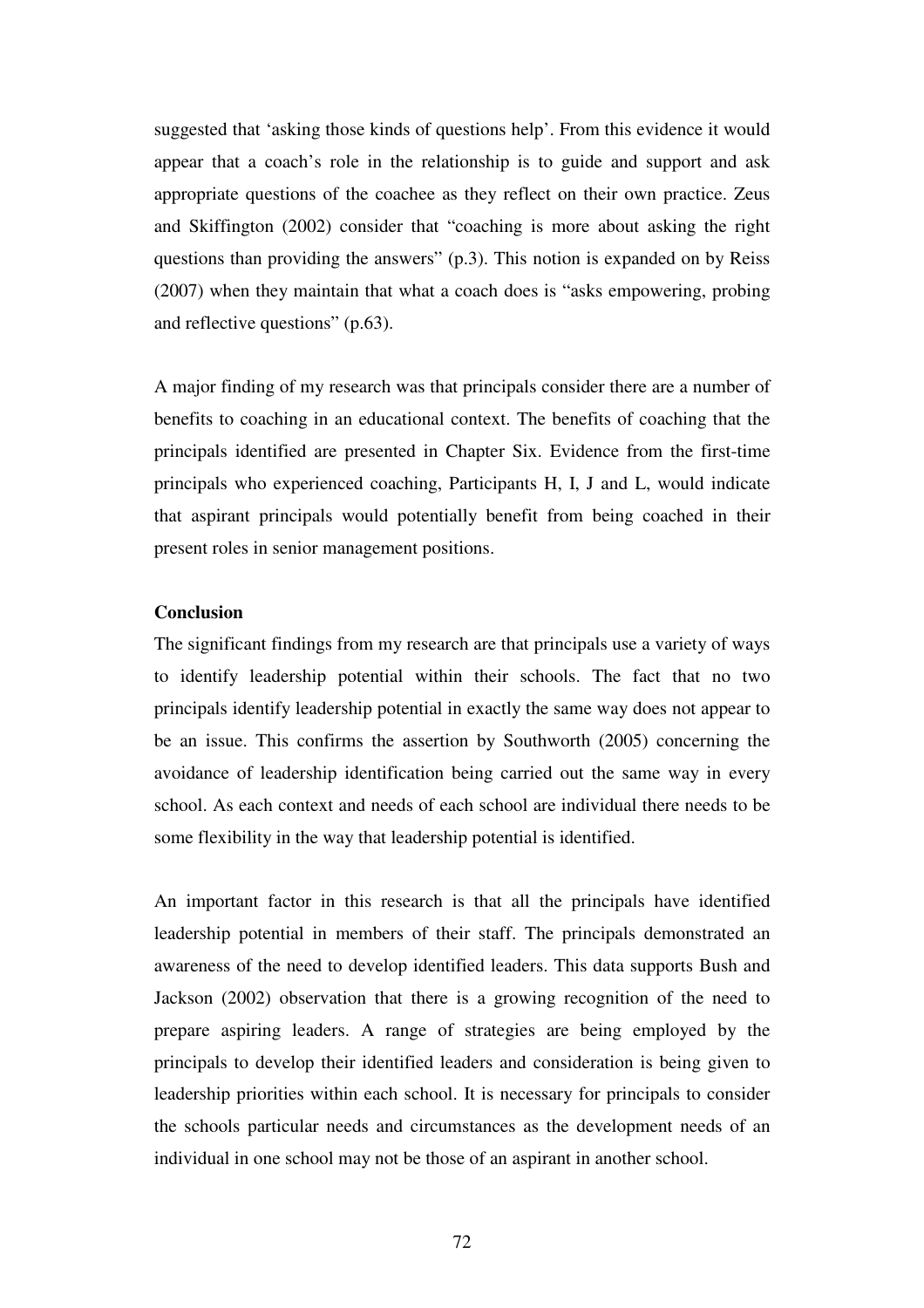suggested that 'asking those kinds of questions help'. From this evidence it would appear that a coach's role in the relationship is to guide and support and ask appropriate questions of the coachee as they reflect on their own practice. Zeus and Skiffington (2002) consider that "coaching is more about asking the right questions than providing the answers" (p.3). This notion is expanded on by Reiss (2007) when they maintain that what a coach does is "asks empowering, probing and reflective questions" (p.63).

A major finding of my research was that principals consider there are a number of benefits to coaching in an educational context. The benefits of coaching that the principals identified are presented in Chapter Six. Evidence from the first-time principals who experienced coaching, Participants H, I, J and L, would indicate that aspirant principals would potentially benefit from being coached in their present roles in senior management positions.

**Conclusion**

The significant findings from my research are that principals use a variety of ways to identify leadership potential within their schools. The fact that no two principals identify leadership potential in exactly the same way does not appear to be an issue. This confirms the assertion by Southworth (2005) concerning the avoidance of leadership identification being carried out the same way in every school. As each context and needs of each school are individual there needs to be some flexibility in the way that leadership potential is identified.

An important factor in this research is that all the principals have identified leadership potential in members of their staff. The principals demonstrated an awareness of the need to develop identified leaders. This data supports Bush and Jackson (2002) observation that there is a growing recognition of the need to prepare aspiring leaders. A range of strategies are being employed by the principals to develop their identified leaders and consideration is being given to leadership priorities within each school. It is necessary for principals to consider the schools particular needs and circumstances as the development needs of an individual in one school may not be those of an aspirant in another school.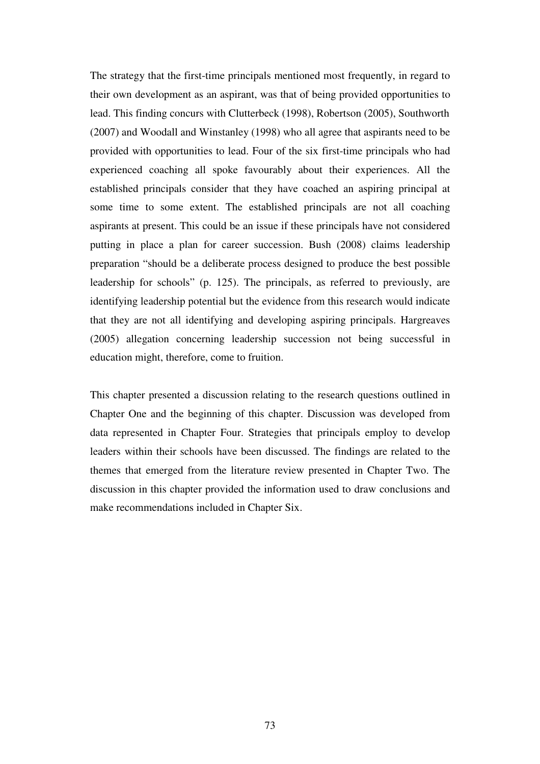The strategy that the first-time principals mentioned most frequently, in regard to their own development as an aspirant, was that of being provided opportunities to lead. This finding concurs with Clutterbeck (1998), Robertson (2005), Southworth (2007) and Woodall and Winstanley (1998) who all agree that aspirants need to be provided with opportunities to lead. Four of the six first-time principals who had experienced coaching all spoke favourably about their experiences. All the established principals consider that they have coached an aspiring principal at some time to some extent. The established principals are not all coaching aspirants at present. This could be an issue if these principals have not considered putting in place a plan for career succession. Bush (2008) claims leadership preparation "should be a deliberate process designed to produce the best possible leadership for schools" (p. 125). The principals, as referred to previously, are identifying leadership potential but the evidence from this research would indicate that they are not all identifying and developing aspiring principals. Hargreaves (2005) allegation concerning leadership succession not being successful in education might, therefore, come to fruition.

This chapter presented a discussion relating to the research questions outlined in Chapter One and the beginning of this chapter. Discussion was developed from data represented in Chapter Four. Strategies that principals employ to develop leaders within their schools have been discussed. The findings are related to the themes that emerged from the literature review presented in Chapter Two. The discussion in this chapter provided the information used to draw conclusions and make recommendations included in Chapter Six.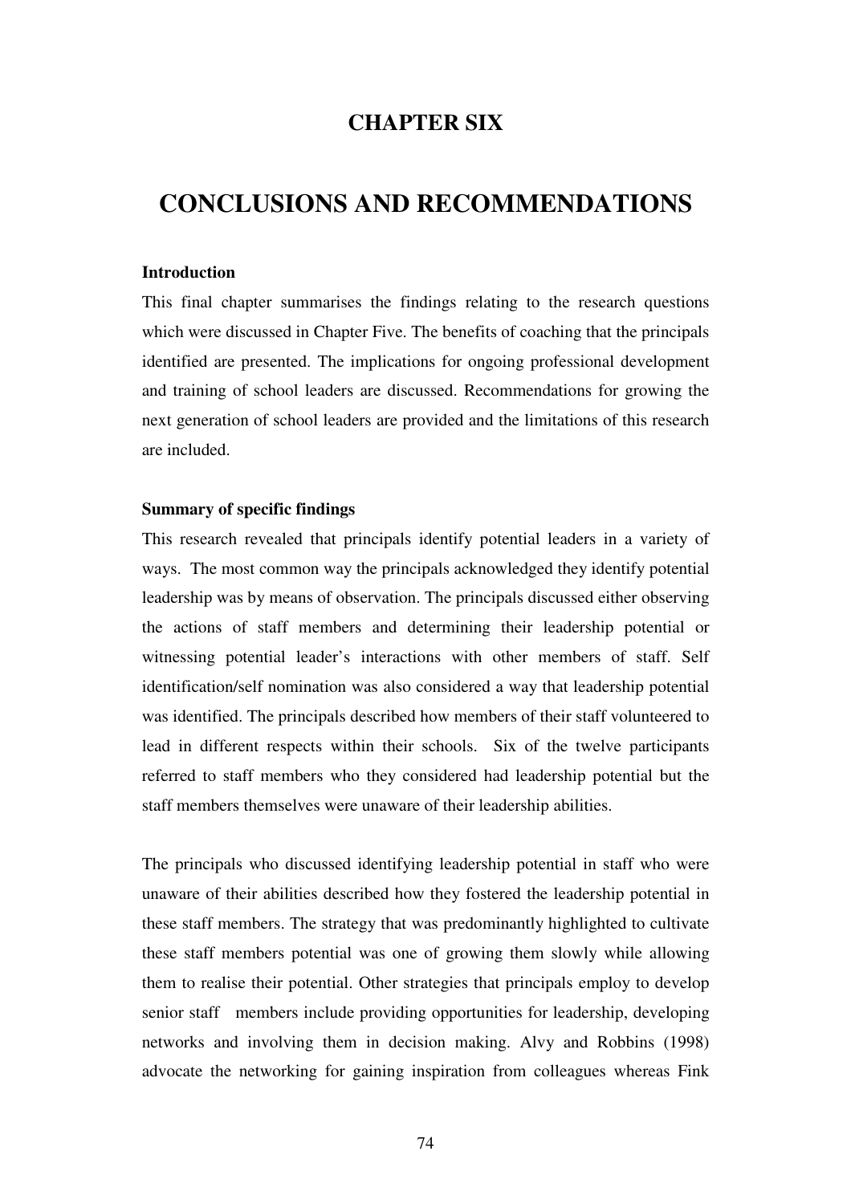# CHAPTER SIX

# CONCLUSIONS AND RECOMMENDATIONS

### Introduction

This final chapter summarises the findings relating to the research questions which were discussed in Chapter Five. The benefits of coaching that the principals identified are presented. The implications for ongoing professional development and training of school leaders are discussed. Recommendations for growing the next generation of school leaders are provided and the limitations of this research are included.

### Summary of specific findings

This research revealed that principals identify potential leaders in a variety of ways. The most common way the principals acknowledged they identify potential leadership was by means of observation. The principals discussed either observing the actions of staff members and determining their leadership potential or witnessing potential leader's interactions with other members of staff. Self identification/self nomination was also considered a way that leadership potential was identified. The principals described how members of their staff volunteered to lead in different respects within their schools. Six of the twelve participants referred to staff members who they considered had leadership potential but the staff members themselves were unaware of their leadership abilities.

The principals who discussed identifying leadership potential in staff who were unaware of their abilities described how they fostered the leadership potential in these staff members. The strategy that was predominantly highlighted to cultivate these staff members potential was one of growing them slowly while allowing them to realise their potential. Other strategies that principals employ to develop senior staff members include providing opportunities for leadership, developing networks and involving them in decision making. Alvy and Robbins (1998) advocate the networking for gaining inspiration from colleagues whereas Fink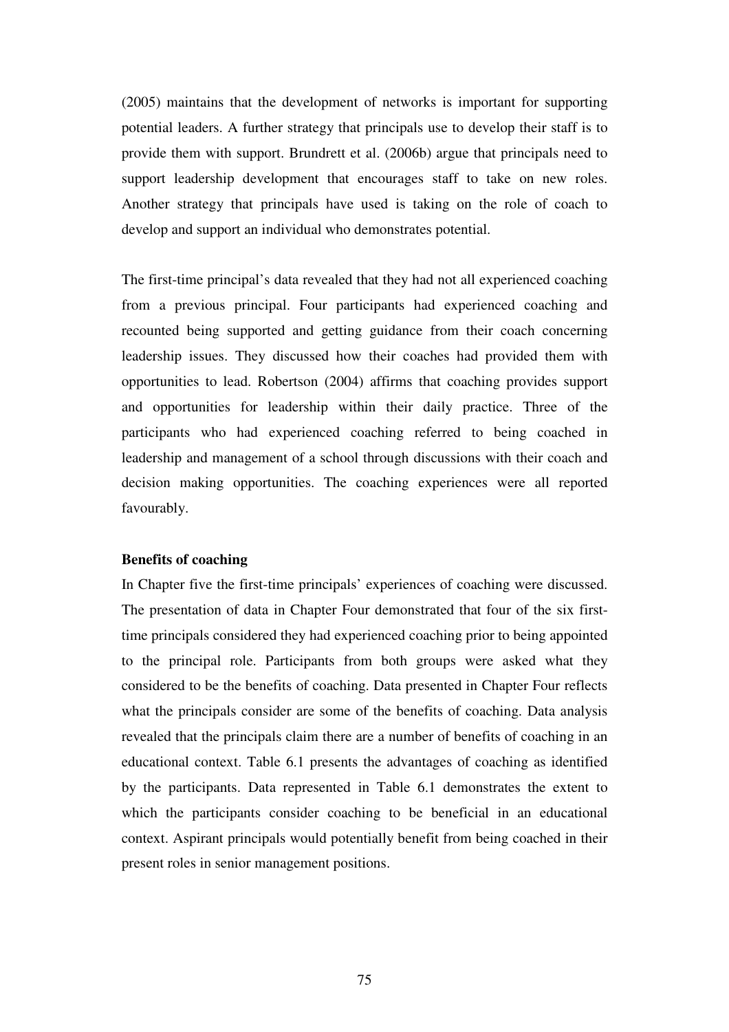(2005) maintains that the development of networks is important for supporting potential leaders. A further strategy that principals use to develop their staff is to provide them with support. Brundrett et al. (2006b) argue that principals need to support leadership development that encourages staff to take on new roles. Another strategy that principals have used is taking on the role of coach to develop and support an individual who demonstrates potential.

The first-time principal's data revealed that they had not all experienced coaching from a previous principal. Four participants had experienced coaching and recounted being supported and getting guidance from their coach concerning leadership issues. They discussed how their coaches had provided them with opportunities to lead. Robertson (2004) affirms that coaching provides support and opportunities for leadership within their daily practice. Three of the participants who had experienced coaching referred to being coached in leadership and management of a school through discussions with their coach and decision making opportunities. The coaching experiences were all reported favourably.

**Benefits of coaching**

In Chapter five the first-time principals' experiences of coaching were discussed. The presentation of data in Chapter Four demonstrated that four of the six first-time principals considered they had experienced coaching prior to being appointed to the principal role. Participants from both groups were asked what they considered to be the benefits of coaching. Data presented in Chapter Four reflects what the principals consider are some of the benefits of coaching. Data analysis revealed that the principals claim there are a number of benefits of coaching in an educational context. Table 6.1 presents the advantages of coaching as identified by the participants. Data represented in Table 6.1 demonstrates the extent to which the participants consider coaching to be beneficial in an educational context. Aspirant principals would potentially benefit from being coached in their present roles in senior management positions.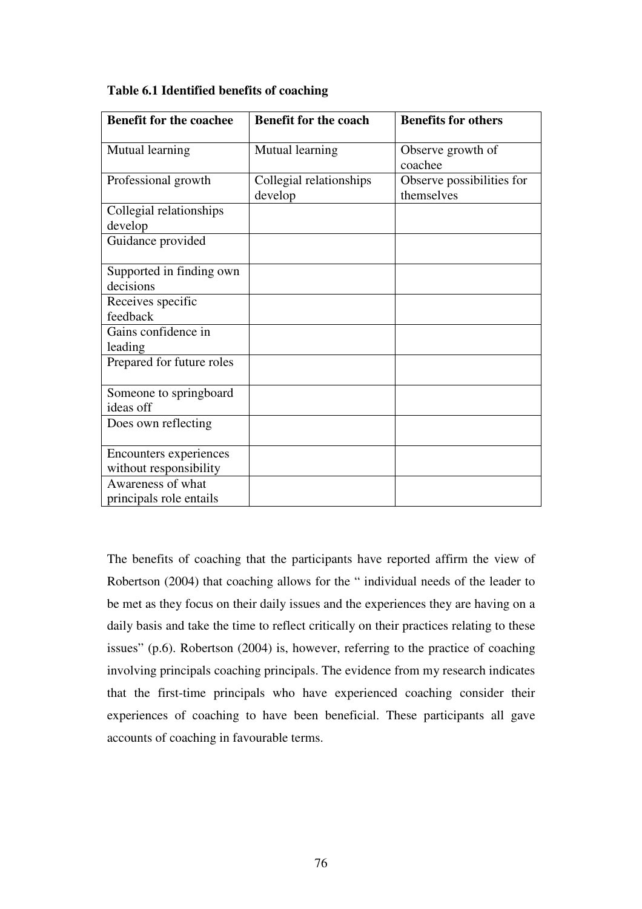**Table 6.1 Identified benefits of coaching**

| Benefit for the coachee | Benefit for the coach | Benefits for others |
|---|---|---|
| Mutual learning | Mutual learning | Observe growth of coachee |
| Professional growth | Collegial relationships develop | Observe possibilities for themselves |
| Collegial relationships develop | | |
| Guidance provided | | |
| Supported in finding own decisions | | |
| Receives specific feedback | | |
| Gains confidence in leading | | |
| Prepared for future roles | | |
| Someone to springboard ideas off | | |
| Does own reflecting | | |
| Encounters experiences without responsibility | | |
| Awareness of what principals role entails | | |

The benefits of coaching that the participants have reported affirm the view of Robertson (2004) that coaching allows for the " individual needs of the leader to be met as they focus on their daily issues and the experiences they are having on a daily basis and take the time to reflect critically on their practices relating to these issues" (p.6). Robertson (2004) is, however, referring to the practice of coaching involving principals coaching principals. The evidence from my research indicates that the first-time principals who have experienced coaching consider their experiences of coaching to have been beneficial. These participants all gave accounts of coaching in favourable terms.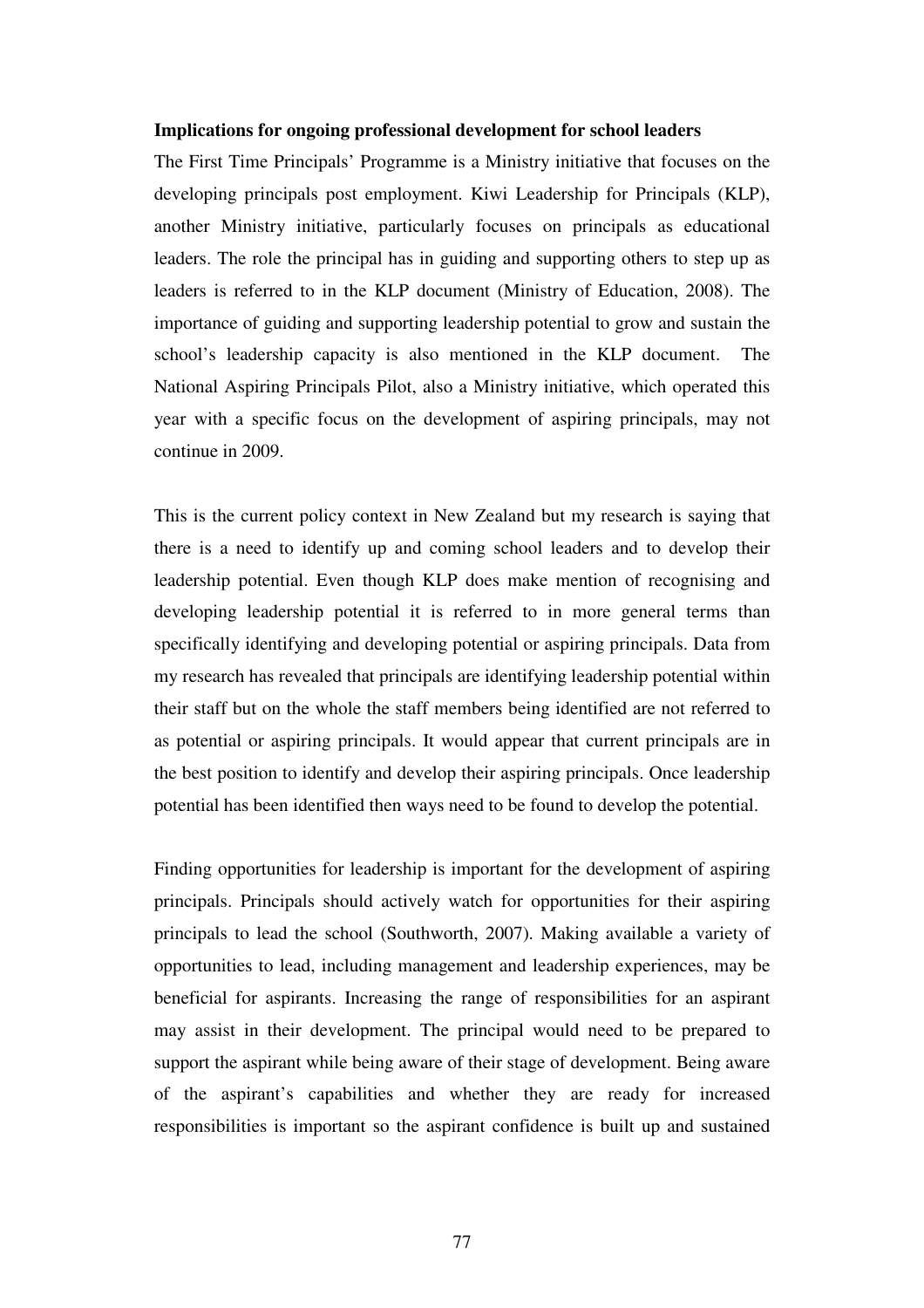**Implications for ongoing professional development for school leaders**

The First Time Principals' Programme is a Ministry initiative that focuses on the developing principals post employment. Kiwi Leadership for Principals (KLP), another Ministry initiative, particularly focuses on principals as educational leaders. The role the principal has in guiding and supporting others to step up as leaders is referred to in the KLP document (Ministry of Education, 2008). The importance of guiding and supporting leadership potential to grow and sustain the school's leadership capacity is also mentioned in the KLP document. The National Aspiring Principals Pilot, also a Ministry initiative, which operated this year with a specific focus on the development of aspiring principals, may not continue in 2009.

This is the current policy context in New Zealand but my research is saying that there is a need to identify up and coming school leaders and to develop their leadership potential. Even though KLP does make mention of recognising and developing leadership potential it is referred to in more general terms than specifically identifying and developing potential or aspiring principals. Data from my research has revealed that principals are identifying leadership potential within their staff but on the whole the staff members being identified are not referred to as potential or aspiring principals. It would appear that current principals are in the best position to identify and develop their aspiring principals. Once leadership potential has been identified then ways need to be found to develop the potential.

Finding opportunities for leadership is important for the development of aspiring principals. Principals should actively watch for opportunities for their aspiring principals to lead the school (Southworth, 2007). Making available a variety of opportunities to lead, including management and leadership experiences, may be beneficial for aspirants. Increasing the range of responsibilities for an aspirant may assist in their development. The principal would need to be prepared to support the aspirant while being aware of their stage of development. Being aware of the aspirant's capabilities and whether they are ready for increased responsibilities is important so the aspirant confidence is built up and sustained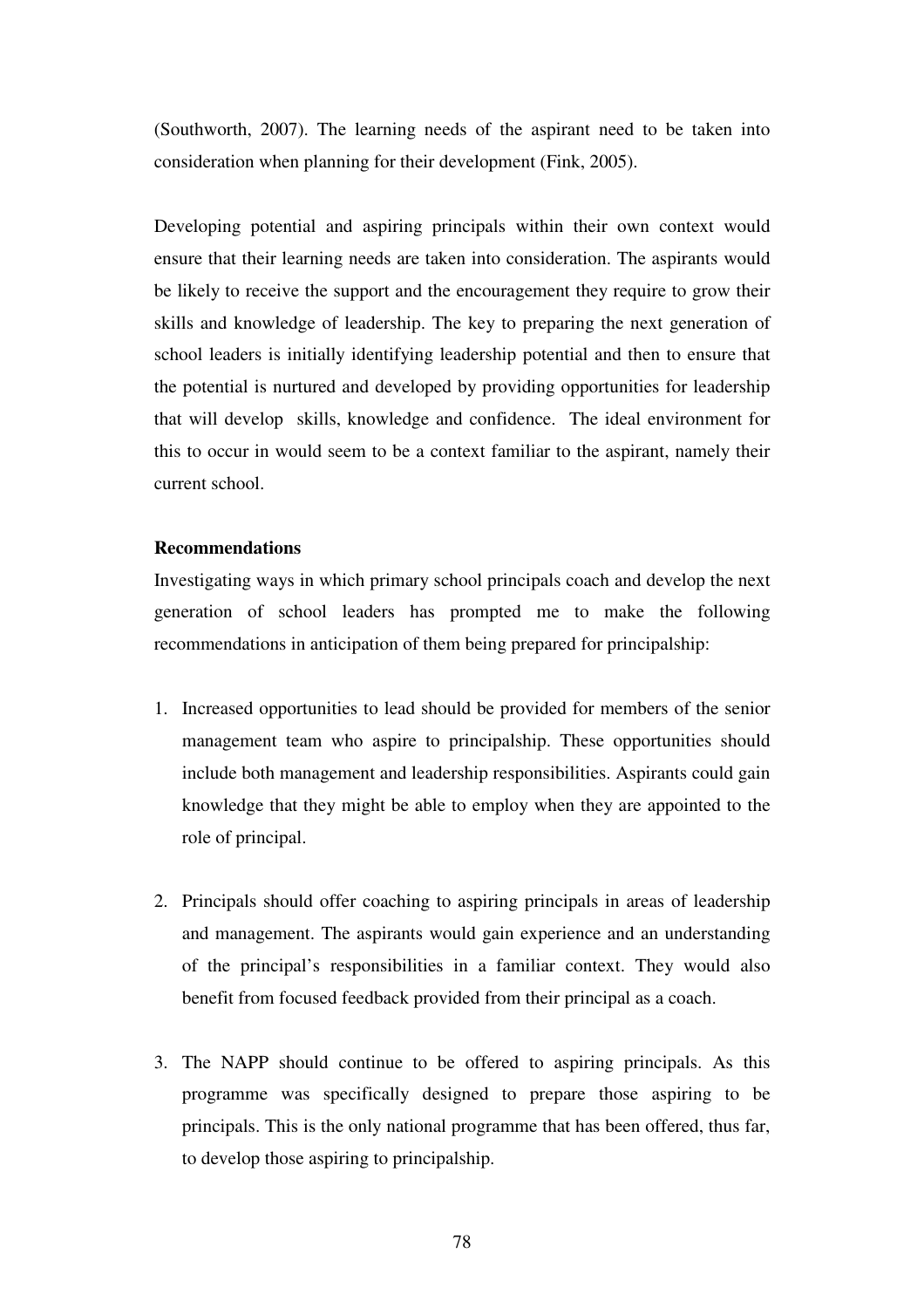(Southworth, 2007). The learning needs of the aspirant need to be taken into consideration when planning for their development (Fink, 2005).

Developing potential and aspiring principals within their own context would ensure that their learning needs are taken into consideration. The aspirants would be likely to receive the support and the encouragement they require to grow their skills and knowledge of leadership. The key to preparing the next generation of school leaders is initially identifying leadership potential and then to ensure that the potential is nurtured and developed by providing opportunities for leadership that will develop skills, knowledge and confidence. The ideal environment for this to occur in would seem to be a context familiar to the aspirant, namely their current school.

**Recommendations**

Investigating ways in which primary school principals coach and develop the next generation of school leaders has prompted me to make the following recommendations in anticipation of them being prepared for principalship:

1. Increased opportunities to lead should be provided for members of the senior management team who aspire to principalship. These opportunities should include both management and leadership responsibilities. Aspirants could gain knowledge that they might be able to employ when they are appointed to the role of principal.

2. Principals should offer coaching to aspiring principals in areas of leadership and management. The aspirants would gain experience and an understanding of the principal's responsibilities in a familiar context. They would also benefit from focused feedback provided from their principal as a coach.

3. The NAPP should continue to be offered to aspiring principals. As this programme was specifically designed to prepare those aspiring to be principals. This is the only national programme that has been offered, thus far, to develop those aspiring to principalship.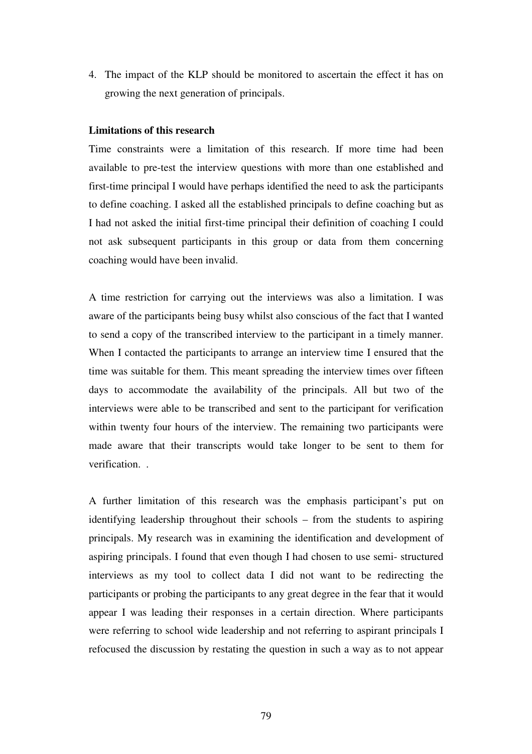4. The impact of the KLP should be monitored to ascertain the effect it has on growing the next generation of principals.

**Limitations of this research**

Time constraints were a limitation of this research. If more time had been available to pre-test the interview questions with more than one established and first-time principal I would have perhaps identified the need to ask the participants to define coaching. I asked all the established principals to define coaching but as I had not asked the initial first-time principal their definition of coaching I could not ask subsequent participants in this group or data from them concerning coaching would have been invalid.

A time restriction for carrying out the interviews was also a limitation. I was aware of the participants being busy whilst also conscious of the fact that I wanted to send a copy of the transcribed interview to the participant in a timely manner. When I contacted the participants to arrange an interview time I ensured that the time was suitable for them. This meant spreading the interview times over fifteen days to accommodate the availability of the principals. All but two of the interviews were able to be transcribed and sent to the participant for verification within twenty four hours of the interview. The remaining two participants were made aware that their transcripts would take longer to be sent to them for verification. .

A further limitation of this research was the emphasis participant's put on identifying leadership throughout their schools – from the students to aspiring principals. My research was in examining the identification and development of aspiring principals. I found that even though I had chosen to use semi- structured interviews as my tool to collect data I did not want to be redirecting the participants or probing the participants to any great degree in the fear that it would appear I was leading their responses in a certain direction. Where participants were referring to school wide leadership and not referring to aspirant principals I refocused the discussion by restating the question in such a way as to not appear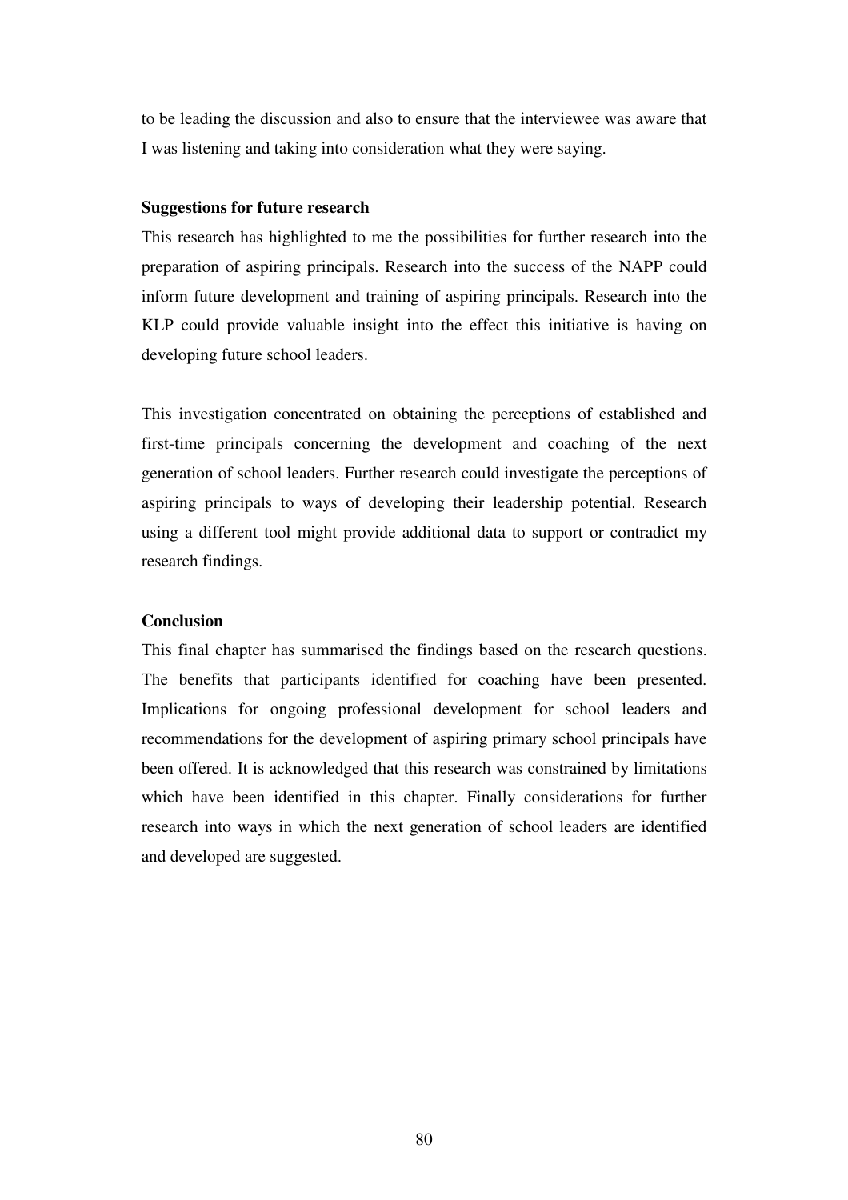to be leading the discussion and also to ensure that the interviewee was aware that I was listening and taking into consideration what they were saying.

**Suggestions for future research**

This research has highlighted to me the possibilities for further research into the preparation of aspiring principals. Research into the success of the NAPP could inform future development and training of aspiring principals. Research into the KLP could provide valuable insight into the effect this initiative is having on developing future school leaders.

This investigation concentrated on obtaining the perceptions of established and first-time principals concerning the development and coaching of the next generation of school leaders. Further research could investigate the perceptions of aspiring principals to ways of developing their leadership potential. Research using a different tool might provide additional data to support or contradict my research findings.

**Conclusion**

This final chapter has summarised the findings based on the research questions. The benefits that participants identified for coaching have been presented. Implications for ongoing professional development for school leaders and recommendations for the development of aspiring primary school principals have been offered. It is acknowledged that this research was constrained by limitations which have been identified in this chapter. Finally considerations for further research into ways in which the next generation of school leaders are identified and developed are suggested.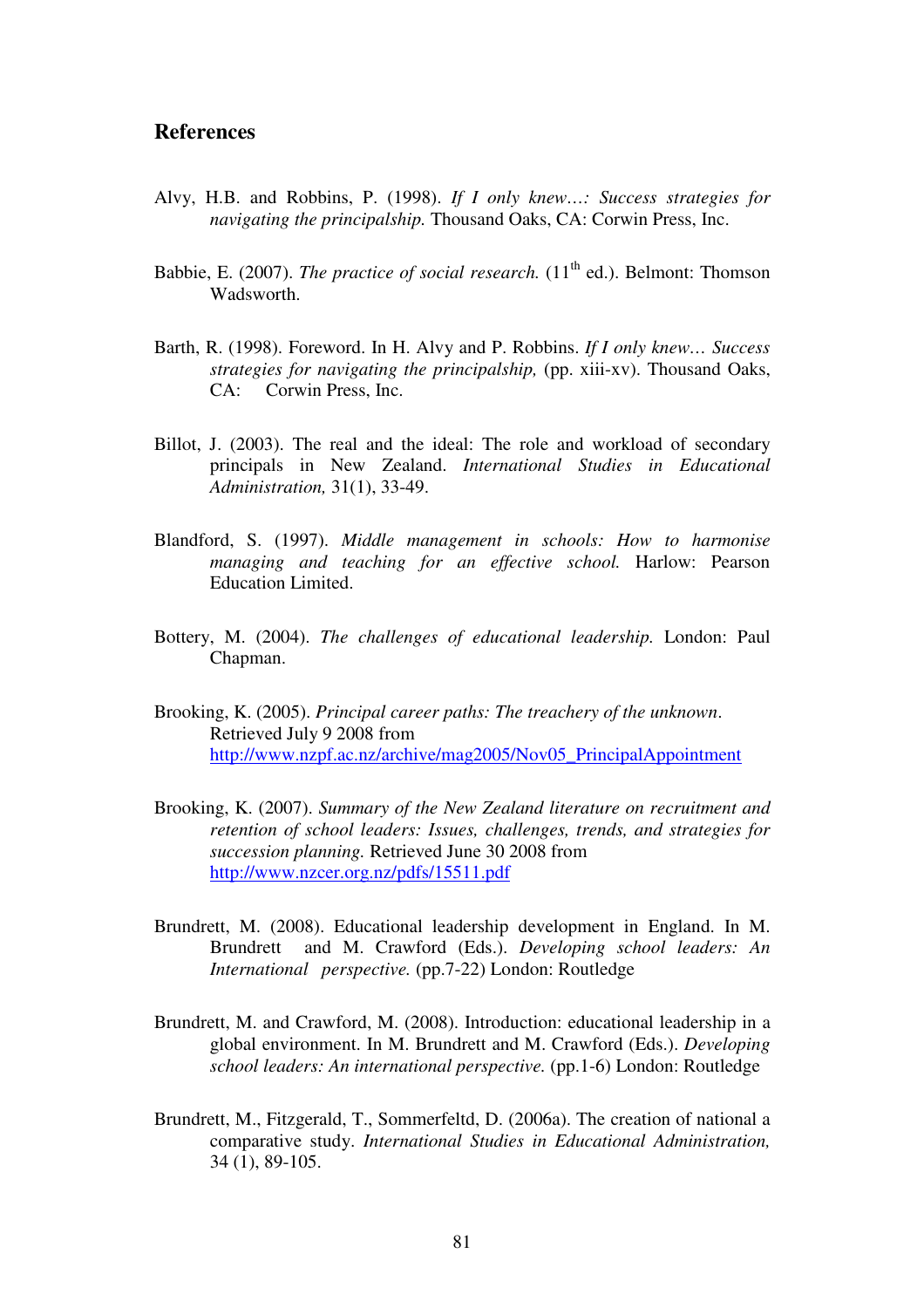## References

Alvy, H.B. and Robbins, P. (1998). *If I only knew…: Success strategies for navigating the principalship.* Thousand Oaks, CA: Corwin Press, Inc.

Babbie, E. (2007). *The practice of social research.* (11th ed.). Belmont: Thomson Wadsworth.

Barth, R. (1998). Foreword. In H. Alvy and P. Robbins. *If I only knew… Success strategies for navigating the principalship,* (pp. xiii-xv). Thousand Oaks, CA: Corwin Press, Inc.

Billot, J. (2003). The real and the ideal: The role and workload of secondary principals in New Zealand. *International Studies in Educational Administration,* 31(1), 33-49.

Blandford, S. (1997). *Middle management in schools: How to harmonise managing and teaching for an effective school.* Harlow: Pearson Education Limited.

Bottery, M. (2004). *The challenges of educational leadership.* London: Paul Chapman.

Brooking, K. (2005). *Principal career paths: The treachery of the unknown*. Retrieved July 9 2008 from http://www.nzpf.ac.nz/archive/mag2005/Nov05_PrincipalAppointment

Brooking, K. (2007). *Summary of the New Zealand literature on recruitment and retention of school leaders: Issues, challenges, trends, and strategies for succession planning.* Retrieved June 30 2008 from http://www.nzcer.org.nz/pdfs/15511.pdf

Brundrett, M. (2008). Educational leadership development in England. In M. Brundrett and M. Crawford (Eds.). *Developing school leaders: An International perspective.* (pp.7-22) London: Routledge

Brundrett, M. and Crawford, M. (2008). Introduction: educational leadership in a global environment. In M. Brundrett and M. Crawford (Eds.). *Developing school leaders: An international perspective.* (pp.1-6) London: Routledge

Brundrett, M., Fitzgerald, T., Sommerfeldt, D. (2006a). The creation of national a comparative study. *International Studies in Educational Administration,* 34 (1), 89-105.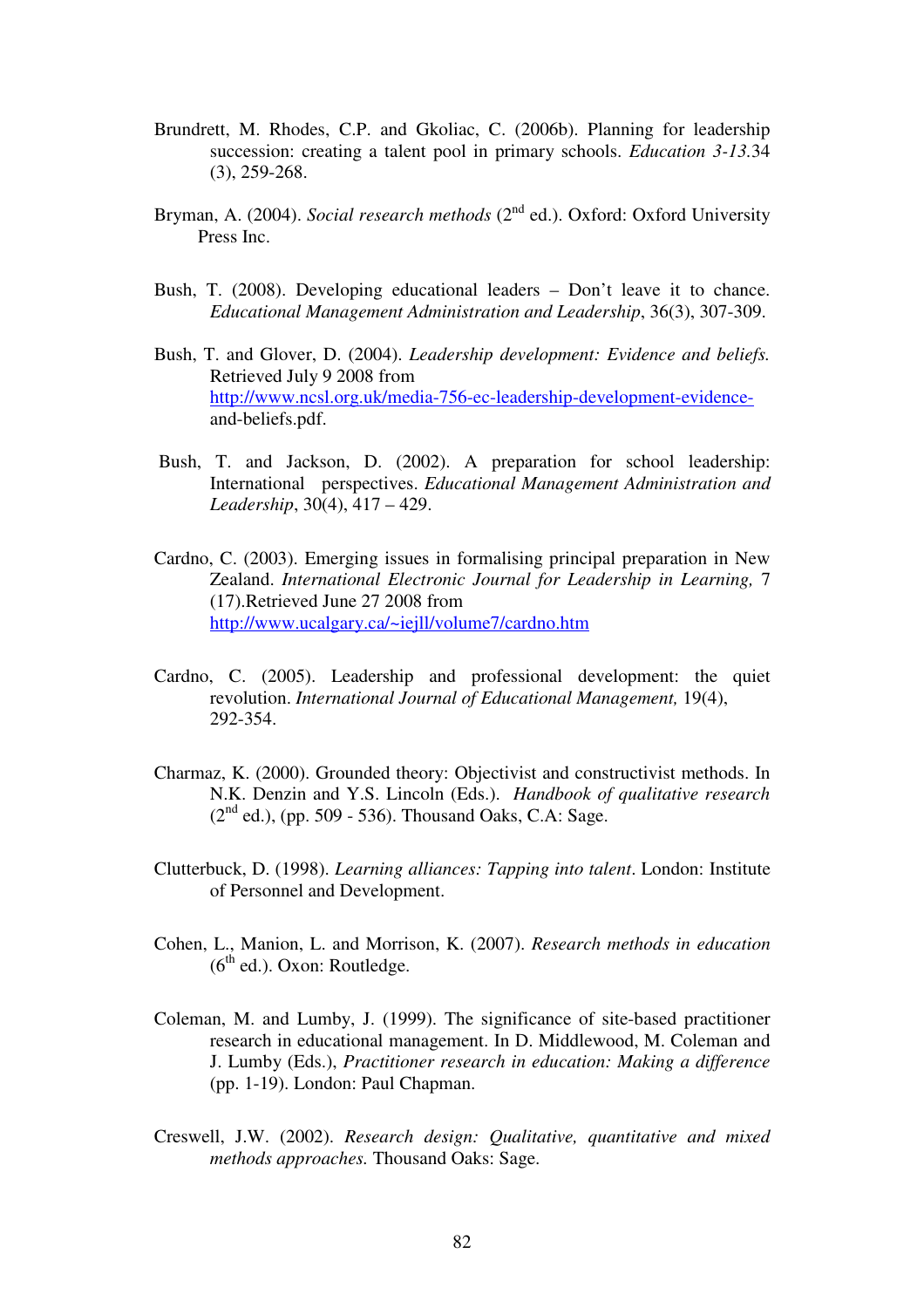Brundrett, M. Rhodes, C.P. and Gkoliac, C. (2006b). Planning for leadership succession: creating a talent pool in primary schools. *Education 3-13*.34 (3), 259-268.

Bryman, A. (2004). *Social research methods* (2nd ed.). Oxford: Oxford University Press Inc.

Bush, T. (2008). Developing educational leaders – Don't leave it to chance. *Educational Management Administration and Leadership*, 36(3), 307-309.

Bush, T. and Glover, D. (2004). *Leadership development: Evidence and beliefs.* Retrieved July 9 2008 from http://www.ncsl.org.uk/media-756-ec-leadership-development-evidence-and-beliefs.pdf.

Bush, T. and Jackson, D. (2002). A preparation for school leadership: International perspectives. *Educational Management Administration and Leadership*, 30(4), 417 – 429.

Cardno, C. (2003). Emerging issues in formalising principal preparation in New Zealand. *International Electronic Journal for Leadership in Learning,* 7 (17).Retrieved June 27 2008 from http://www.ucalgary.ca/~iejll/volume7/cardno.htm

Cardno, C. (2005). Leadership and professional development: the quiet revolution. *International Journal of Educational Management,* 19(4), 292-354.

Charmaz, K. (2000). Grounded theory: Objectivist and constructivist methods. In N.K. Denzin and Y.S. Lincoln (Eds.). *Handbook of qualitative research* (2nd ed.), (pp. 509 - 536). Thousand Oaks, C.A: Sage.

Clutterbuck, D. (1998). *Learning alliances: Tapping into talent*. London: Institute of Personnel and Development.

Cohen, L., Manion, L. and Morrison, K. (2007). *Research methods in education* (6th ed.). Oxon: Routledge.

Coleman, M. and Lumby, J. (1999). The significance of site-based practitioner research in educational management. In D. Middlewood, M. Coleman and J. Lumby (Eds.), *Practitioner research in education: Making a difference* (pp. 1-19). London: Paul Chapman.

Creswell, J.W. (2002). *Research design: Qualitative, quantitative and mixed methods approaches.* Thousand Oaks: Sage.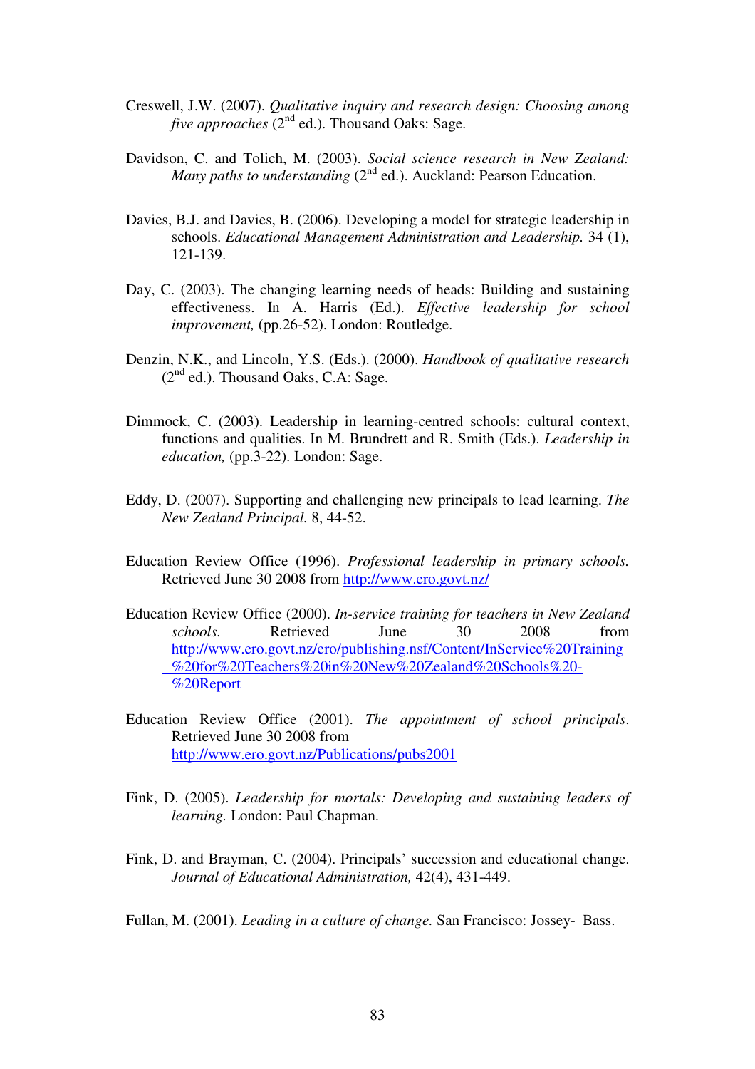Creswell, J.W. (2007). *Qualitative inquiry and research design: Choosing among five approaches* (2nd ed.). Thousand Oaks: Sage.

Davidson, C. and Tolich, M. (2003). *Social science research in New Zealand: Many paths to understanding* (2nd ed.). Auckland: Pearson Education.

Davies, B.J. and Davies, B. (2006). Developing a model for strategic leadership in schools. *Educational Management Administration and Leadership.* 34 (1), 121-139.

Day, C. (2003). The changing learning needs of heads: Building and sustaining effectiveness. In A. Harris (Ed.). *Effective leadership for school improvement,* (pp.26-52). London: Routledge.

Denzin, N.K., and Lincoln, Y.S. (Eds.). (2000). *Handbook of qualitative research* (2nd ed.). Thousand Oaks, C.A: Sage.

Dimmock, C. (2003). Leadership in learning-centred schools: cultural context, functions and qualities. In M. Brundrett and R. Smith (Eds.). *Leadership in education,* (pp.3-22). London: Sage.

Eddy, D. (2007). Supporting and challenging new principals to lead learning. *The New Zealand Principal.* 8, 44-52.

Education Review Office (1996). *Professional leadership in primary schools.* Retrieved June 30 2008 from http://www.ero.govt.nz/

Education Review Office (2000). *In-service training for teachers in New Zealand schools.* Retrieved June 30 2008 from http://www.ero.govt.nz/ero/publishing.nsf/Content/InService%20Training%20for%20Teachers%20in%20New%20Zealand%20Schools%20-%20Report

Education Review Office (2001). *The appointment of school principals.* Retrieved June 30 2008 from http://www.ero.govt.nz/Publications/pubs2001

Fink, D. (2005). *Leadership for mortals: Developing and sustaining leaders of learning.* London: Paul Chapman.

Fink, D. and Brayman, C. (2004). Principals' succession and educational change. *Journal of Educational Administration,* 42(4), 431-449.

Fullan, M. (2001). *Leading in a culture of change.* San Francisco: Jossey- Bass.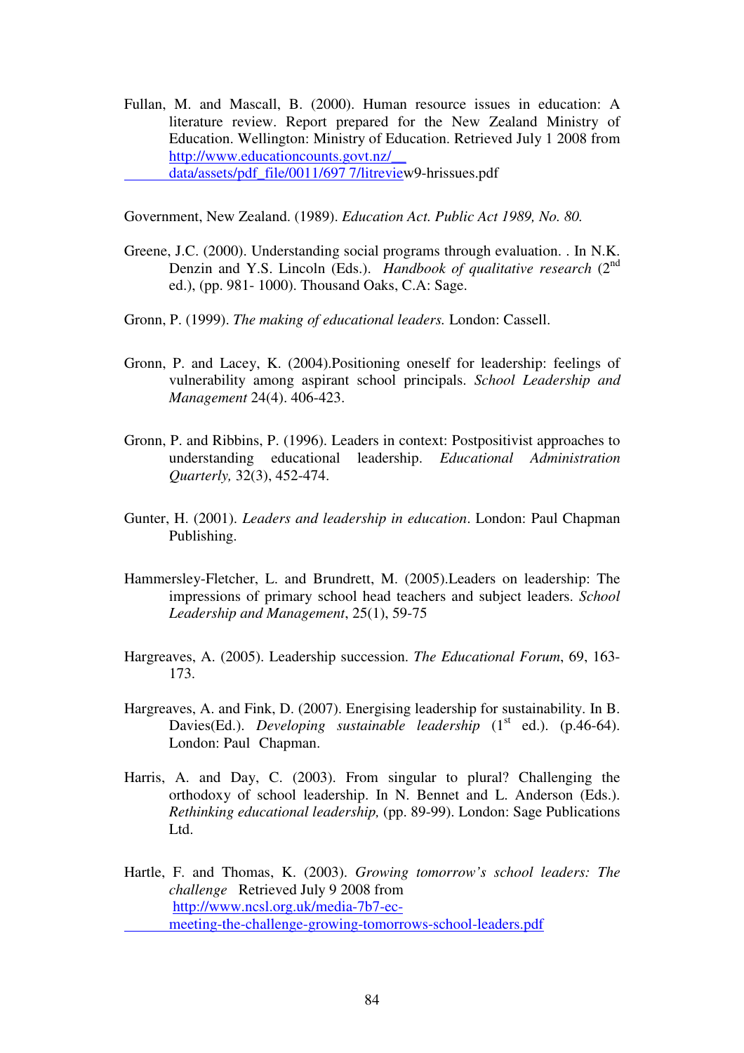Fullan, M. and Mascall, B. (2000). Human resource issues in education: A literature review. Report prepared for the New Zealand Ministry of Education. Wellington: Ministry of Education. Retrieved July 1 2008 from http://www.educationcounts.govt.nz/__ data/assets/pdf_file/0011/697 7/litreview9-hrissues.pdf

Government, New Zealand. (1989). *Education Act. Public Act 1989, No. 80.*

Greene, J.C. (2000). Understanding social programs through evaluation. . In N.K. Denzin and Y.S. Lincoln (Eds.). *Handbook of qualitative research* (2nd ed.), (pp. 981- 1000). Thousand Oaks, C.A: Sage.

Gronn, P. (1999). *The making of educational leaders.* London: Cassell.

Gronn, P. and Lacey, K. (2004).Positioning oneself for leadership: feelings of vulnerability among aspirant school principals. *School Leadership and Management* 24(4). 406-423.

Gronn, P. and Ribbins, P. (1996). Leaders in context: Postpositivist approaches to understanding educational leadership. *Educational Administration Quarterly,* 32(3), 452-474.

Gunter, H. (2001). *Leaders and leadership in education*. London: Paul Chapman Publishing.

Hammersley-Fletcher, L. and Brundrett, M. (2005).Leaders on leadership: The impressions of primary school head teachers and subject leaders. *School Leadership and Management*, 25(1), 59-75

Hargreaves, A. (2005). Leadership succession. *The Educational Forum*, 69, 163-173.

Hargreaves, A. and Fink, D. (2007). Energising leadership for sustainability. In B. Davies(Ed.). *Developing sustainable leadership* (1st ed.). (p.46-64). London: Paul Chapman.

Harris, A. and Day, C. (2003). From singular to plural? Challenging the orthodoxy of school leadership. In N. Bennet and L. Anderson (Eds.). *Rethinking educational leadership,* (pp. 89-99). London: Sage Publications Ltd.

Hartle, F. and Thomas, K. (2003). *Growing tomorrow's school leaders: The challenge* Retrieved July 9 2008 from http://www.ncsl.org.uk/media-7b7-ec-meeting-the-challenge-growing-tomorrows-school-leaders.pdf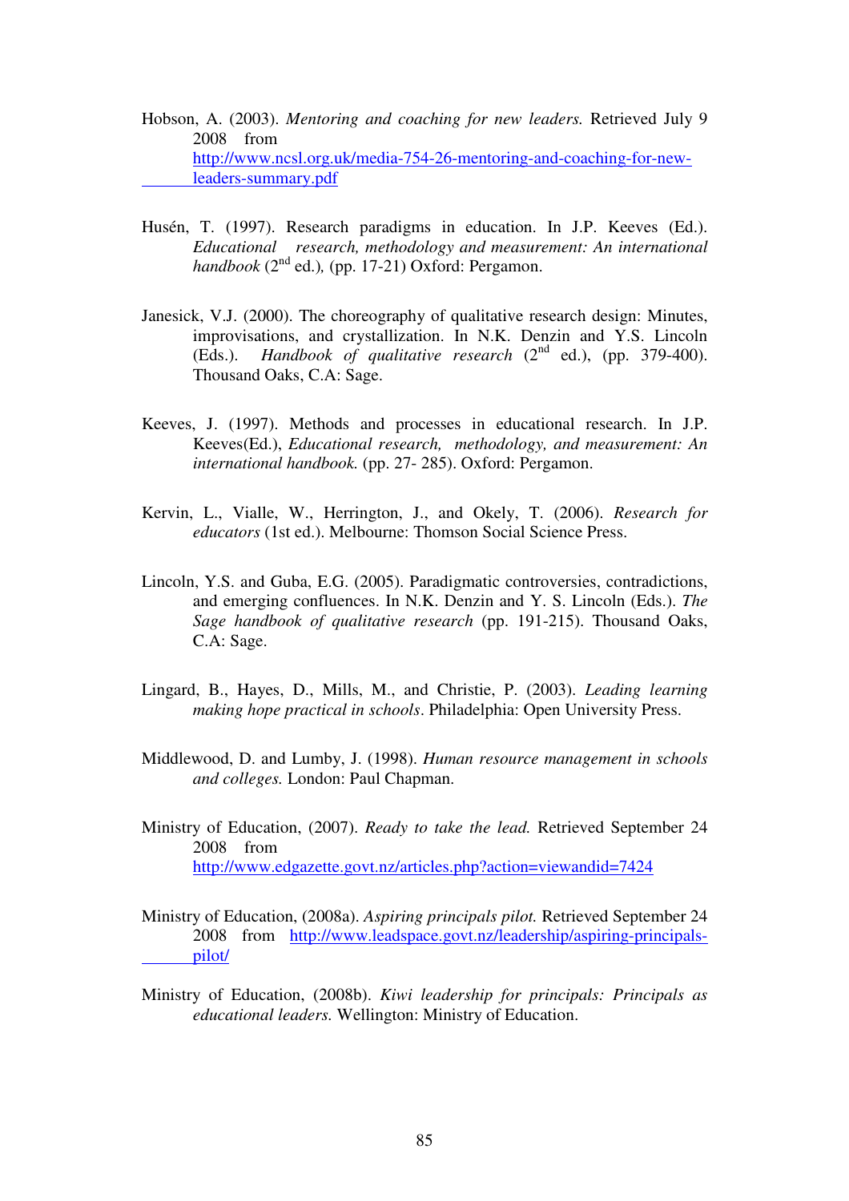Hobson, A. (2003). *Mentoring and coaching for new leaders.* Retrieved July 9 2008 from http://www.ncsl.org.uk/media-754-26-mentoring-and-coaching-for-new-leaders-summary.pdf

Husén, T. (1997). Research paradigms in education. In J.P. Keeves (Ed.). *Educational research, methodology and measurement: An international handbook* (2nd ed.), (pp. 17-21) Oxford: Pergamon.

Janesick, V.J. (2000). The choreography of qualitative research design: Minutes, improvisations, and crystallization. In N.K. Denzin and Y.S. Lincoln (Eds.). *Handbook of qualitative research* (2nd ed.), (pp. 379-400). Thousand Oaks, C.A: Sage.

Keeves, J. (1997). Methods and processes in educational research. In J.P. Keeves(Ed.), *Educational research, methodology, and measurement: An international handbook.* (pp. 27- 285). Oxford: Pergamon.

Kervin, L., Vialle, W., Herrington, J., and Okely, T. (2006). *Research for educators* (1st ed.). Melbourne: Thomson Social Science Press.

Lincoln, Y.S. and Guba, E.G. (2005). Paradigmatic controversies, contradictions, and emerging confluences. In N.K. Denzin and Y. S. Lincoln (Eds.). *The Sage handbook of qualitative research* (pp. 191-215). Thousand Oaks, C.A: Sage.

Lingard, B., Hayes, D., Mills, M., and Christie, P. (2003). *Leading learning making hope practical in schools*. Philadelphia: Open University Press.

Middlewood, D. and Lumby, J. (1998). *Human resource management in schools and colleges.* London: Paul Chapman.

Ministry of Education, (2007). *Ready to take the lead.* Retrieved September 24 2008 from http://www.edgazette.govt.nz/articles.php?action=viewandid=7424

Ministry of Education, (2008a). *Aspiring principals pilot.* Retrieved September 24 2008 from http://www.leadspace.govt.nz/leadership/aspiring-principals-pilot/

Ministry of Education, (2008b). *Kiwi leadership for principals: Principals as educational leaders.* Wellington: Ministry of Education.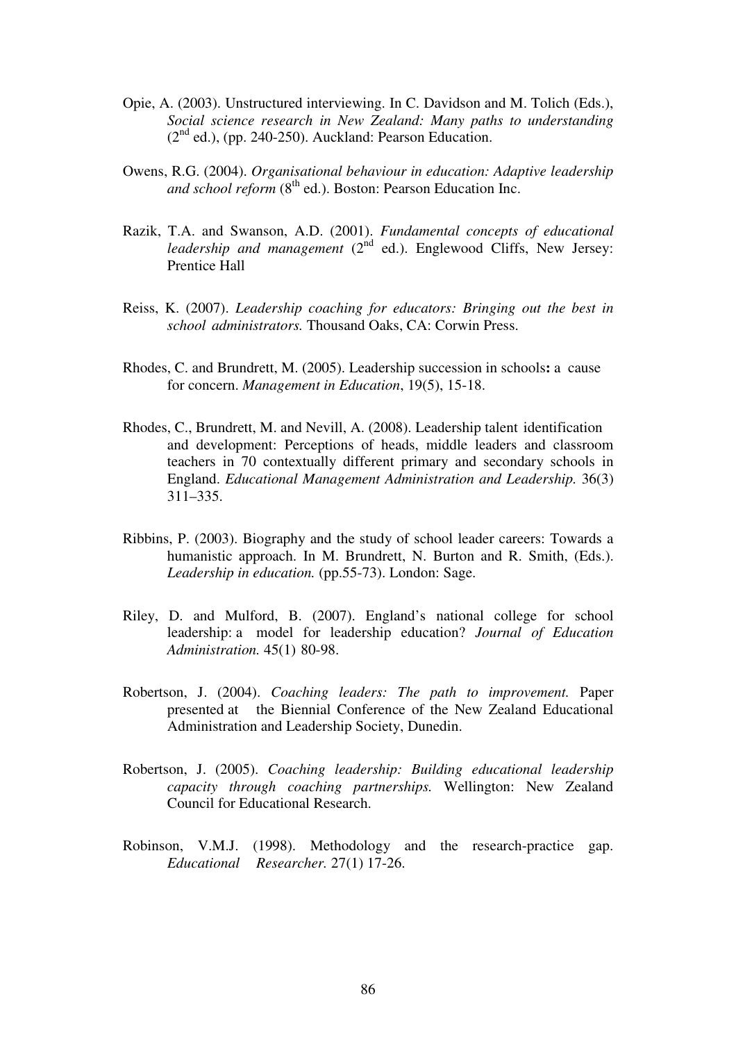Opie, A. (2003). Unstructured interviewing. In C. Davidson and M. Tolich (Eds.), *Social science research in New Zealand: Many paths to understanding* (2nd ed.), (pp. 240-250). Auckland: Pearson Education.

Owens, R.G. (2004). *Organisational behaviour in education: Adaptive leadership and school reform* (8th ed.). Boston: Pearson Education Inc.

Razik, T.A. and Swanson, A.D. (2001). *Fundamental concepts of educational leadership and management* (2nd ed.). Englewood Cliffs, New Jersey: Prentice Hall

Reiss, K. (2007). *Leadership coaching for educators: Bringing out the best in school administrators.* Thousand Oaks, CA: Corwin Press.

Rhodes, C. and Brundrett, M. (2005). Leadership succession in schools**:** a cause for concern. *Management in Education*, 19(5), 15-18.

Rhodes, C., Brundrett, M. and Nevill, A. (2008). Leadership talent identification and development: Perceptions of heads, middle leaders and classroom teachers in 70 contextually different primary and secondary schools in England. *Educational Management Administration and Leadership.* 36(3) 311–335.

Ribbins, P. (2003). Biography and the study of school leader careers: Towards a humanistic approach. In M. Brundrett, N. Burton and R. Smith, (Eds.). *Leadership in education.* (pp.55-73). London: Sage.

Riley, D. and Mulford, B. (2007). England's national college for school leadership: a model for leadership education? *Journal of Education Administration.* 45(1) 80-98.

Robertson, J. (2004). *Coaching leaders: The path to improvement.* Paper presented at the Biennial Conference of the New Zealand Educational Administration and Leadership Society, Dunedin.

Robertson, J. (2005). *Coaching leadership: Building educational leadership capacity through coaching partnerships.* Wellington: New Zealand Council for Educational Research.

Robinson, V.M.J. (1998). Methodology and the research-practice gap. *Educational Researcher.* 27(1) 17-26.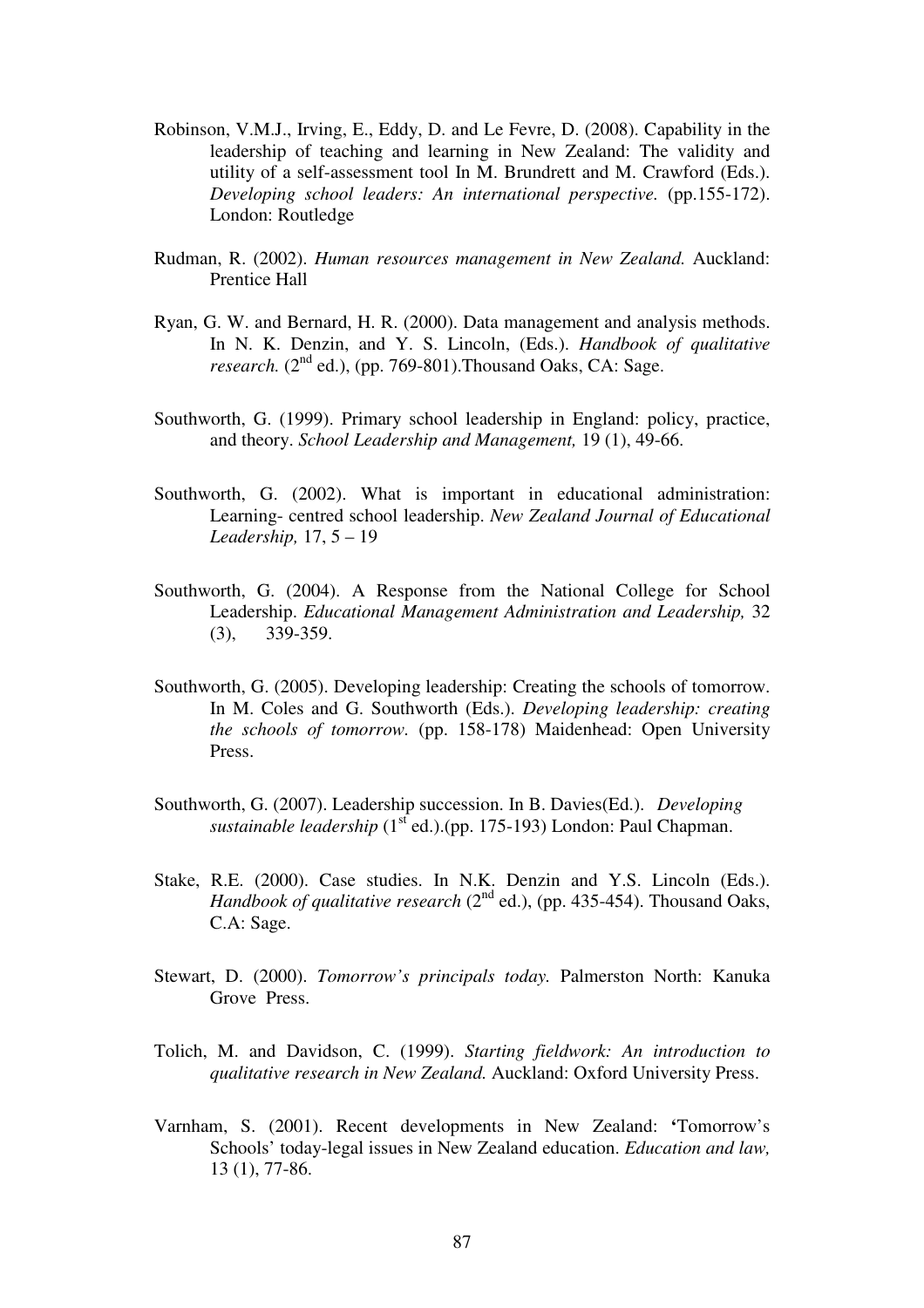Robinson, V.M.J., Irving, E., Eddy, D. and Le Fevre, D. (2008). Capability in the leadership of teaching and learning in New Zealand: The validity and utility of a self-assessment tool In M. Brundrett and M. Crawford (Eds.). *Developing school leaders: An international perspective.* (pp.155-172). London: Routledge

Rudman, R. (2002). *Human resources management in New Zealand.* Auckland: Prentice Hall

Ryan, G. W. and Bernard, H. R. (2000). Data management and analysis methods. In N. K. Denzin, and Y. S. Lincoln, (Eds.). *Handbook of qualitative research.* (2nd ed.), (pp. 769-801).Thousand Oaks, CA: Sage.

Southworth, G. (1999). Primary school leadership in England: policy, practice, and theory. *School Leadership and Management,* 19 (1), 49-66.

Southworth, G. (2002). What is important in educational administration: Learning- centred school leadership. *New Zealand Journal of Educational Leadership,* 17, 5 – 19

Southworth, G. (2004). A Response from the National College for School Leadership. *Educational Management Administration and Leadership,* 32 (3), 339-359.

Southworth, G. (2005). Developing leadership: Creating the schools of tomorrow. In M. Coles and G. Southworth (Eds.). *Developing leadership: creating the schools of tomorrow*. (pp. 158-178) Maidenhead: Open University Press.

Southworth, G. (2007). Leadership succession. In B. Davies(Ed.). *Developing sustainable leadership* (1st ed.).(pp. 175-193) London: Paul Chapman.

Stake, R.E. (2000). Case studies. In N.K. Denzin and Y.S. Lincoln (Eds.). *Handbook of qualitative research* (2nd ed.), (pp. 435-454). Thousand Oaks, C.A: Sage.

Stewart, D. (2000). *Tomorrow's principals today.* Palmerston North: Kanuka Grove Press.

Tolich, M. and Davidson, C. (1999). *Starting fieldwork: An introduction to qualitative research in New Zealand.* Auckland: Oxford University Press.

Varnham, S. (2001). Recent developments in New Zealand: 'Tomorrow's Schools' today-legal issues in New Zealand education. *Education and law,* 13 (1), 77-86.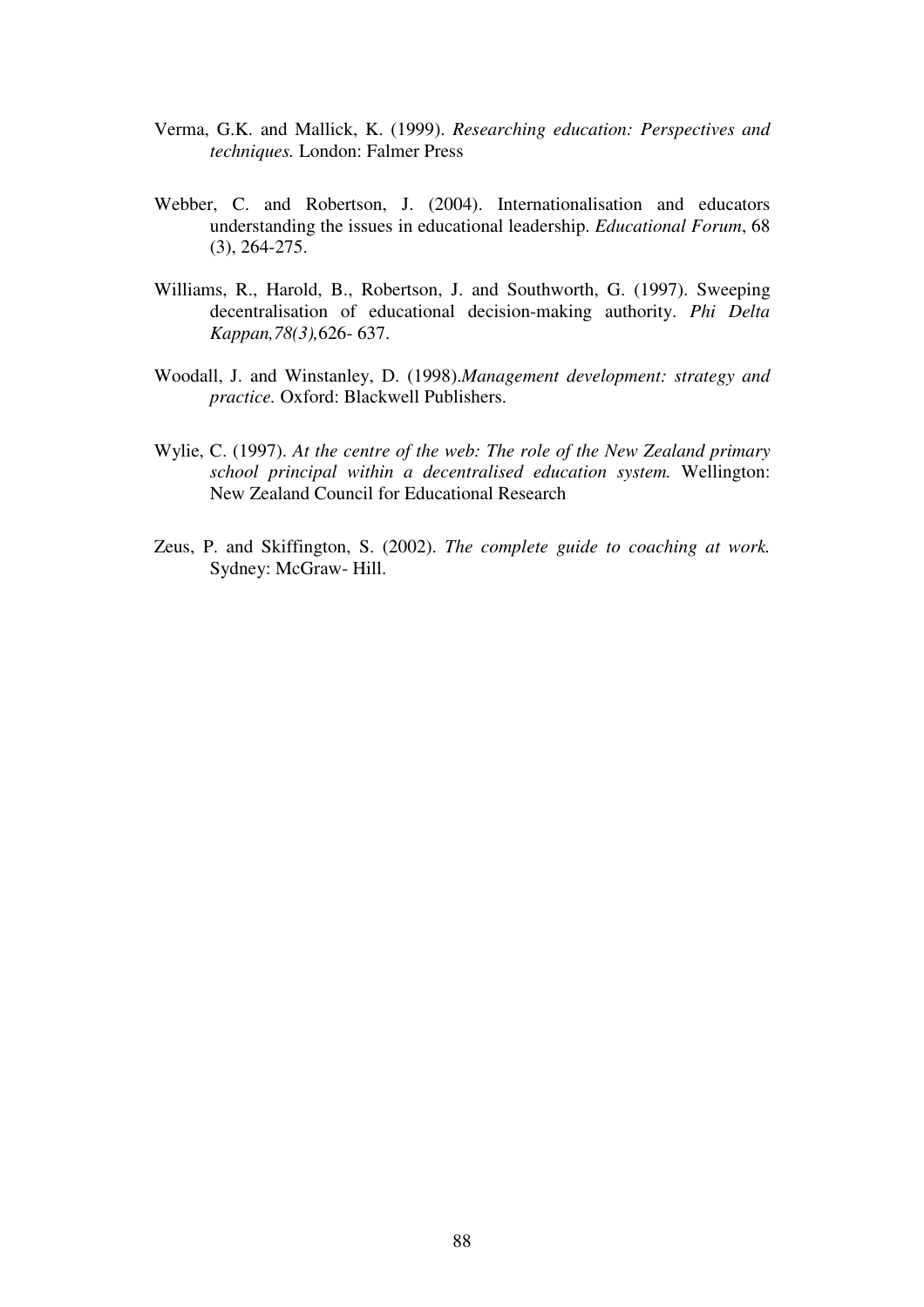Verma, G.K. and Mallick, K. (1999). *Researching education: Perspectives and techniques.* London: Falmer Press

Webber, C. and Robertson, J. (2004). Internationalisation and educators understanding the issues in educational leadership. *Educational Forum*, 68 (3), 264-275.

Williams, R., Harold, B., Robertson, J. and Southworth, G. (1997). Sweeping decentralisation of educational decision-making authority. *Phi Delta Kappan,78(3),*626- 637.

Woodall, J. and Winstanley, D. (1998).*Management development: strategy and practice.* Oxford: Blackwell Publishers.

Wylie, C. (1997). *At the centre of the web: The role of the New Zealand primary school principal within a decentralised education system.* Wellington: New Zealand Council for Educational Research

Zeus, P. and Skiffington, S. (2002). *The complete guide to coaching at work.* Sydney: McGraw- Hill.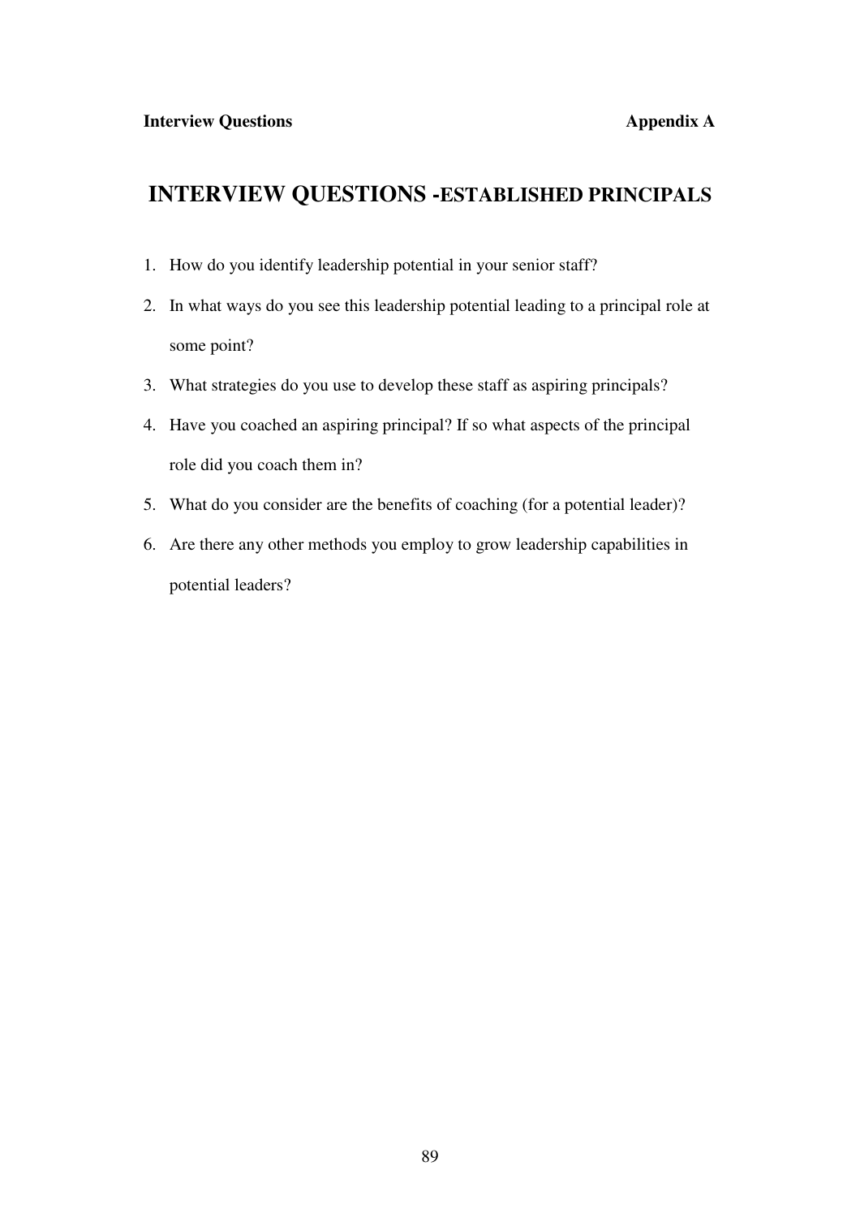**Interview Questions** **Appendix A**

# INTERVIEW QUESTIONS -ESTABLISHED PRINCIPALS

1. How do you identify leadership potential in your senior staff?
2. In what ways do you see this leadership potential leading to a principal role at some point?
3. What strategies do you use to develop these staff as aspiring principals?
4. Have you coached an aspiring principal? If so what aspects of the principal role did you coach them in?
5. What do you consider are the benefits of coaching (for a potential leader)?
6. Are there any other methods you employ to grow leadership capabilities in potential leaders?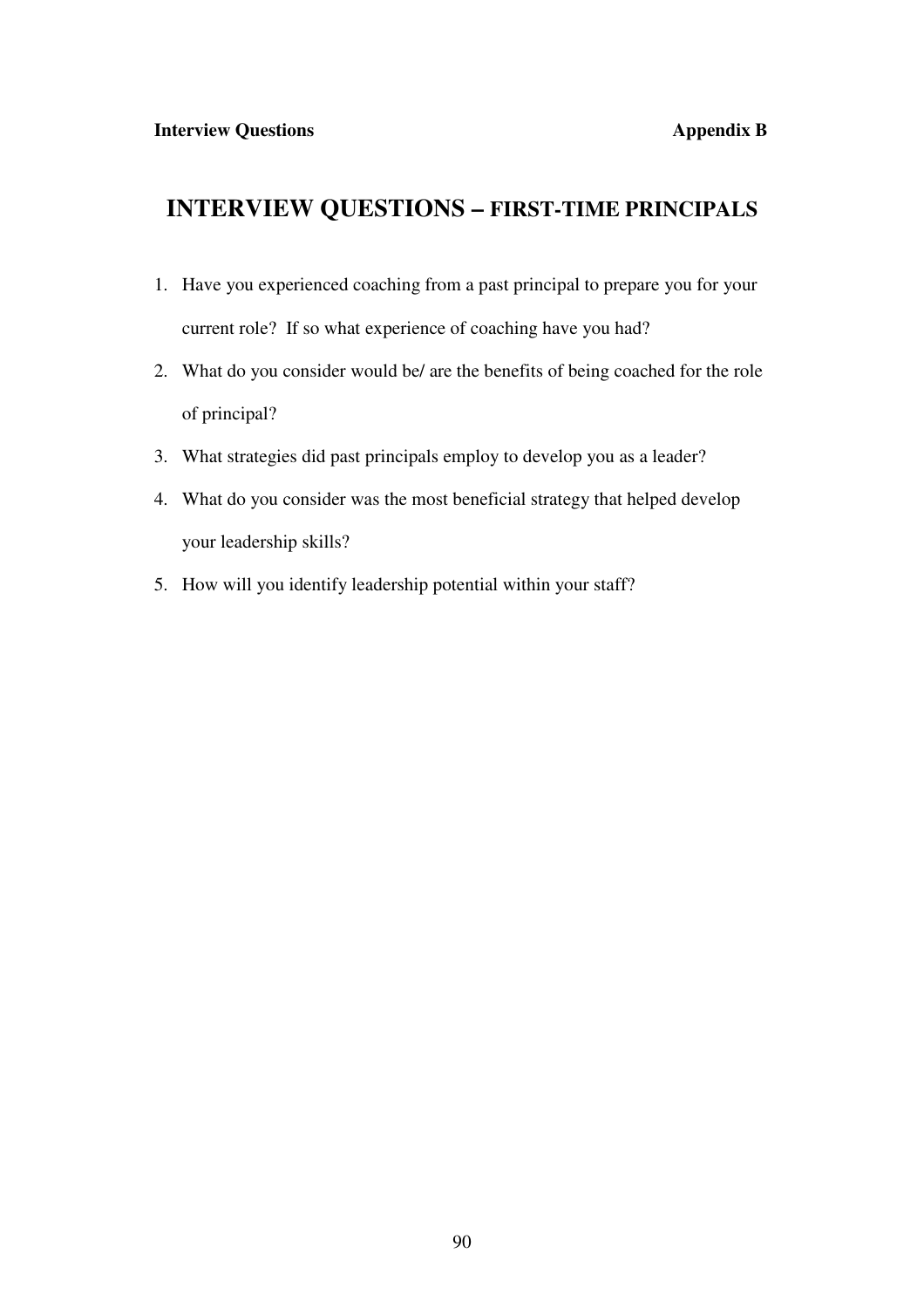**Interview Questions** **Appendix B**

# INTERVIEW QUESTIONS – FIRST-TIME PRINCIPALS

1. Have you experienced coaching from a past principal to prepare you for your current role? If so what experience of coaching have you had?
2. What do you consider would be/ are the benefits of being coached for the role of principal?
3. What strategies did past principals employ to develop you as a leader?
4. What do you consider was the most beneficial strategy that helped develop your leadership skills?
5. How will you identify leadership potential within your staff?